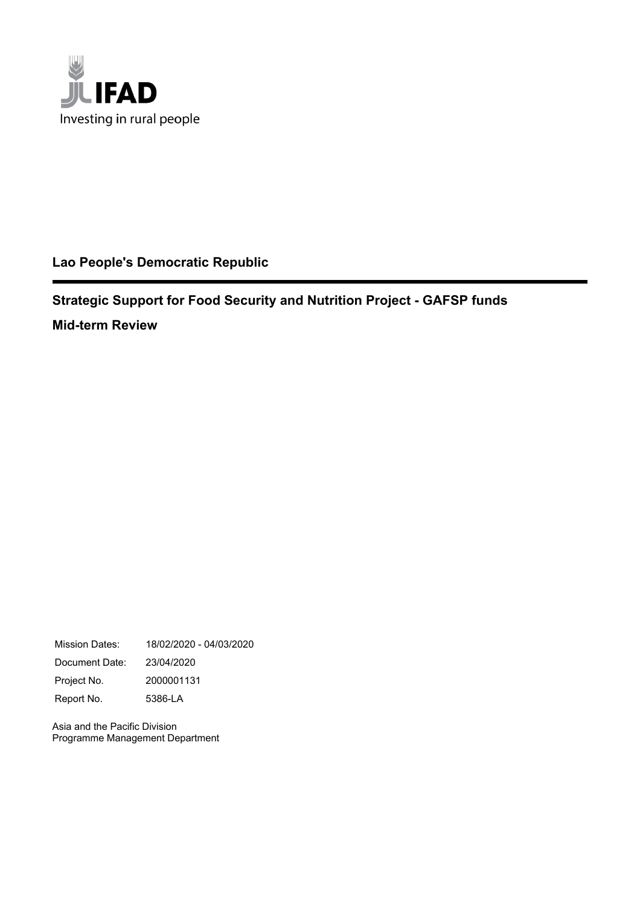IFAD

Investing in rural people

**Lao People's Democratic Republic**

---

**Strategic Support for Food Security and Nutrition Project - GAFSP funds**

**Mid-term Review**

| | |
|---|---|
| Mission Dates: | 18/02/2020 - 04/03/2020 |
| Document Date: | 23/04/2020 |
| Project No. | 2000001131 |
| Report No. | 5386-LA |

Asia and the Pacific Division
Programme Management Department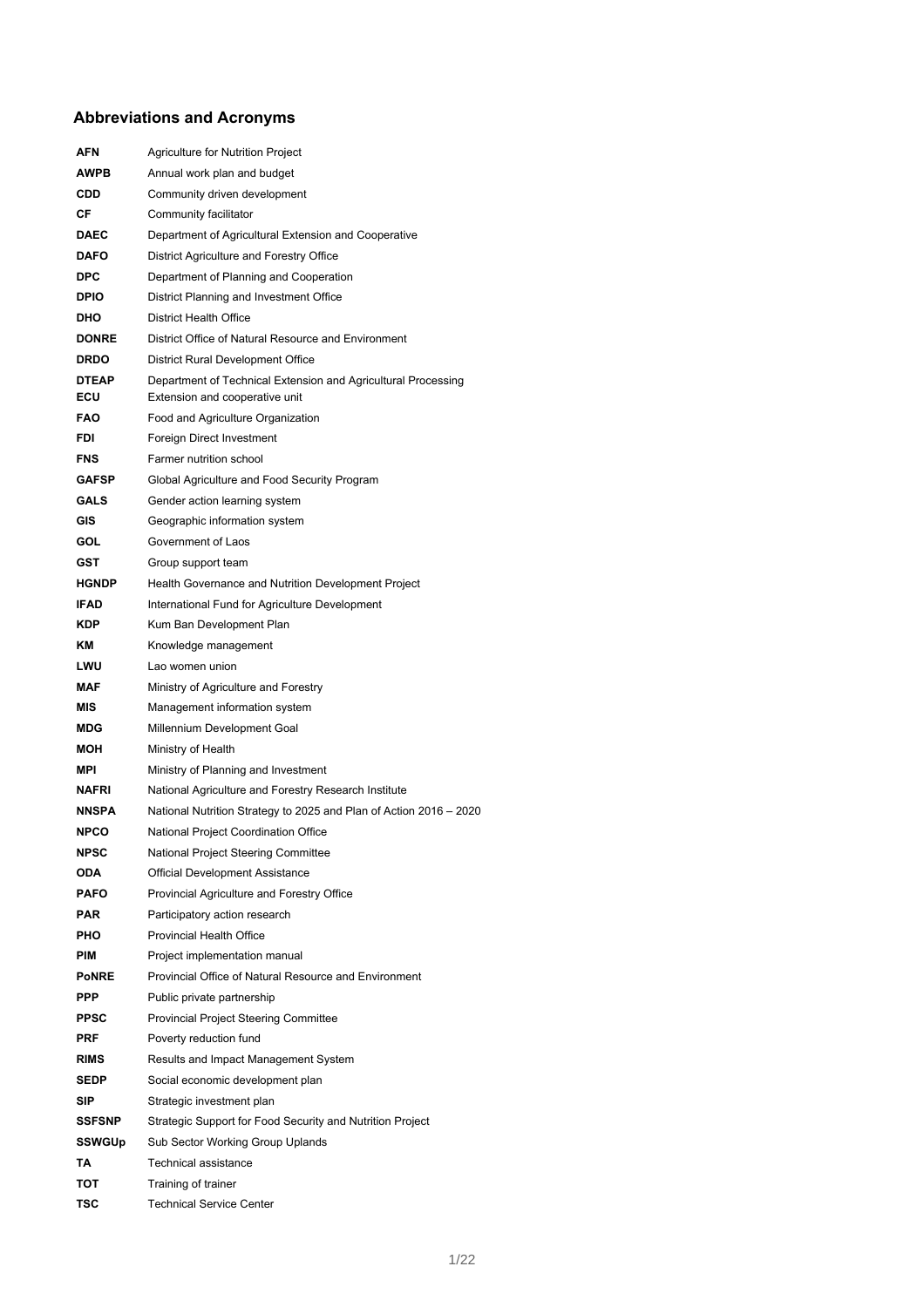## Abbreviations and Acronyms

| | |
|---|---|
| **AFN** | Agriculture for Nutrition Project |
| **AWPB** | Annual work plan and budget |
| **CDD** | Community driven development |
| **CF** | Community facilitator |
| **DAEC** | Department of Agricultural Extension and Cooperative |
| **DAFO** | District Agriculture and Forestry Office |
| **DPC** | Department of Planning and Cooperation |
| **DPIO** | District Planning and Investment Office |
| **DHO** | District Health Office |
| **DONRE** | District Office of Natural Resource and Environment |
| **DRDO** | District Rural Development Office |
| **DTEAP** | Department of Technical Extension and Agricultural Processing |
| **ECU** | Extension and cooperative unit |
| **FAO** | Food and Agriculture Organization |
| **FDI** | Foreign Direct Investment |
| **FNS** | Farmer nutrition school |
| **GAFSP** | Global Agriculture and Food Security Program |
| **GALS** | Gender action learning system |
| **GIS** | Geographic information system |
| **GOL** | Government of Laos |
| **GST** | Group support team |
| **HGNDP** | Health Governance and Nutrition Development Project |
| **IFAD** | International Fund for Agriculture Development |
| **KDP** | Kum Ban Development Plan |
| **KM** | Knowledge management |
| **LWU** | Lao women union |
| **MAF** | Ministry of Agriculture and Forestry |
| **MIS** | Management information system |
| **MDG** | Millennium Development Goal |
| **MOH** | Ministry of Health |
| **MPI** | Ministry of Planning and Investment |
| **NAFRI** | National Agriculture and Forestry Research Institute |
| **NNSPA** | National Nutrition Strategy to 2025 and Plan of Action 2016 – 2020 |
| **NPCO** | National Project Coordination Office |
| **NPSC** | National Project Steering Committee |
| **ODA** | Official Development Assistance |
| **PAFO** | Provincial Agriculture and Forestry Office |
| **PAR** | Participatory action research |
| **PHO** | Provincial Health Office |
| **PIM** | Project implementation manual |
| **PoNRE** | Provincial Office of Natural Resource and Environment |
| **PPP** | Public private partnership |
| **PPSC** | Provincial Project Steering Committee |
| **PRF** | Poverty reduction fund |
| **RIMS** | Results and Impact Management System |
| **SEDP** | Social economic development plan |
| **SIP** | Strategic investment plan |
| **SSFSNP** | Strategic Support for Food Security and Nutrition Project |
| **SSWGUp** | Sub Sector Working Group Uplands |
| **TA** | Technical assistance |
| **TOT** | Training of trainer |
| **TSC** | Technical Service Center |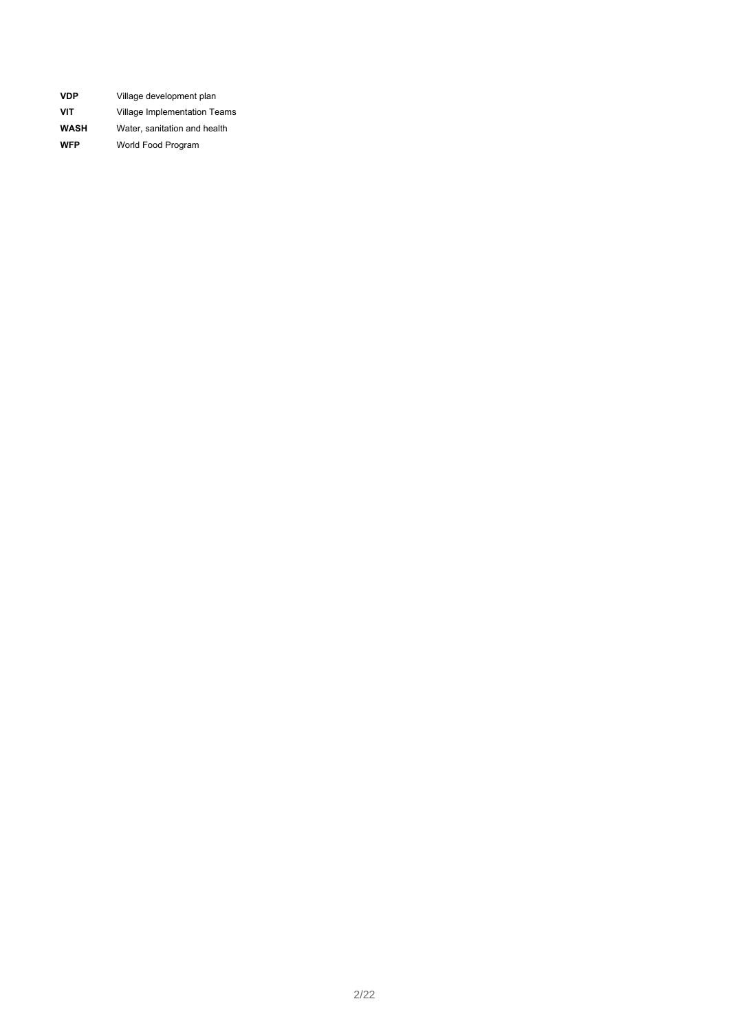| | |
|---|---|
| **VDP** | Village development plan |
| **VIT** | Village Implementation Teams |
| **WASH** | Water, sanitation and health |
| **WFP** | World Food Program |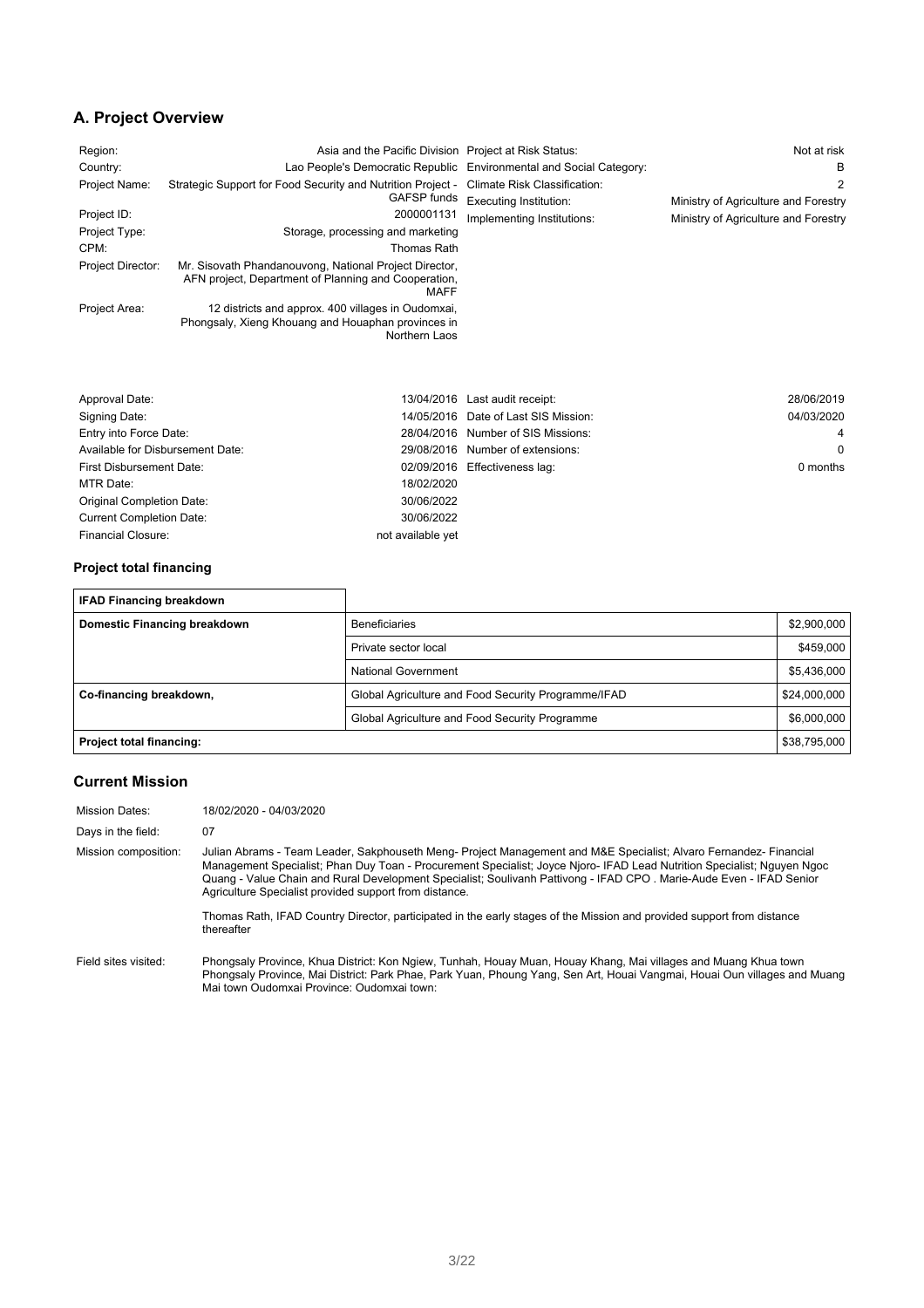## A. Project Overview

| | | | |
|---|---|---|---|
| Region: | Asia and the Pacific Division | Project at Risk Status: | Not at risk |
| Country: | Lao People's Democratic Republic | Environmental and Social Category: | B |
| Project Name: | Strategic Support for Food Security and Nutrition Project - GAFSP funds | Climate Risk Classification: | 2 |
| Project ID: | 2000001131 | Executing Institution: | Ministry of Agriculture and Forestry |
| Project Type: | Storage, processing and marketing | Implementing Institutions: | Ministry of Agriculture and Forestry |
| CPM: | Thomas Rath | | |
| Project Director: | Mr. Sisovath Phandanouvong, National Project Director, AFN project, Department of Planning and Cooperation, MAFF | | |
| Project Area: | 12 districts and approx. 400 villages in Oudomxai, Phongsaly, Xieng Khouang and Houaphan provinces in Northern Laos | | |

| | | | |
|---|---|---|---|
| Approval Date: | 13/04/2016 | Last audit receipt: | 28/06/2019 |
| Signing Date: | 14/05/2016 | Date of Last SIS Mission: | 04/03/2020 |
| Entry into Force Date: | 28/04/2016 | Number of SIS Missions: | 4 |
| Available for Disbursement Date: | 29/08/2016 | Number of extensions: | 0 |
| First Disbursement Date: | 02/09/2016 | Effectiveness lag: | 0 months |
| MTR Date: | 18/02/2020 | | |
| Original Completion Date: | 30/06/2022 | | |
| Current Completion Date: | 30/06/2022 | | |
| Financial Closure: | not available yet | | |

### Project total financing

| IFAD Financing breakdown | | |
|---|---|---|
| **Domestic Financing breakdown** | Beneficiaries | $2,900,000 |
| | Private sector local | $459,000 |
| | National Government | $5,436,000 |
| **Co-financing breakdown,** | Global Agriculture and Food Security Programme/IFAD | $24,000,000 |
| | Global Agriculture and Food Security Programme | $6,000,000 |
| **Project total financing:** | | $38,795,000 |

## Current Mission

| | |
|---|---|
| Mission Dates: | 18/02/2020 - 04/03/2020 |
| Days in the field: | 07 |
| Mission composition: | Julian Abrams - Team Leader, Sakphouseth Meng- Project Management and M&E Specialist; Alvaro Fernandez- Financial Management Specialist; Phan Duy Toan - Procurement Specialist; Joyce Njoro- IFAD Lead Nutrition Specialist; Nguyen Ngoc Quang - Value Chain and Rural Development Specialist; Soulivanh Pattivong - IFAD CPO . Marie-Aude Even - IFAD Senior Agriculture Specialist provided support from distance.<br><br>Thomas Rath, IFAD Country Director, participated in the early stages of the Mission and provided support from distance thereafter |
| Field sites visited: | Phongsaly Province, Khua District: Kon Ngiew, Tunhah, Houay Muan, Houay Khang, Mai villages and Muang Khua town Phongsaly Province, Mai District: Park Phae, Park Yuan, Phoung Yang, Sen Art, Houai Vangmai, Houai Oun villages and Muang Mai town Oudomxai Province: Oudomxai town: |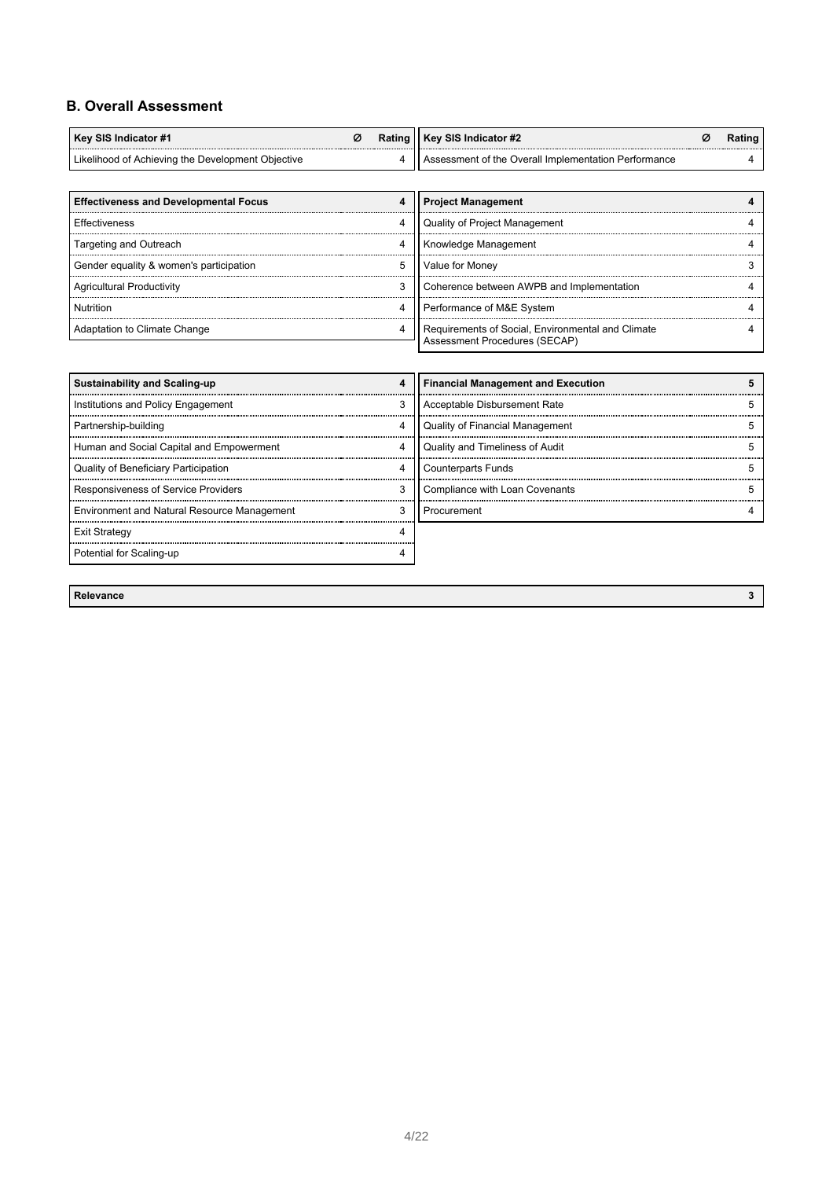## B. Overall Assessment

| Key SIS Indicator #1 | Ø | Rating |
|---|---|---|
| Likelihood of Achieving the Development Objective | | 4 |

| Key SIS Indicator #2 | Ø | Rating |
|---|---|---|
| Assessment of the Overall Implementation Performance | | 4 |

| Effectiveness and Developmental Focus | 4 |
|---|---|
| Effectiveness | 4 |
| Targeting and Outreach | 4 |
| Gender equality & women's participation | 5 |
| Agricultural Productivity | 3 |
| Nutrition | 4 |
| Adaptation to Climate Change | 4 |

| Project Management | 4 |
|---|---|
| Quality of Project Management | 4 |
| Knowledge Management | 4 |
| Value for Money | 3 |
| Coherence between AWPB and Implementation | 4 |
| Performance of M&E System | 4 |
| Requirements of Social, Environmental and Climate Assessment Procedures (SECAP) | 4 |

| Sustainability and Scaling-up | 4 |
|---|---|
| Institutions and Policy Engagement | 3 |
| Partnership-building | 4 |
| Human and Social Capital and Empowerment | 4 |
| Quality of Beneficiary Participation | 4 |
| Responsiveness of Service Providers | 3 |
| Environment and Natural Resource Management | 3 |
| Exit Strategy | 4 |
| Potential for Scaling-up | 4 |

| Financial Management and Execution | 5 |
|---|---|
| Acceptable Disbursement Rate | 5 |
| Quality of Financial Management | 5 |
| Quality and Timeliness of Audit | 5 |
| Counterparts Funds | 5 |
| Compliance with Loan Covenants | 5 |
| Procurement | 4 |

| Relevance | 3 |
|---|---|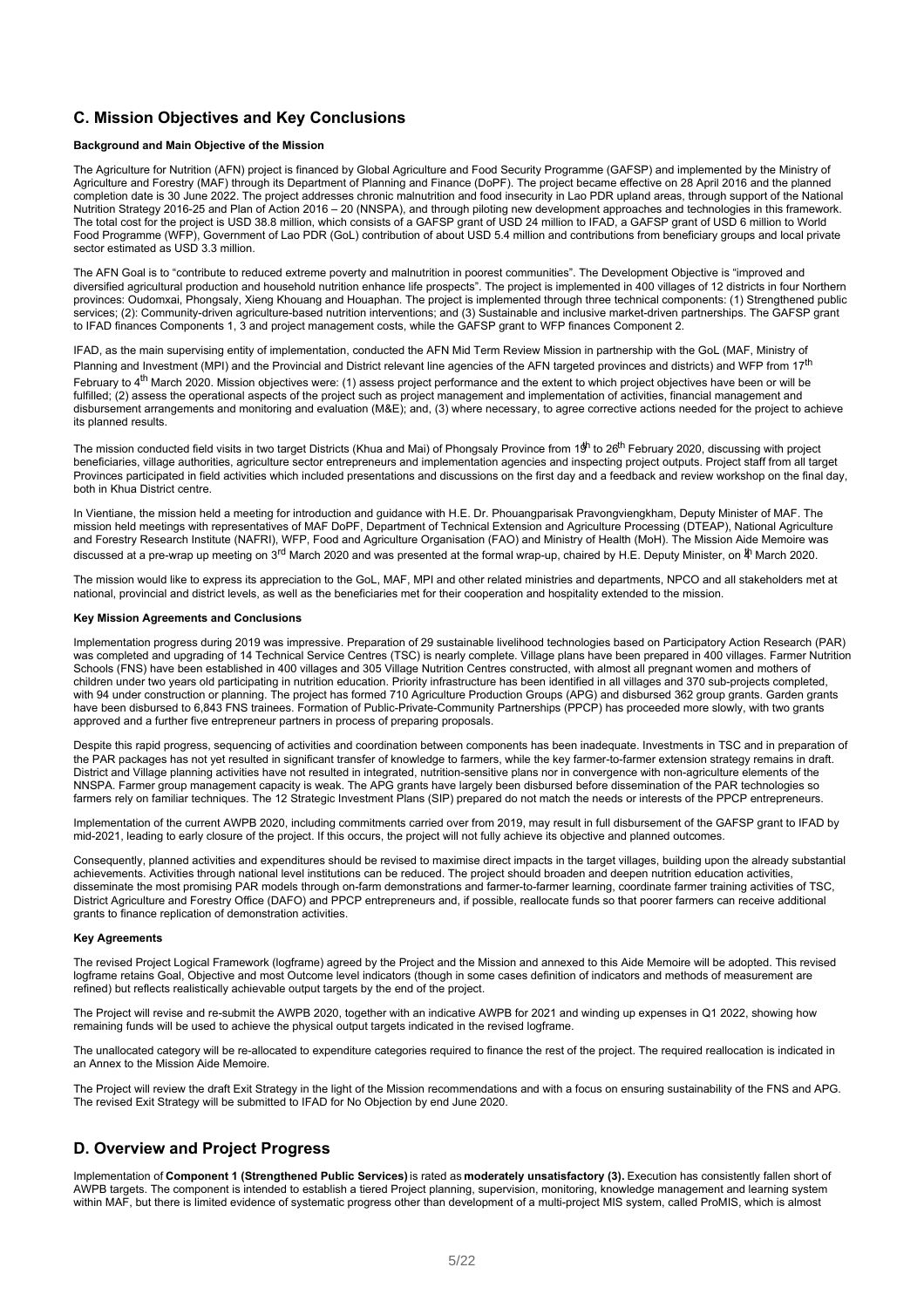## C. Mission Objectives and Key Conclusions

**Background and Main Objective of the Mission**

The Agriculture for Nutrition (AFN) project is financed by Global Agriculture and Food Security Programme (GAFSP) and implemented by the Ministry of Agriculture and Forestry (MAF) through its Department of Planning and Finance (DoPF). The project became effective on 28 April 2016 and the planned completion date is 30 June 2022. The project addresses chronic malnutrition and food insecurity in Lao PDR upland areas, through support of the National Nutrition Strategy 2016-25 and Plan of Action 2016 – 20 (NNSPA), and through piloting new development approaches and technologies in this framework. The total cost for the project is USD 38.8 million, which consists of a GAFSP grant of USD 24 million to IFAD, a GAFSP grant of USD 6 million to World Food Programme (WFP), Government of Lao PDR (GoL) contribution of about USD 5.4 million and contributions from beneficiary groups and local private sector estimated as USD 3.3 million.

The AFN Goal is to "contribute to reduced extreme poverty and malnutrition in poorest communities". The Development Objective is "improved and diversified agricultural production and household nutrition enhance life prospects". The project is implemented in 400 villages of 12 districts in four Northern provinces: Oudomxai, Phongsaly, Xieng Khouang and Houaphan. The project is implemented through three technical components: (1) Strengthened public services; (2): Community-driven agriculture-based nutrition interventions; and (3) Sustainable and inclusive market-driven partnerships. The GAFSP grant to IFAD finances Components 1, 3 and project management costs, while the GAFSP grant to WFP finances Component 2.

IFAD, as the main supervising entity of implementation, conducted the AFN Mid Term Review Mission in partnership with the GoL (MAF, Ministry of Planning and Investment (MPI) and the Provincial and District relevant line agencies of the AFN targeted provinces and districts) and WFP from 17th February to 4th March 2020. Mission objectives were: (1) assess project performance and the extent to which project objectives have been or will be fulfilled; (2) assess the operational aspects of the project such as project management and implementation of activities, financial management and disbursement arrangements and monitoring and evaluation (M&E); and, (3) where necessary, to agree corrective actions needed for the project to achieve its planned results.

The mission conducted field visits in two target Districts (Khua and Mai) of Phongsaly Province from 19th to 26th February 2020, discussing with project beneficiaries, village authorities, agriculture sector entrepreneurs and implementation agencies and inspecting project outputs. Project staff from all target Provinces participated in field activities which included presentations and discussions on the first day and a feedback and review workshop on the final day, both in Khua District centre.

In Vientiane, the mission held a meeting for introduction and guidance with H.E. Dr. Phouangparisak Pravongviengkham, Deputy Minister of MAF. The mission held meetings with representatives of MAF DoPF, Department of Technical Extension and Agriculture Processing (DTEAP), National Agriculture and Forestry Research Institute (NAFRI), WFP, Food and Agriculture Organisation (FAO) and Ministry of Health (MoH). The Mission Aide Memoire was discussed at a pre-wrap up meeting on 3rd March 2020 and was presented at the formal wrap-up, chaired by H.E. Deputy Minister, on 4th March 2020.

The mission would like to express its appreciation to the GoL, MAF, MPI and other related ministries and departments, NPCO and all stakeholders met at national, provincial and district levels, as well as the beneficiaries met for their cooperation and hospitality extended to the mission.

**Key Mission Agreements and Conclusions**

Implementation progress during 2019 was impressive. Preparation of 29 sustainable livelihood technologies based on Participatory Action Research (PAR) was completed and upgrading of 14 Technical Service Centres (TSC) is nearly complete. Village plans have been prepared in 400 villages. Farmer Nutrition Schools (FNS) have been established in 400 villages and 305 Village Nutrition Centres constructed, with almost all pregnant women and mothers of children under two years old participating in nutrition education. Priority infrastructure has been identified in all villages and 370 sub-projects completed, with 94 under construction or planning. The project has formed 710 Agriculture Production Groups (APG) and disbursed 362 group grants. Garden grants have been disbursed to 6,843 FNS trainees. Formation of Public-Private-Community Partnerships (PPCP) has proceeded more slowly, with two grants approved and a further five entrepreneur partners in process of preparing proposals.

Despite this rapid progress, sequencing of activities and coordination between components has been inadequate. Investments in TSC and in preparation of the PAR packages has not yet resulted in significant transfer of knowledge to farmers, while the key farmer-to-farmer extension strategy remains in draft. District and Village planning activities have not resulted in integrated, nutrition-sensitive plans nor in convergence with non-agriculture elements of the NNSPA. Farmer group management capacity is weak. The APG grants have largely been disbursed before dissemination of the PAR technologies so farmers rely on familiar techniques. The 12 Strategic Investment Plans (SIP) prepared do not match the needs or interests of the PPCP entrepreneurs.

Implementation of the current AWPB 2020, including commitments carried over from 2019, may result in full disbursement of the GAFSP grant to IFAD by mid-2021, leading to early closure of the project. If this occurs, the project will not fully achieve its objective and planned outcomes.

Consequently, planned activities and expenditures should be revised to maximise direct impacts in the target villages, building upon the already substantial achievements. Activities through national level institutions can be reduced. The project should broaden and deepen nutrition education activities, disseminate the most promising PAR models through on-farm demonstrations and farmer-to-farmer learning, coordinate farmer training activities of TSC, District Agriculture and Forestry Office (DAFO) and PPCP entrepreneurs and, if possible, reallocate funds so that poorer farmers can receive additional grants to finance replication of demonstration activities.

**Key Agreements**

The revised Project Logical Framework (logframe) agreed by the Project and the Mission and annexed to this Aide Memoire will be adopted. This revised logframe retains Goal, Objective and most Outcome level indicators (though in some cases definition of indicators and methods of measurement are refined) but reflects realistically achievable output targets by the end of the project.

The Project will revise and re-submit the AWPB 2020, together with an indicative AWPB for 2021 and winding up expenses in Q1 2022, showing how remaining funds will be used to achieve the physical output targets indicated in the revised logframe.

The unallocated category will be re-allocated to expenditure categories required to finance the rest of the project. The required reallocation is indicated in an Annex to the Mission Aide Memoire.

The Project will review the draft Exit Strategy in the light of the Mission recommendations and with a focus on ensuring sustainability of the FNS and APG. The revised Exit Strategy will be submitted to IFAD for No Objection by end June 2020.

## D. Overview and Project Progress

Implementation of **Component 1 (Strengthened Public Services)** is rated as **moderately unsatisfactory (3).** Execution has consistently fallen short of AWPB targets. The component is intended to establish a tiered Project planning, supervision, monitoring, knowledge management and learning system within MAF, but there is limited evidence of systematic progress other than development of a multi-project MIS system, called ProMIS, which is almost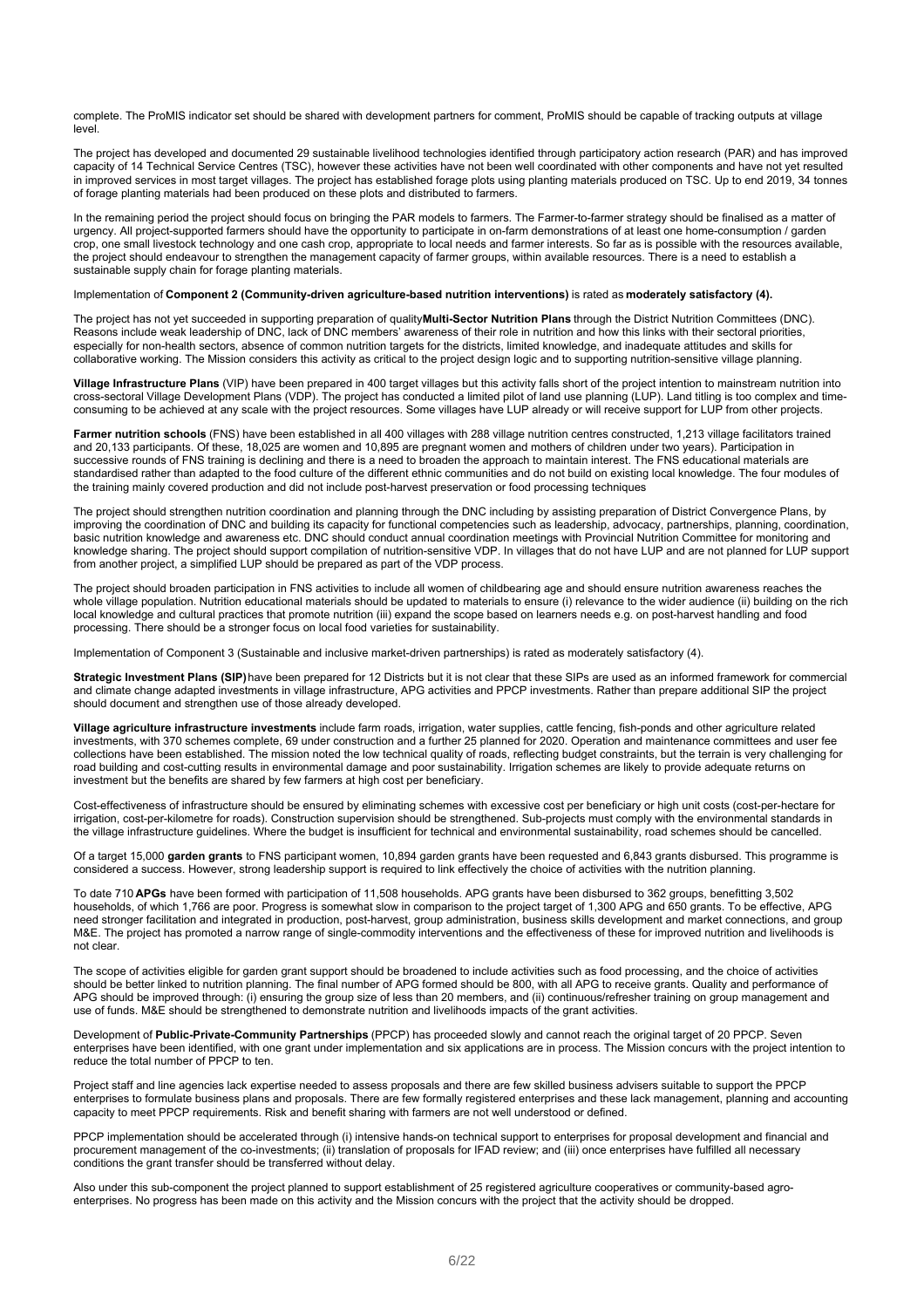complete. The ProMIS indicator set should be shared with development partners for comment, ProMIS should be capable of tracking outputs at village level.

The project has developed and documented 29 sustainable livelihood technologies identified through participatory action research (PAR) and has improved capacity of 14 Technical Service Centres (TSC), however these activities have not been well coordinated with other components and have not yet resulted in improved services in most target villages. The project has established forage plots using planting materials produced on TSC. Up to end 2019, 34 tonnes of forage planting materials had been produced on these plots and distributed to farmers.

In the remaining period the project should focus on bringing the PAR models to farmers. The Farmer-to-farmer strategy should be finalised as a matter of urgency. All project-supported farmers should have the opportunity to participate in on-farm demonstrations of at least one home-consumption / garden crop, one small livestock technology and one cash crop, appropriate to local needs and farmer interests. So far as is possible with the resources available, the project should endeavour to strengthen the management capacity of farmer groups, within available resources. There is a need to establish a sustainable supply chain for forage planting materials.

Implementation of **Component 2 (Community-driven agriculture-based nutrition interventions)** is rated as **moderately satisfactory (4).**

The project has not yet succeeded in supporting preparation of quality **Multi-Sector Nutrition Plans** through the District Nutrition Committees (DNC). Reasons include weak leadership of DNC, lack of DNC members' awareness of their role in nutrition and how this links with their sectoral priorities, especially for non-health sectors, absence of common nutrition targets for the districts, limited knowledge, and inadequate attitudes and skills for collaborative working. The Mission considers this activity as critical to the project design logic and to supporting nutrition-sensitive village planning.

**Village Infrastructure Plans** (VIP) have been prepared in 400 target villages but this activity falls short of the project intention to mainstream nutrition into cross-sectoral Village Development Plans (VDP). The project has conducted a limited pilot of land use planning (LUP). Land titling is too complex and time-consuming to be achieved at any scale with the project resources. Some villages have LUP already or will receive support for LUP from other projects.

**Farmer nutrition schools** (FNS) have been established in all 400 villages with 288 village nutrition centres constructed, 1,213 village facilitators trained and 20,133 participants. Of these, 18,025 are women and 10,895 are pregnant women and mothers of children under two years). Participation in successive rounds of FNS training is declining and there is a need to broaden the approach to maintain interest. The FNS educational materials are standardised rather than adapted to the food culture of the different ethnic communities and do not build on existing local knowledge. The four modules of the training mainly covered production and did not include post-harvest preservation or food processing techniques

The project should strengthen nutrition coordination and planning through the DNC including by assisting preparation of District Convergence Plans, by improving the coordination of DNC and building its capacity for functional competencies such as leadership, advocacy, partnerships, planning, coordination, basic nutrition knowledge and awareness etc. DNC should conduct annual coordination meetings with Provincial Nutrition Committee for monitoring and knowledge sharing. The project should support compilation of nutrition-sensitive VDP. In villages that do not have LUP and are not planned for LUP support from another project, a simplified LUP should be prepared as part of the VDP process.

The project should broaden participation in FNS activities to include all women of childbearing age and should ensure nutrition awareness reaches the whole village population. Nutrition educational materials should be updated to materials to ensure (i) relevance to the wider audience (ii) building on the rich local knowledge and cultural practices that promote nutrition (iii) expand the scope based on learners needs e.g. on post-harvest handling and food processing. There should be a stronger focus on local food varieties for sustainability.

Implementation of Component 3 (Sustainable and inclusive market-driven partnerships) is rated as moderately satisfactory (4).

**Strategic Investment Plans (SIP)** have been prepared for 12 Districts but it is not clear that these SIPs are used as an informed framework for commercial and climate change adapted investments in village infrastructure, APG activities and PPCP investments. Rather than prepare additional SIP the project should document and strengthen use of those already developed.

**Village agriculture infrastructure investments** include farm roads, irrigation, water supplies, cattle fencing, fish-ponds and other agriculture related investments, with 370 schemes complete, 69 under construction and a further 25 planned for 2020. Operation and maintenance committees and user fee collections have been established. The mission noted the low technical quality of roads, reflecting budget constraints, but the terrain is very challenging for road building and cost-cutting results in environmental damage and poor sustainability. Irrigation schemes are likely to provide adequate returns on investment but the benefits are shared by few farmers at high cost per beneficiary.

Cost-effectiveness of infrastructure should be ensured by eliminating schemes with excessive cost per beneficiary or high unit costs (cost-per-hectare for irrigation, cost-per-kilometre for roads). Construction supervision should be strengthened. Sub-projects must comply with the environmental standards in the village infrastructure guidelines. Where the budget is insufficient for technical and environmental sustainability, road schemes should be cancelled.

Of a target 15,000 **garden grants** to FNS participant women, 10,894 garden grants have been requested and 6,843 grants disbursed. This programme is considered a success. However, strong leadership support is required to link effectively the choice of activities with the nutrition planning.

To date 710 **APGs** have been formed with participation of 11,508 households. APG grants have been disbursed to 362 groups, benefitting 3,502 households, of which 1,766 are poor. Progress is somewhat slow in comparison to the project target of 1,300 APG and 650 grants. To be effective, APG need stronger facilitation and integrated in production, post-harvest, group administration, business skills development and market connections, and group M&E. The project has promoted a narrow range of single-commodity interventions and the effectiveness of these for improved nutrition and livelihoods is not clear.

The scope of activities eligible for garden grant support should be broadened to include activities such as food processing, and the choice of activities should be better linked to nutrition planning. The final number of APG formed should be 800, with all APG to receive grants. Quality and performance of APG should be improved through: (i) ensuring the group size of less than 20 members, and (ii) continuous/refresher training on group management and use of funds. M&E should be strengthened to demonstrate nutrition and livelihoods impacts of the grant activities.

Development of **Public-Private-Community Partnerships** (PPCP) has proceeded slowly and cannot reach the original target of 20 PPCP. Seven enterprises have been identified, with one grant under implementation and six applications are in process. The Mission concurs with the project intention to reduce the total number of PPCP to ten.

Project staff and line agencies lack expertise needed to assess proposals and there are few skilled business advisers suitable to support the PPCP enterprises to formulate business plans and proposals. There are few formally registered enterprises and these lack management, planning and accounting capacity to meet PPCP requirements. Risk and benefit sharing with farmers are not well understood or defined.

PPCP implementation should be accelerated through (i) intensive hands-on technical support to enterprises for proposal development and financial and procurement management of the co-investments; (ii) translation of proposals for IFAD review; and (iii) once enterprises have fulfilled all necessary conditions the grant transfer should be transferred without delay.

Also under this sub-component the project planned to support establishment of 25 registered agriculture cooperatives or community-based agro-enterprises. No progress has been made on this activity and the Mission concurs with the project that the activity should be dropped.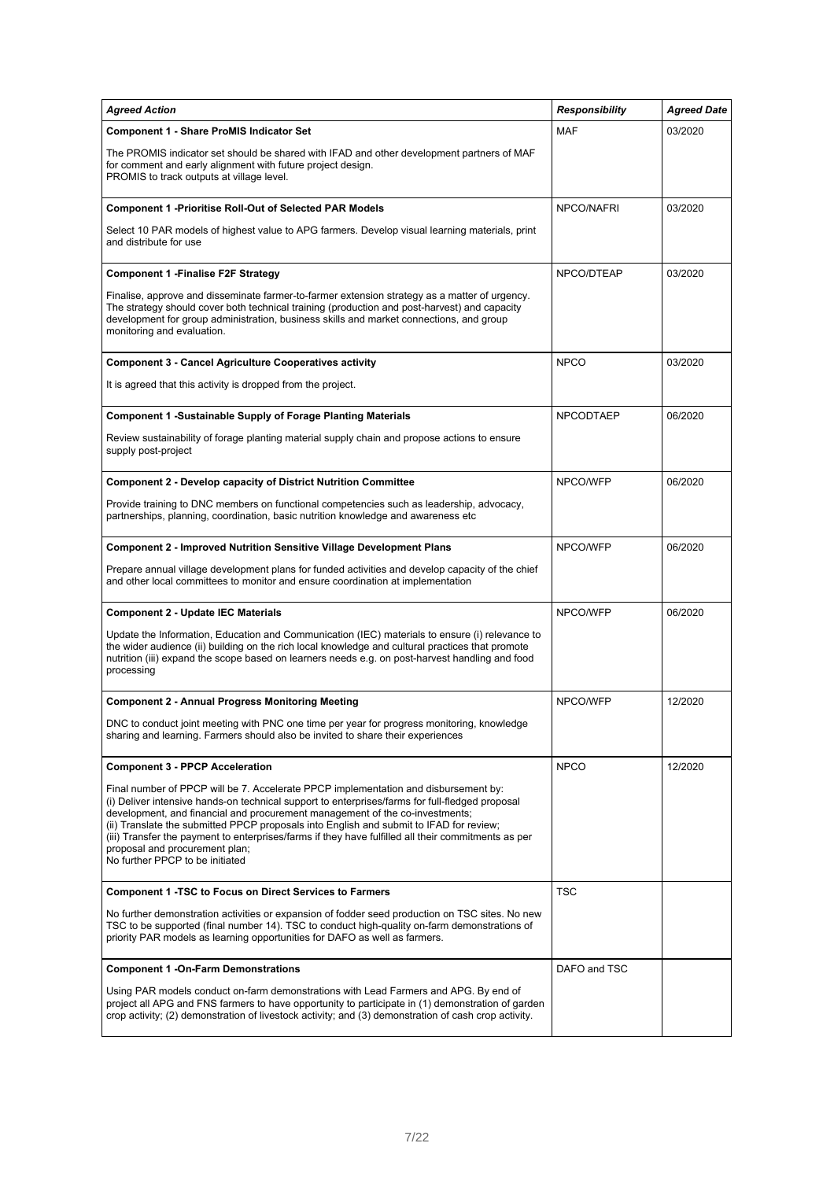| *Agreed Action* | *Responsibility* | *Agreed Date* |
|---|---|---|
| **Component 1 - Share ProMIS Indicator Set**<br><br>The PROMIS indicator set should be shared with IFAD and other development partners of MAF for comment and early alignment with future project design.<br>PROMIS to track outputs at village level. | MAF | 03/2020 |
| **Component 1 -Prioritise Roll-Out of Selected PAR Models**<br><br>Select 10 PAR models of highest value to APG farmers. Develop visual learning materials, print and distribute for use | NPCO/NAFRI | 03/2020 |
| **Component 1 -Finalise F2F Strategy**<br><br>Finalise, approve and disseminate farmer-to-farmer extension strategy as a matter of urgency. The strategy should cover both technical training (production and post-harvest) and capacity development for group administration, business skills and market connections, and group monitoring and evaluation. | NPCO/DTEAP | 03/2020 |
| **Component 3 - Cancel Agriculture Cooperatives activity**<br><br>It is agreed that this activity is dropped from the project. | NPCO | 03/2020 |
| **Component 1 -Sustainable Supply of Forage Planting Materials**<br><br>Review sustainability of forage planting material supply chain and propose actions to ensure supply post-project | NPCODTAEP | 06/2020 |
| **Component 2 - Develop capacity of District Nutrition Committee**<br><br>Provide training to DNC members on functional competencies such as leadership, advocacy, partnerships, planning, coordination, basic nutrition knowledge and awareness etc | NPCO/WFP | 06/2020 |
| **Component 2 - Improved Nutrition Sensitive Village Development Plans**<br><br>Prepare annual village development plans for funded activities and develop capacity of the chief and other local committees to monitor and ensure coordination at implementation | NPCO/WFP | 06/2020 |
| **Component 2 - Update IEC Materials**<br><br>Update the Information, Education and Communication (IEC) materials to ensure (i) relevance to the wider audience (ii) building on the rich local knowledge and cultural practices that promote nutrition (iii) expand the scope based on learners needs e.g. on post-harvest handling and food processing | NPCO/WFP | 06/2020 |
| **Component 2 - Annual Progress Monitoring Meeting**<br><br>DNC to conduct joint meeting with PNC one time per year for progress monitoring, knowledge sharing and learning. Farmers should also be invited to share their experiences | NPCO/WFP | 12/2020 |
| **Component 3 - PPCP Acceleration**<br><br>Final number of PPCP will be 7. Accelerate PPCP implementation and disbursement by:<br>(i) Deliver intensive hands-on technical support to enterprises/farms for full-fledged proposal development, and financial and procurement management of the co-investments;<br>(ii) Translate the submitted PPCP proposals into English and submit to IFAD for review;<br>(iii) Transfer the payment to enterprises/farms if they have fulfilled all their commitments as per proposal and procurement plan;<br>No further PPCP to be initiated | NPCO | 12/2020 |
| **Component 1 -TSC to Focus on Direct Services to Farmers**<br><br>No further demonstration activities or expansion of fodder seed production on TSC sites. No new TSC to be supported (final number 14). TSC to conduct high-quality on-farm demonstrations of priority PAR models as learning opportunities for DAFO as well as farmers. | TSC | |
| **Component 1 -On-Farm Demonstrations**<br><br>Using PAR models conduct on-farm demonstrations with Lead Farmers and APG. By end of project all APG and FNS farmers to have opportunity to participate in (1) demonstration of garden crop activity; (2) demonstration of livestock activity; and (3) demonstration of cash crop activity. | DAFO and TSC | |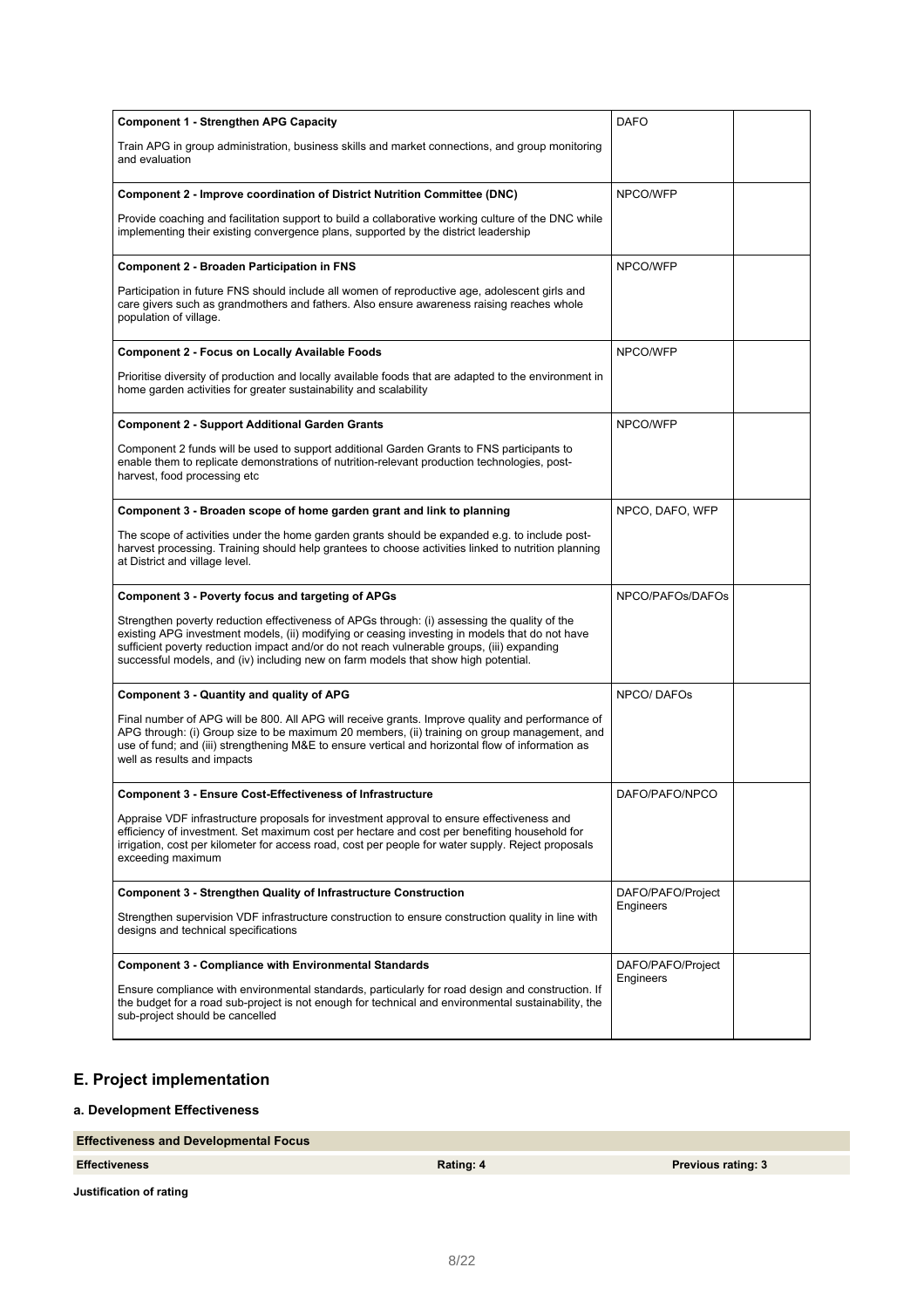| | | |
|---|---|---|
| **Component 1 - Strengthen APG Capacity**<br><br>Train APG in group administration, business skills and market connections, and group monitoring and evaluation | DAFO | |
| **Component 2 - Improve coordination of District Nutrition Committee (DNC)**<br><br>Provide coaching and facilitation support to build a collaborative working culture of the DNC while implementing their existing convergence plans, supported by the district leadership | NPCO/WFP | |
| **Component 2 - Broaden Participation in FNS**<br><br>Participation in future FNS should include all women of reproductive age, adolescent girls and care givers such as grandmothers and fathers. Also ensure awareness raising reaches whole population of village. | NPCO/WFP | |
| **Component 2 - Focus on Locally Available Foods**<br><br>Prioritise diversity of production and locally available foods that are adapted to the environment in home garden activities for greater sustainability and scalability | NPCO/WFP | |
| **Component 2 - Support Additional Garden Grants**<br><br>Component 2 funds will be used to support additional Garden Grants to FNS participants to enable them to replicate demonstrations of nutrition-relevant production technologies, post-harvest, food processing etc | NPCO/WFP | |
| **Component 3 - Broaden scope of home garden grant and link to planning**<br><br>The scope of activities under the home garden grants should be expanded e.g. to include post-harvest processing. Training should help grantees to choose activities linked to nutrition planning at District and village level. | NPCO, DAFO, WFP | |
| **Component 3 - Poverty focus and targeting of APGs**<br><br>Strengthen poverty reduction effectiveness of APGs through: (i) assessing the quality of the existing APG investment models, (ii) modifying or ceasing investing in models that do not have sufficient poverty reduction impact and/or do not reach vulnerable groups, (iii) expanding successful models, and (iv) including new on farm models that show high potential. | NPCO/PAFOs/DAFOs | |
| **Component 3 - Quantity and quality of APG**<br><br>Final number of APG will be 800. All APG will receive grants. Improve quality and performance of APG through: (i) Group size to be maximum 20 members, (ii) training on group management, and use of fund; and (iii) strengthening M&E to ensure vertical and horizontal flow of information as well as results and impacts | NPCO/ DAFOs | |
| **Component 3 - Ensure Cost-Effectiveness of Infrastructure**<br><br>Appraise VDF infrastructure proposals for investment approval to ensure effectiveness and efficiency of investment. Set maximum cost per hectare and cost per benefiting household for irrigation, cost per kilometer for access road, cost per people for water supply. Reject proposals exceeding maximum | DAFO/PAFO/NPCO | |
| **Component 3 - Strengthen Quality of Infrastructure Construction**<br><br>Strengthen supervision VDF infrastructure construction to ensure construction quality in line with designs and technical specifications | DAFO/PAFO/Project Engineers | |
| **Component 3 - Compliance with Environmental Standards**<br><br>Ensure compliance with environmental standards, particularly for road design and construction. If the budget for a road sub-project is not enough for technical and environmental sustainability, the sub-project should be cancelled | DAFO/PAFO/Project Engineers | |

## E. Project implementation

### a. Development Effectiveness

| **Effectiveness and Developmental Focus** | | |
|---|---|---|
| **Effectiveness** | **Rating: 4** | **Previous rating: 3** |

**Justification of rating**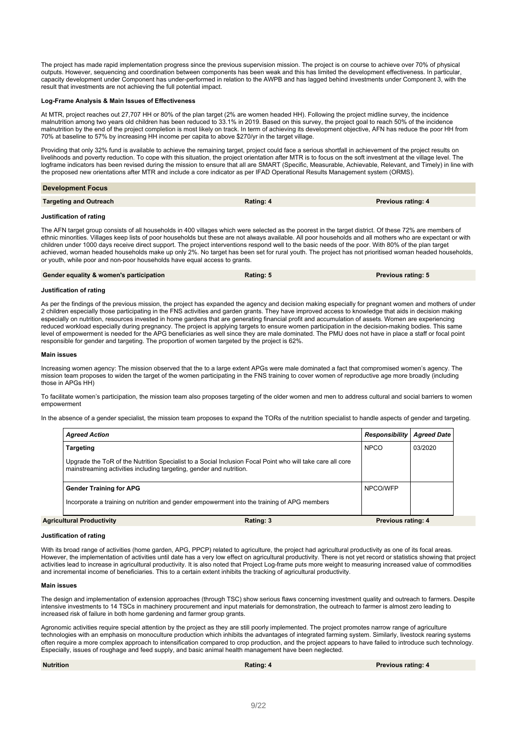The project has made rapid implementation progress since the previous supervision mission. The project is on course to achieve over 70% of physical outputs. However, sequencing and coordination between components has been weak and this has limited the development effectiveness. In particular, capacity development under Component has under-performed in relation to the AWPB and has lagged behind investments under Component 3, with the result that investments are not achieving the full potential impact.

**Log-Frame Analysis & Main Issues of Effectiveness**

At MTR, project reaches out 27,707 HH or 80% of the plan target (2% are women headed HH). Following the project midline survey, the incidence malnutrition among two years old children has been reduced to 33.1% in 2019. Based on this survey, the project goal to reach 50% of the incidence malnutrition by the end of the project completion is most likely on track. In term of achieving its development objective, AFN has reduce the poor HH from 70% at baseline to 57% by increasing HH income per capita to above $270/yr in the target village.

Providing that only 32% fund is available to achieve the remaining target, project could face a serious shortfall in achievement of the project results on livelihoods and poverty reduction. To cope with this situation, the project orientation after MTR is to focus on the soft investment at the village level. The logframe indicators has been revised during the mission to ensure that all are SMART (Specific, Measurable, Achievable, Relevant, and Timely) in line with the proposed new orientations after MTR and include a core indicator as per IFAD Operational Results Management system (ORMS).

## Development Focus

| **Targeting and Outreach** | **Rating: 4** | **Previous rating: 4** |
|---|---|---|

**Justification of rating**

The AFN target group consists of all households in 400 villages which were selected as the poorest in the target district. Of these 72% are members of ethnic minorities. Villages keep lists of poor households but these are not always available. All poor households and all mothers who are expectant or with children under 1000 days receive direct support. The project interventions respond well to the basic needs of the poor. With 80% of the plan target achieved, woman headed households make up only 2%. No target has been set for rural youth. The project has not prioritised woman headed households, or youth, while poor and non-poor households have equal access to grants.

| **Gender equality & women's participation** | **Rating: 5** | **Previous rating: 5** |
|---|---|---|

**Justification of rating**

As per the findings of the previous mission, the project has expanded the agency and decision making especially for pregnant women and mothers of under 2 children especially those participating in the FNS activities and garden grants. They have improved access to knowledge that aids in decision making especially on nutrition, resources invested in home gardens that are generating financial profit and accumulation of assets. Women are experiencing reduced workload especially during pregnancy. The project is applying targets to ensure women participation in the decision-making bodies. This same level of empowerment is needed for the APG beneficiaries as well since they are male dominated. The PMU does not have in place a staff or focal point responsible for gender and targeting. The proportion of women targeted by the project is 62%.

**Main issues**

Increasing women agency: The mission observed that the to a large extent APGs were male dominated a fact that compromised women's agency. The mission team proposes to widen the target of the women participating in the FNS training to cover women of reproductive age more broadly (including those in APGs HH)

To facilitate women's participation, the mission team also proposes targeting of the older women and men to address cultural and social barriers to women empowerment

In the absence of a gender specialist, the mission team proposes to expand the TORs of the nutrition specialist to handle aspects of gender and targeting.

| *Agreed Action* | *Responsibility* | *Agreed Date* |
|---|---|---|
| **Targeting**<br><br>Upgrade the ToR of the Nutrition Specialist to a Social Inclusion Focal Point who will take care all core mainstreaming activities including targeting, gender and nutrition. | NPCO | 03/2020 |
| **Gender Training for APG**<br><br>Incorporate a training on nutrition and gender empowerment into the training of APG members | NPCO/WFP | |

| **Agricultural Productivity** | **Rating: 3** | **Previous rating: 4** |
|---|---|---|

**Justification of rating**

With its broad range of activities (home garden, APG, PPCP) related to agriculture, the project had agricultural productivity as one of its focal areas. However, the implementation of activities until date has a very low effect on agricultural productivity. There is not yet record or statistics showing that project activities lead to increase in agricultural productivity. It is also noted that Project Log-frame puts more weight to measuring increased value of commodities and incremental income of beneficiaries. This to a certain extent inhibits the tracking of agricultural productivity.

**Main issues**

The design and implementation of extension approaches (through TSC) show serious flaws concerning investment quality and outreach to farmers. Despite intensive investments to 14 TSCs in machinery procurement and input materials for demonstration, the outreach to farmer is almost zero leading to increased risk of failure in both home gardening and farmer group grants.

Agronomic activities require special attention by the project as they are still poorly implemented. The project promotes narrow range of agriculture technologies with an emphasis on monoculture production which inhibits the advantages of integrated farming system. Similarly, livestock rearing systems often require a more complex approach to intensification compared to crop production, and the project appears to have failed to introduce such technology. Especially, issues of roughage and feed supply, and basic animal health management have been neglected.

| **Nutrition** | **Rating: 4** | **Previous rating: 4** |
|---|---|---|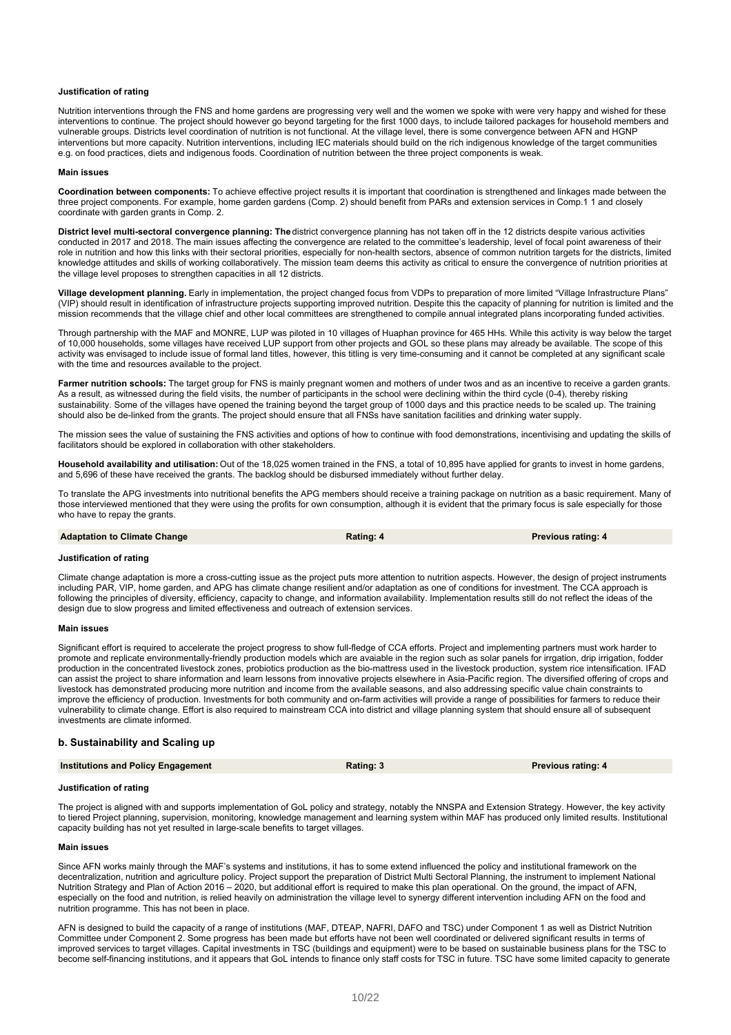**Justification of rating**

Nutrition interventions through the FNS and home gardens are progressing very well and the women we spoke with were very happy and wished for these interventions to continue. The project should however go beyond targeting for the first 1000 days, to include tailored packages for household members and vulnerable groups. Districts level coordination of nutrition is not functional. At the village level, there is some convergence between AFN and HGNP interventions but more capacity. Nutrition interventions, including IEC materials should build on the rich indigenous knowledge of the target communities e.g. on food practices, diets and indigenous foods. Coordination of nutrition between the three project components is weak.

**Main issues**

**Coordination between components:** To achieve effective project results it is important that coordination is strengthened and linkages made between the three project components. For example, home garden gardens (Comp. 2) should benefit from PARs and extension services in Comp.1 1 and closely coordinate with garden grants in Comp. 2.

**District level multi-sectoral convergence planning: The** district convergence planning has not taken off in the 12 districts despite various activities conducted in 2017 and 2018. The main issues affecting the convergence are related to the committee's leadership, level of focal point awareness of their role in nutrition and how this links with their sectoral priorities, especially for non-health sectors, absence of common nutrition targets for the districts, limited knowledge attitudes and skills of working collaboratively. The mission team deems this activity as critical to ensure the convergence of nutrition priorities at the village level proposes to strengthen capacities in all 12 districts.

**Village development planning.** Early in implementation, the project changed focus from VDPs to preparation of more limited "Village Infrastructure Plans" (VIP) should result in identification of infrastructure projects supporting improved nutrition. Despite this the capacity of planning for nutrition is limited and the mission recommends that the village chief and other local committees are strengthened to compile annual integrated plans incorporating funded activities.

Through partnership with the MAF and MONRE, LUP was piloted in 10 villages of Huaphan province for 465 HHs. While this activity is way below the target of 10,000 households, some villages have received LUP support from other projects and GOL so these plans may already be available. The scope of this activity was envisaged to include issue of formal land titles, however, this titling is very time-consuming and it cannot be completed at any significant scale with the time and resources available to the project.

**Farmer nutrition schools:** The target group for FNS is mainly pregnant women and mothers of under twos and as an incentive to receive a garden grants. As a result, as witnessed during the field visits, the number of participants in the school were declining within the third cycle (0-4), thereby risking sustainability. Some of the villages have opened the training beyond the target group of 1000 days and this practice needs to be scaled up. The training should also be de-linked from the grants. The project should ensure that all FNSs have sanitation facilities and drinking water supply.

The mission sees the value of sustaining the FNS activities and options of how to continue with food demonstrations, incentivising and updating the skills of facilitators should be explored in collaboration with other stakeholders.

**Household availability and utilisation:** Out of the 18,025 women trained in the FNS, a total of 10,895 have applied for grants to invest in home gardens, and 5,696 of these have received the grants. The backlog should be disbursed immediately without further delay.

To translate the APG investments into nutritional benefits the APG members should receive a training package on nutrition as a basic requirement. Many of those interviewed mentioned that they were using the profits for own consumption, although it is evident that the primary focus is sale especially for those who have to repay the grants.

| Adaptation to Climate Change | Rating: 4 | Previous rating: 4 |
|---|---|---|

**Justification of rating**

Climate change adaptation is more a cross-cutting issue as the project puts more attention to nutrition aspects. However, the design of project instruments including PAR, VIP, home garden, and APG has climate change resilient and/or adaptation as one of conditions for investment. The CCA approach is following the principles of diversity, efficiency, capacity to change, and information availability. Implementation results still do not reflect the ideas of the design due to slow progress and limited effectiveness and outreach of extension services.

**Main issues**

Significant effort is required to accelerate the project progress to show full-fledge of CCA efforts. Project and implementing partners must work harder to promote and replicate environmentally-friendly production models which are avaiable in the region such as solar panels for irrgation, drip irrigation, fodder production in the concentrated livestock zones, probiotics production as the bio-mattress used in the livestock production, system rice intensification. IFAD can assist the project to share information and learn lessons from innovative projects elsewhere in Asia-Pacific region. The diversified offering of crops and livestock has demonstrated producing more nutrition and income from the available seasons, and also addressing specific value chain constraints to improve the efficiency of production. Investments for both community and on-farm activities will provide a range of possibilities for farmers to reduce their vulnerability to climate change. Effort is also required to mainstream CCA into district and village planning system that should ensure all of subsequent investments are climate informed.

## b. Sustainability and Scaling up

| Institutions and Policy Engagement | Rating: 3 | Previous rating: 4 |
|---|---|---|

**Justification of rating**

The project is aligned with and supports implementation of GoL policy and strategy, notably the NNSPA and Extension Strategy. However, the key activity to tiered Project planning, supervision, monitoring, knowledge management and learning system within MAF has produced only limited results. Institutional capacity building has not yet resulted in large-scale benefits to target villages.

**Main issues**

Since AFN works mainly through the MAF's systems and institutions, it has to some extend influenced the policy and institutional framework on the decentralization, nutrition and agriculture policy. Project support the preparation of District Multi Sectoral Planning, the instrument to implement National Nutrition Strategy and Plan of Action 2016 – 2020, but additional effort is required to make this plan operational. On the ground, the impact of AFN, especially on the food and nutrition, is relied heavily on administration the village level to synergy different intervention including AFN on the food and nutrition programme. This has not been in place.

AFN is designed to build the capacity of a range of institutions (MAF, DTEAP, NAFRI, DAFO and TSC) under Component 1 as well as District Nutrition Committee under Component 2. Some progress has been made but efforts have not been well coordinated or delivered significant results in terms of improved services to target villages. Capital investments in TSC (buildings and equipment) were to be based on sustainable business plans for the TSC to become self-financing institutions, and it appears that GoL intends to finance only staff costs for TSC in future. TSC have some limited capacity to generate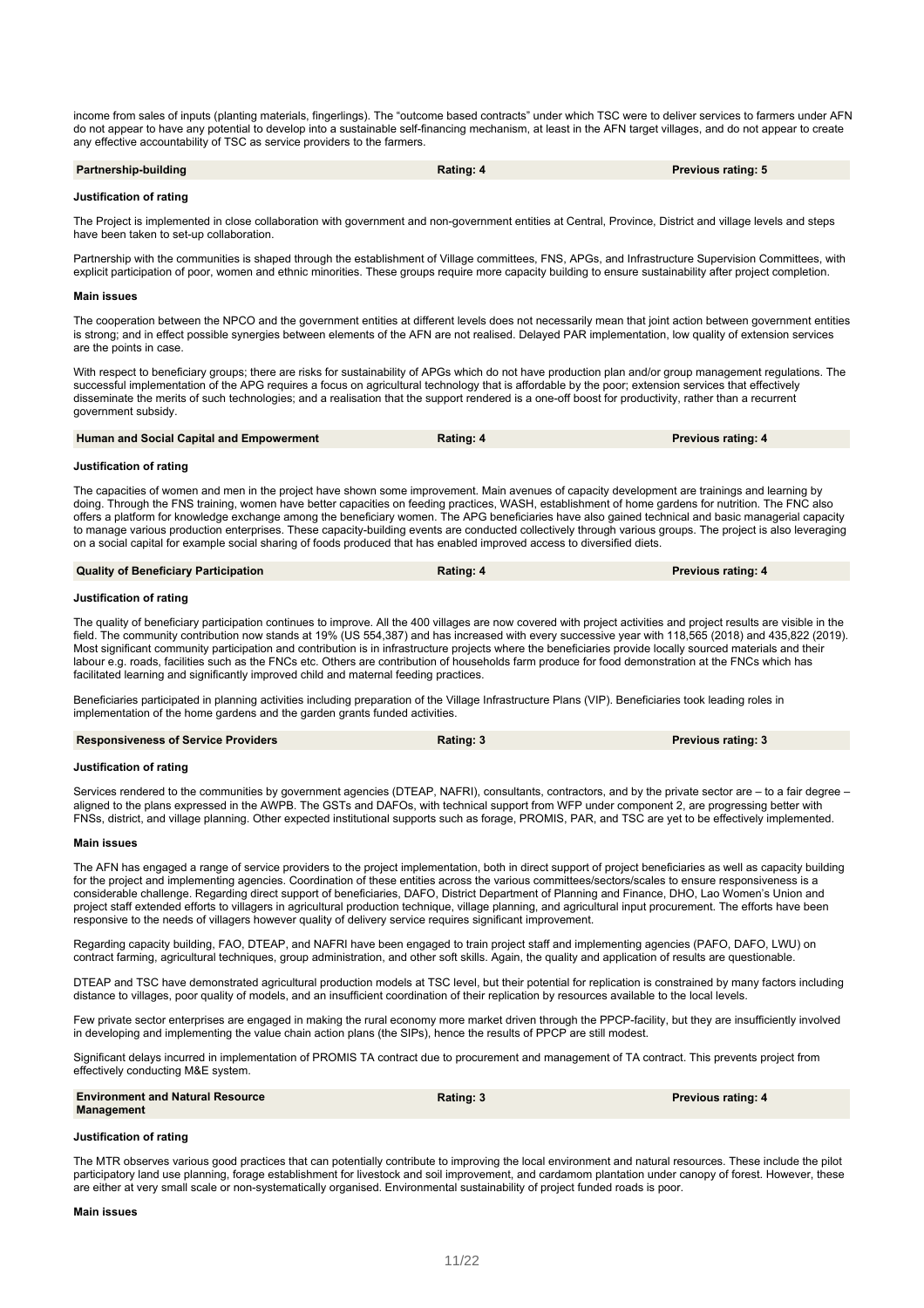income from sales of inputs (planting materials, fingerlings). The "outcome based contracts" under which TSC were to deliver services to farmers under AFN do not appear to have any potential to develop into a sustainable self-financing mechanism, at least in the AFN target villages, and do not appear to create any effective accountability of TSC as service providers to the farmers.

| **Partnership-building** | **Rating: 4** | **Previous rating: 5** |
|---|---|---|

**Justification of rating**

The Project is implemented in close collaboration with government and non-government entities at Central, Province, District and village levels and steps have been taken to set-up collaboration.

Partnership with the communities is shaped through the establishment of Village committees, FNS, APGs, and Infrastructure Supervision Committees, with explicit participation of poor, women and ethnic minorities. These groups require more capacity building to ensure sustainability after project completion.

**Main issues**

The cooperation between the NPCO and the government entities at different levels does not necessarily mean that joint action between government entities is strong; and in effect possible synergies between elements of the AFN are not realised. Delayed PAR implementation, low quality of extension services are the points in case.

With respect to beneficiary groups; there are risks for sustainability of APGs which do not have production plan and/or group management regulations. The successful implementation of the APG requires a focus on agricultural technology that is affordable by the poor; extension services that effectively disseminate the merits of such technologies; and a realisation that the support rendered is a one-off boost for productivity, rather than a recurrent government subsidy.

| **Human and Social Capital and Empowerment** | **Rating: 4** | **Previous rating: 4** |
|---|---|---|

**Justification of rating**

The capacities of women and men in the project have shown some improvement. Main avenues of capacity development are trainings and learning by doing. Through the FNS training, women have better capacities on feeding practices, WASH, establishment of home gardens for nutrition. The FNC also offers a platform for knowledge exchange among the beneficiary women. The APG beneficiaries have also gained technical and basic managerial capacity to manage various production enterprises. These capacity-building events are conducted collectively through various groups. The project is also leveraging on a social capital for example social sharing of foods produced that has enabled improved access to diversified diets.

| **Quality of Beneficiary Participation** | **Rating: 4** | **Previous rating: 4** |
|---|---|---|

**Justification of rating**

The quality of beneficiary participation continues to improve. All the 400 villages are now covered with project activities and project results are visible in the field. The community contribution now stands at 19% (US 554,387) and has increased with every successive year with 118,565 (2018) and 435,822 (2019). Most significant community participation and contribution is in infrastructure projects where the beneficiaries provide locally sourced materials and their labour e.g. roads, facilities such as the FNCs etc. Others are contribution of households farm produce for food demonstration at the FNCs which has facilitated learning and significantly improved child and maternal feeding practices.

Beneficiaries participated in planning activities including preparation of the Village Infrastructure Plans (VIP). Beneficiaries took leading roles in implementation of the home gardens and the garden grants funded activities.

| **Responsiveness of Service Providers** | **Rating: 3** | **Previous rating: 3** |
|---|---|---|

**Justification of rating**

Services rendered to the communities by government agencies (DTEAP, NAFRI), consultants, contractors, and by the private sector are – to a fair degree – aligned to the plans expressed in the AWPB. The GSTs and DAFOs, with technical support from WFP under component 2, are progressing better with FNSs, district, and village planning. Other expected institutional supports such as forage, PROMIS, PAR, and TSC are yet to be effectively implemented.

**Main issues**

The AFN has engaged a range of service providers to the project implementation, both in direct support of project beneficiaries as well as capacity building for the project and implementing agencies. Coordination of these entities across the various committees/sectors/scales to ensure responsiveness is a considerable challenge. Regarding direct support of beneficiaries, DAFO, District Department of Planning and Finance, DHO, Lao Women's Union and project staff extended efforts to villagers in agricultural production technique, village planning, and agricultural input procurement. The efforts have been responsive to the needs of villagers however quality of delivery service requires significant improvement.

Regarding capacity building, FAO, DTEAP, and NAFRI have been engaged to train project staff and implementing agencies (PAFO, DAFO, LWU) on contract farming, agricultural techniques, group administration, and other soft skills. Again, the quality and application of results are questionable.

DTEAP and TSC have demonstrated agricultural production models at TSC level, but their potential for replication is constrained by many factors including distance to villages, poor quality of models, and an insufficient coordination of their replication by resources available to the local levels.

Few private sector enterprises are engaged in making the rural economy more market driven through the PPCP-facility, but they are insufficiently involved in developing and implementing the value chain action plans (the SIPs), hence the results of PPCP are still modest.

Significant delays incurred in implementation of PROMIS TA contract due to procurement and management of TA contract. This prevents project from effectively conducting M&E system.

| **Environment and Natural Resource Management** | **Rating: 3** | **Previous rating: 4** |
|---|---|---|

**Justification of rating**

The MTR observes various good practices that can potentially contribute to improving the local environment and natural resources. These include the pilot participatory land use planning, forage establishment for livestock and soil improvement, and cardamom plantation under canopy of forest. However, these are either at very small scale or non-systematically organised. Environmental sustainability of project funded roads is poor.

**Main issues**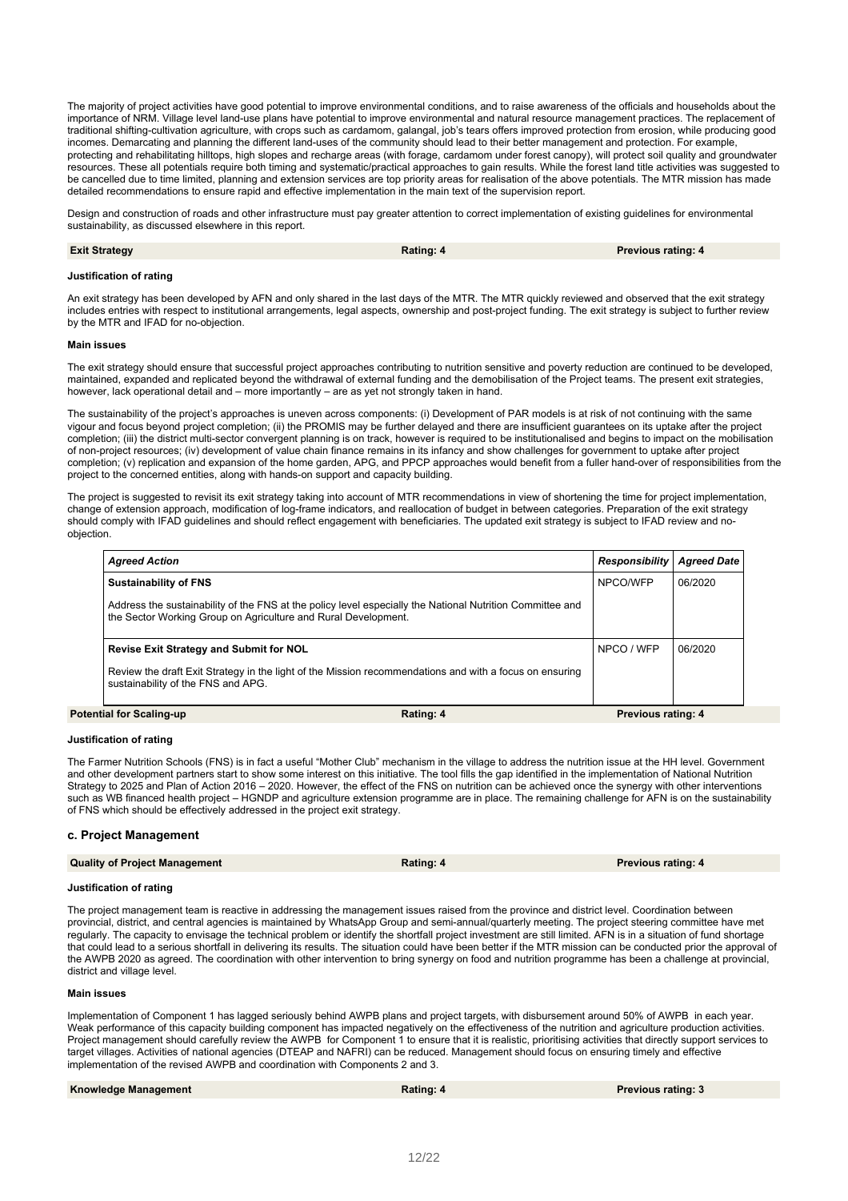The majority of project activities have good potential to improve environmental conditions, and to raise awareness of the officials and households about the importance of NRM. Village level land-use plans have potential to improve environmental and natural resource management practices. The replacement of traditional shifting-cultivation agriculture, with crops such as cardamom, galangal, job's tears offers improved protection from erosion, while producing good incomes. Demarcating and planning the different land-uses of the community should lead to their better management and protection. For example, protecting and rehabilitating hilltops, high slopes and recharge areas (with forage, cardamom under forest canopy), will protect soil quality and groundwater resources. These all potentials require both timing and systematic/practical approaches to gain results. While the forest land title activities was suggested to be cancelled due to time limited, planning and extension services are top priority areas for realisation of the above potentials. The MTR mission has made detailed recommendations to ensure rapid and effective implementation in the main text of the supervision report.

Design and construction of roads and other infrastructure must pay greater attention to correct implementation of existing guidelines for environmental sustainability, as discussed elsewhere in this report.

| **Exit Strategy** | **Rating: 4** | **Previous rating: 4** |
|---|---|---|

**Justification of rating**

An exit strategy has been developed by AFN and only shared in the last days of the MTR. The MTR quickly reviewed and observed that the exit strategy includes entries with respect to institutional arrangements, legal aspects, ownership and post-project funding. The exit strategy is subject to further review by the MTR and IFAD for no-objection.

**Main issues**

The exit strategy should ensure that successful project approaches contributing to nutrition sensitive and poverty reduction are continued to be developed, maintained, expanded and replicated beyond the withdrawal of external funding and the demobilisation of the Project teams. The present exit strategies, however, lack operational detail and – more importantly – are as yet not strongly taken in hand.

The sustainability of the project's approaches is uneven across components: (i) Development of PAR models is at risk of not continuing with the same vigour and focus beyond project completion; (ii) the PROMIS may be further delayed and there are insufficient guarantees on its uptake after the project completion; (iii) the district multi-sector convergent planning is on track, however is required to be institutionalised and begins to impact on the mobilisation of non-project resources; (iv) development of value chain finance remains in its infancy and show challenges for government to uptake after project completion; (v) replication and expansion of the home garden, APG, and PPCP approaches would benefit from a fuller hand-over of responsibilities from the project to the concerned entities, along with hands-on support and capacity building.

The project is suggested to revisit its exit strategy taking into account of MTR recommendations in view of shortening the time for project implementation, change of extension approach, modification of log-frame indicators, and reallocation of budget in between categories. Preparation of the exit strategy should comply with IFAD guidelines and should reflect engagement with beneficiaries. The updated exit strategy is subject to IFAD review and no-objection.

| *Agreed Action* | *Responsibility* | *Agreed Date* |
|---|---|---|
| **Sustainability of FNS**<br><br>Address the sustainability of the FNS at the policy level especially the National Nutrition Committee and the Sector Working Group on Agriculture and Rural Development. | NPCO/WFP | 06/2020 |
| **Revise Exit Strategy and Submit for NOL**<br><br>Review the draft Exit Strategy in the light of the Mission recommendations and with a focus on ensuring sustainability of the FNS and APG. | NPCO / WFP | 06/2020 |

| **Potential for Scaling-up** | **Rating: 4** | **Previous rating: 4** |
|---|---|---|

**Justification of rating**

The Farmer Nutrition Schools (FNS) is in fact a useful "Mother Club" mechanism in the village to address the nutrition issue at the HH level. Government and other development partners start to show some interest on this initiative. The tool fills the gap identified in the implementation of National Nutrition Strategy to 2025 and Plan of Action 2016 – 2020. However, the effect of the FNS on nutrition can be achieved once the synergy with other interventions such as WB financed health project – HGNDP and agriculture extension programme are in place. The remaining challenge for AFN is on the sustainability of FNS which should be effectively addressed in the project exit strategy.

### c. Project Management

| **Quality of Project Management** | **Rating: 4** | **Previous rating: 4** |
|---|---|---|

**Justification of rating**

The project management team is reactive in addressing the management issues raised from the province and district level. Coordination between provincial, district, and central agencies is maintained by WhatsApp Group and semi-annual/quarterly meeting. The project steering committee have met regularly. The capacity to envisage the technical problem or identify the shortfall project investment are still limited. AFN is in a situation of fund shortage that could lead to a serious shortfall in delivering its results. The situation could have been better if the MTR mission can be conducted prior the approval of the AWPB 2020 as agreed. The coordination with other intervention to bring synergy on food and nutrition programme has been a challenge at provincial, district and village level.

**Main issues**

Implementation of Component 1 has lagged seriously behind AWPB plans and project targets, with disbursement around 50% of AWPB in each year. Weak performance of this capacity building component has impacted negatively on the effectiveness of the nutrition and agriculture production activities. Project management should carefully review the AWPB for Component 1 to ensure that it is realistic, prioritising activities that directly support services to target villages. Activities of national agencies (DTEAP and NAFRI) can be reduced. Management should focus on ensuring timely and effective implementation of the revised AWPB and coordination with Components 2 and 3.

| **Knowledge Management** | **Rating: 4** | **Previous rating: 3** |
|---|---|---|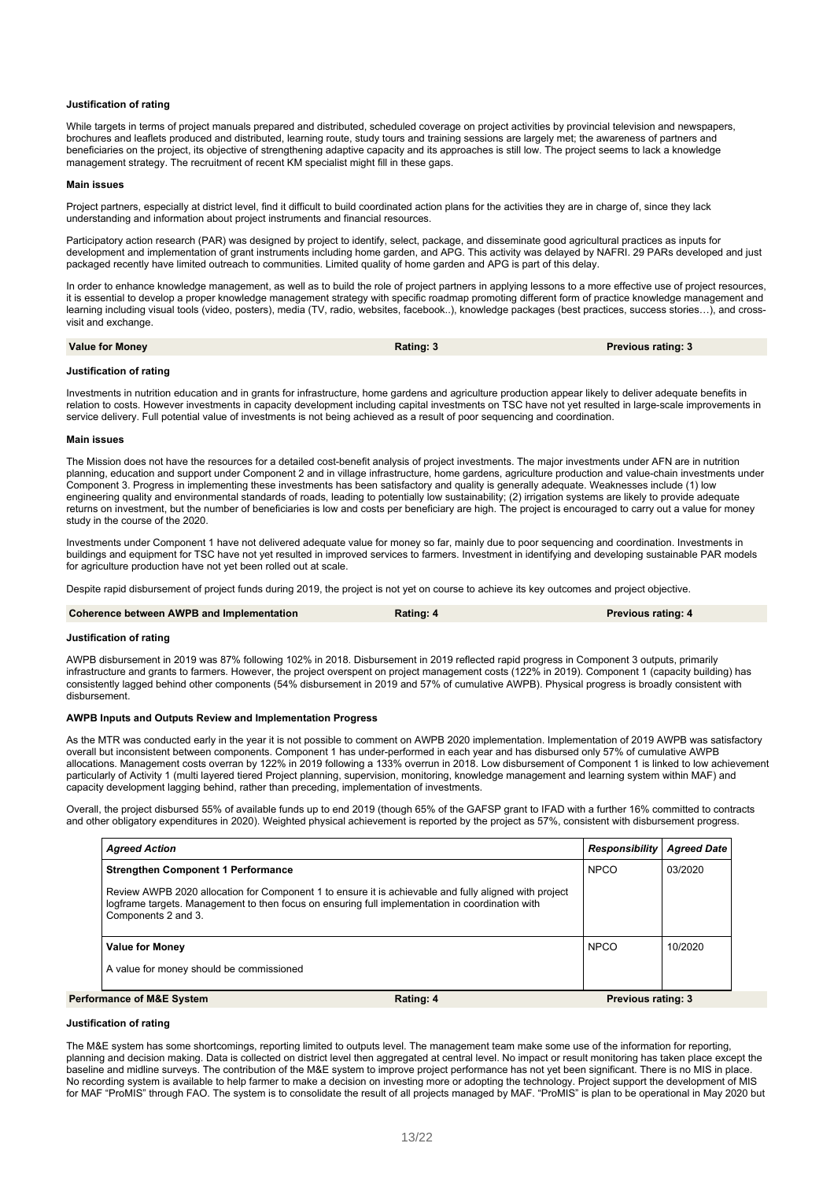**Justification of rating**

While targets in terms of project manuals prepared and distributed, scheduled coverage on project activities by provincial television and newspapers, brochures and leaflets produced and distributed, learning route, study tours and training sessions are largely met; the awareness of partners and beneficiaries on the project, its objective of strengthening adaptive capacity and its approaches is still low. The project seems to lack a knowledge management strategy. The recruitment of recent KM specialist might fill in these gaps.

**Main issues**

Project partners, especially at district level, find it difficult to build coordinated action plans for the activities they are in charge of, since they lack understanding and information about project instruments and financial resources.

Participatory action research (PAR) was designed by project to identify, select, package, and disseminate good agricultural practices as inputs for development and implementation of grant instruments including home garden, and APG. This activity was delayed by NAFRI. 29 PARs developed and just packaged recently have limited outreach to communities. Limited quality of home garden and APG is part of this delay.

In order to enhance knowledge management, as well as to build the role of project partners in applying lessons to a more effective use of project resources, it is essential to develop a proper knowledge management strategy with specific roadmap promoting different form of practice knowledge management and learning including visual tools (video, posters), media (TV, radio, websites, facebook..), knowledge packages (best practices, success stories…), and cross-visit and exchange.

| **Value for Money** | **Rating: 3** | **Previous rating: 3** |
|---|---|---|

**Justification of rating**

Investments in nutrition education and in grants for infrastructure, home gardens and agriculture production appear likely to deliver adequate benefits in relation to costs. However investments in capacity development including capital investments on TSC have not yet resulted in large-scale improvements in service delivery. Full potential value of investments is not being achieved as a result of poor sequencing and coordination.

**Main issues**

The Mission does not have the resources for a detailed cost-benefit analysis of project investments. The major investments under AFN are in nutrition planning, education and support under Component 2 and in village infrastructure, home gardens, agriculture production and value-chain investments under Component 3. Progress in implementing these investments has been satisfactory and quality is generally adequate. Weaknesses include (1) low engineering quality and environmental standards of roads, leading to potentially low sustainability; (2) irrigation systems are likely to provide adequate returns on investment, but the number of beneficiaries is low and costs per beneficiary are high. The project is encouraged to carry out a value for money study in the course of the 2020.

Investments under Component 1 have not delivered adequate value for money so far, mainly due to poor sequencing and coordination. Investments in buildings and equipment for TSC have not yet resulted in improved services to farmers. Investment in identifying and developing sustainable PAR models for agriculture production have not yet been rolled out at scale.

Despite rapid disbursement of project funds during 2019, the project is not yet on course to achieve its key outcomes and project objective.

| **Coherence between AWPB and Implementation** | **Rating: 4** | **Previous rating: 4** |
|---|---|---|

**Justification of rating**

AWPB disbursement in 2019 was 87% following 102% in 2018. Disbursement in 2019 reflected rapid progress in Component 3 outputs, primarily infrastructure and grants to farmers. However, the project overspent on project management costs (122% in 2019). Component 1 (capacity building) has consistently lagged behind other components (54% disbursement in 2019 and 57% of cumulative AWPB). Physical progress is broadly consistent with disbursement.

**AWPB Inputs and Outputs Review and Implementation Progress**

As the MTR was conducted early in the year it is not possible to comment on AWPB 2020 implementation. Implementation of 2019 AWPB was satisfactory overall but inconsistent between components. Component 1 has under-performed in each year and has disbursed only 57% of cumulative AWPB allocations. Management costs overran by 122% in 2019 following a 133% overrun in 2018. Low disbursement of Component 1 is linked to low achievement particularly of Activity 1 (multi layered tiered Project planning, supervision, monitoring, knowledge management and learning system within MAF) and capacity development lagging behind, rather than preceding, implementation of investments.

Overall, the project disbursed 55% of available funds up to end 2019 (though 65% of the GAFSP grant to IFAD with a further 16% committed to contracts and other obligatory expenditures in 2020). Weighted physical achievement is reported by the project as 57%, consistent with disbursement progress.

| *Agreed Action* | *Responsibility* | *Agreed Date* |
|---|---|---|
| **Strengthen Component 1 Performance**<br><br>Review AWPB 2020 allocation for Component 1 to ensure it is achievable and fully aligned with project logframe targets. Management to then focus on ensuring full implementation in coordination with Components 2 and 3. | NPCO | 03/2020 |
| **Value for Money**<br><br>A value for money should be commissioned | NPCO | 10/2020 |

| **Performance of M&E System** | **Rating: 4** | **Previous rating: 3** |
|---|---|---|

**Justification of rating**

The M&E system has some shortcomings, reporting limited to outputs level. The management team make some use of the information for reporting, planning and decision making. Data is collected on district level then aggregated at central level. No impact or result monitoring has taken place except the baseline and midline surveys. The contribution of the M&E system to improve project performance has not yet been significant. There is no MIS in place. No recording system is available to help farmer to make a decision on investing more or adopting the technology. Project support the development of MIS for MAF "ProMIS" through FAO. The system is to consolidate the result of all projects managed by MAF. "ProMIS" is plan to be operational in May 2020 but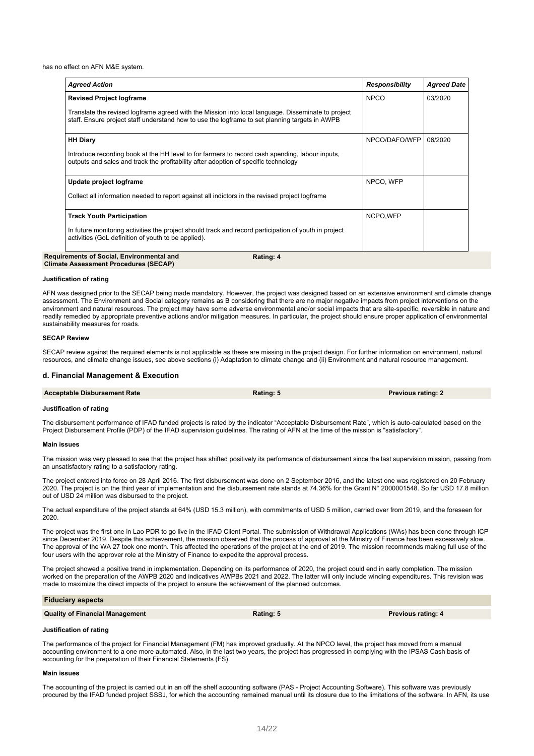has no effect on AFN M&E system.

| *Agreed Action* | *Responsibility* | *Agreed Date* |
| --- | --- | --- |
| **Revised Project logframe**<br><br>Translate the revised logframe agreed with the Mission into local language. Disseminate to project staff. Ensure project staff understand how to use the logframe to set planning targets in AWPB | NPCO | 03/2020 |
| **HH Diary**<br><br>Introduce recording book at the HH level to for farmers to record cash spending, labour inputs, outputs and sales and track the profitability after adoption of specific technology | NPCO/DAFO/WFP | 06/2020 |
| **Update project logframe**<br><br>Collect all information needed to report against all indictors in the revised project logframe | NPCO, WFP | |
| **Track Youth Participation**<br><br>In future monitoring activities the project should track and record participation of youth in project activities (GoL definition of youth to be applied). | NCPO,WFP | |

| Requirements of Social, Environmental and Climate Assessment Procedures (SECAP) | Rating: 4 |
| --- | --- |

**Justification of rating**

AFN was designed prior to the SECAP being made mandatory. However, the project was designed based on an extensive environment and climate change assessment. The Environment and Social category remains as B considering that there are no major negative impacts from project interventions on the environment and natural resources. The project may have some adverse environmental and/or social impacts that are site-specific, reversible in nature and readily remedied by appropriate preventive actions and/or mitigation measures. In particular, the project should ensure proper application of environmental sustainability measures for roads.

**SECAP Review**

SECAP review against the required elements is not applicable as these are missing in the project design. For further information on environment, natural resources, and climate change issues, see above sections (i) Adaptation to climate change and (ii) Environment and natural resource management.

### d. Financial Management & Execution

| Acceptable Disbursement Rate | Rating: 5 | Previous rating: 2 |
| --- | --- | --- |

**Justification of rating**

The disbursement performance of IFAD funded projects is rated by the indicator "Acceptable Disbursement Rate", which is auto-calculated based on the Project Disbursement Profile (PDP) of the IFAD supervision guidelines. The rating of AFN at the time of the mission is "satisfactory".

**Main issues**

The mission was very pleased to see that the project has shifted positively its performance of disbursement since the last supervision mission, passing from an unsatisfactory rating to a satisfactory rating.

The project entered into force on 28 April 2016. The first disbursement was done on 2 September 2016, and the latest one was registered on 20 February 2020. The project is on the third year of implementation and the disbursement rate stands at 74.36% for the Grant N° 2000001548. So far USD 17.8 million out of USD 24 million was disbursed to the project.

The actual expenditure of the project stands at 64% (USD 15.3 million), with commitments of USD 5 million, carried over from 2019, and the foreseen for 2020.

The project was the first one in Lao PDR to go live in the IFAD Client Portal. The submission of Withdrawal Applications (WAs) has been done through ICP since December 2019. Despite this achievement, the mission observed that the process of approval at the Ministry of Finance has been excessively slow. The approval of the WA 27 took one month. This affected the operations of the project at the end of 2019. The mission recommends making full use of the four users with the approver role at the Ministry of Finance to expedite the approval process.

The project showed a positive trend in implementation. Depending on its performance of 2020, the project could end in early completion. The mission worked on the preparation of the AWPB 2020 and indicatives AWPBs 2021 and 2022. The latter will only include winding expenditures. This revision was made to maximize the direct impacts of the project to ensure the achievement of the planned outcomes.

**Fiduciary aspects**

| Quality of Financial Management | Rating: 5 | Previous rating: 4 |
| --- | --- | --- |

**Justification of rating**

The performance of the project for Financial Management (FM) has improved gradually. At the NPCO level, the project has moved from a manual accounting environment to a one more automated. Also, in the last two years, the project has progressed in complying with the IPSAS Cash basis of accounting for the preparation of their Financial Statements (FS).

**Main issues**

The accounting of the project is carried out in an off the shelf accounting software (PAS - Project Accounting Software). This software was previously procured by the IFAD funded project SSSJ, for which the accounting remained manual until its closure due to the limitations of the software. In AFN, its use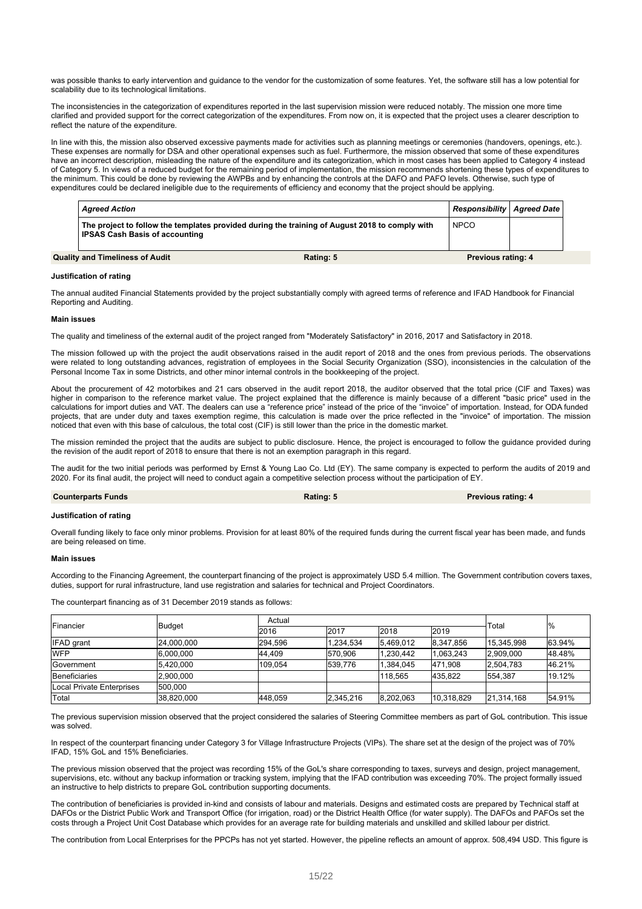was possible thanks to early intervention and guidance to the vendor for the customization of some features. Yet, the software still has a low potential for scalability due to its technological limitations.

The inconsistencies in the categorization of expenditures reported in the last supervision mission were reduced notably. The mission one more time clarified and provided support for the correct categorization of the expenditures. From now on, it is expected that the project uses a clearer description to reflect the nature of the expenditure.

In line with this, the mission also observed excessive payments made for activities such as planning meetings or ceremonies (handovers, openings, etc.). These expenses are normally for DSA and other operational expenses such as fuel. Furthermore, the mission observed that some of these expenditures have an incorrect description, misleading the nature of the expenditure and its categorization, which in most cases has been applied to Category 4 instead of Category 5. In views of a reduced budget for the remaining period of implementation, the mission recommends shortening these types of expenditures to the minimum. This could be done by reviewing the AWPBs and by enhancing the controls at the DAFO and PAFO levels. Otherwise, such type of expenditures could be declared ineligible due to the requirements of efficiency and economy that the project should be applying.

| *Agreed Action* | *Responsibility* | *Agreed Date* |
|---|---|---|
| **The project to follow the templates provided during the training of August 2018 to comply with IPSAS Cash Basis of accounting** | NPCO | |

**Quality and Timeliness of Audit** — **Rating: 5** — **Previous rating: 4**

#### Justification of rating

The annual audited Financial Statements provided by the project substantially comply with agreed terms of reference and IFAD Handbook for Financial Reporting and Auditing.

#### Main issues

The quality and timeliness of the external audit of the project ranged from "Moderately Satisfactory" in 2016, 2017 and Satisfactory in 2018.

The mission followed up with the project the audit observations raised in the audit report of 2018 and the ones from previous periods. The observations were related to long outstanding advances, registration of employees in the Social Security Organization (SSO), inconsistencies in the calculation of the Personal Income Tax in some Districts, and other minor internal controls in the bookkeeping of the project.

About the procurement of 42 motorbikes and 21 cars observed in the audit report 2018, the auditor observed that the total price (CIF and Taxes) was higher in comparison to the reference market value. The project explained that the difference is mainly because of a different "basic price" used in the calculations for import duties and VAT. The dealers can use a "reference price" instead of the price of the "invoice" of importation. Instead, for ODA funded projects, that are under duty and taxes exemption regime, this calculation is made over the price reflected in the "invoice" of importation. The mission noticed that even with this base of calculus, the total cost (CIF) is still lower than the price in the domestic market.

The mission reminded the project that the audits are subject to public disclosure. Hence, the project is encouraged to follow the guidance provided during the revision of the audit report of 2018 to ensure that there is not an exemption paragraph in this regard.

The audit for the two initial periods was performed by Ernst & Young Lao Co. Ltd (EY). The same company is expected to perform the audits of 2019 and 2020. For its final audit, the project will need to conduct again a competitive selection process without the participation of EY.

**Counterparts Funds** — **Rating: 5** — **Previous rating: 4**

#### Justification of rating

Overall funding likely to face only minor problems. Provision for at least 80% of the required funds during the current fiscal year has been made, and funds are being released on time.

#### Main issues

According to the Financing Agreement, the counterpart financing of the project is approximately USD 5.4 million. The Government contribution covers taxes, duties, support for rural infrastructure, land use registration and salaries for technical and Project Coordinators.

The counterpart financing as of 31 December 2019 stands as follows:

| Financier | Budget | Actual | | | | Total | % |
|---|---|---|---|---|---|---|---|
| | | 2016 | 2017 | 2018 | 2019 | | |
| IFAD grant | 24,000,000 | 294,596 | 1,234,534 | 5,469,012 | 8,347,856 | 15,345,998 | 63.94% |
| WFP | 6,000,000 | 44,409 | 570,906 | 1,230,442 | 1,063,243 | 2,909,000 | 48.48% |
| Government | 5,420,000 | 109,054 | 539,776 | 1,384,045 | 471,908 | 2,504,783 | 46.21% |
| Beneficiaries | 2,900,000 | | | 118,565 | 435,822 | 554,387 | 19.12% |
| Local Private Enterprises | 500,000 | | | | | | |
| Total | 38,820,000 | 448,059 | 2,345,216 | 8,202,063 | 10,318,829 | 21,314,168 | 54.91% |

The previous supervision mission observed that the project considered the salaries of Steering Committee members as part of GoL contribution. This issue was solved.

In respect of the counterpart financing under Category 3 for Village Infrastructure Projects (VIPs). The share set at the design of the project was of 70% IFAD, 15% GoL and 15% Beneficiaries.

The previous mission observed that the project was recording 15% of the GoL's share corresponding to taxes, surveys and design, project management, supervisions, etc. without any backup information or tracking system, implying that the IFAD contribution was exceeding 70%. The project formally issued an instructive to help districts to prepare GoL contribution supporting documents.

The contribution of beneficiaries is provided in-kind and consists of labour and materials. Designs and estimated costs are prepared by Technical staff at DAFOs or the District Public Work and Transport Office (for irrigation, road) or the District Health Office (for water supply). The DAFOs and PAFOs set the costs through a Project Unit Cost Database which provides for an average rate for building materials and unskilled and skilled labour per district.

The contribution from Local Enterprises for the PPCPs has not yet started. However, the pipeline reflects an amount of approx. 508,494 USD. This figure is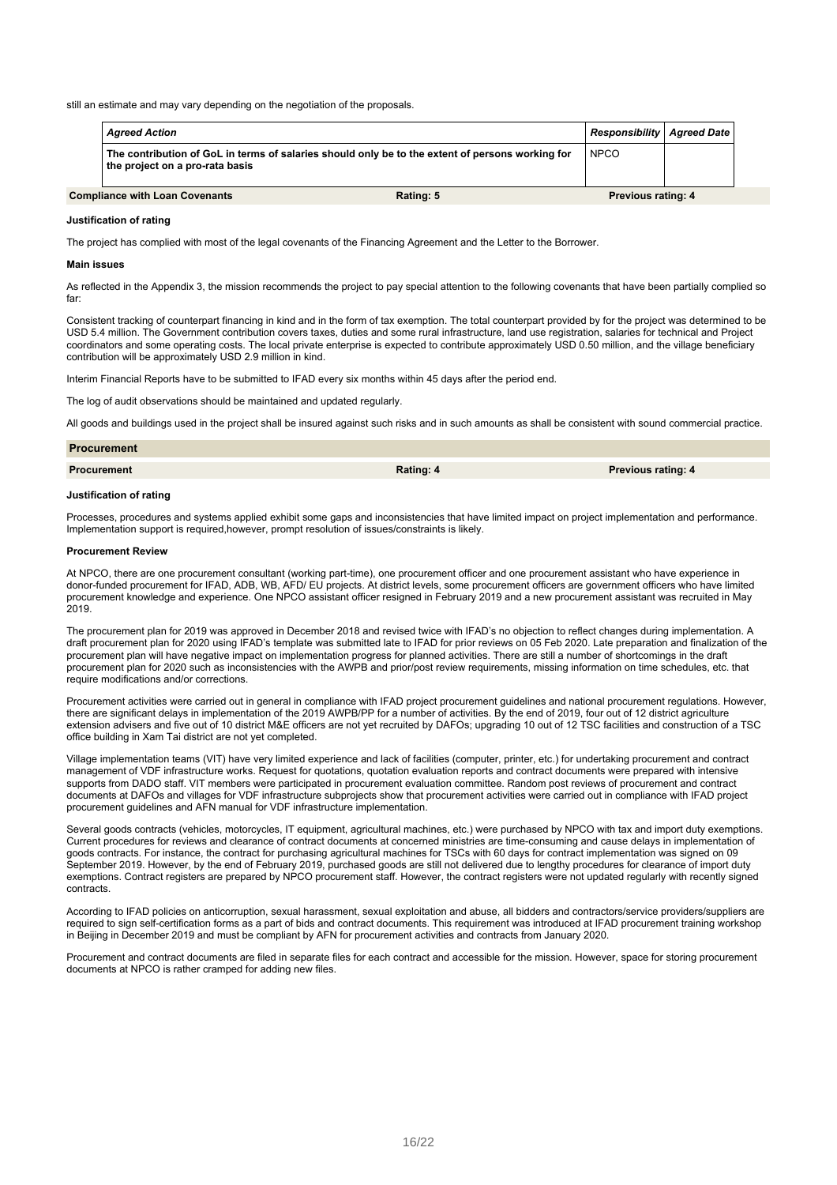still an estimate and may vary depending on the negotiation of the proposals.

| *Agreed Action* | *Responsibility* | *Agreed Date* |
|---|---|---|
| The contribution of GoL in terms of salaries should only be to the extent of persons working for the project on a pro-rata basis | NPCO | |

| **Compliance with Loan Covenants** | **Rating: 5** | **Previous rating: 4** |
|---|---|---|

**Justification of rating**

The project has complied with most of the legal covenants of the Financing Agreement and the Letter to the Borrower.

**Main issues**

As reflected in the Appendix 3, the mission recommends the project to pay special attention to the following covenants that have been partially complied so far:

Consistent tracking of counterpart financing in kind and in the form of tax exemption. The total counterpart provided by for the project was determined to be USD 5.4 million. The Government contribution covers taxes, duties and some rural infrastructure, land use registration, salaries for technical and Project coordinators and some operating costs. The local private enterprise is expected to contribute approximately USD 0.50 million, and the village beneficiary contribution will be approximately USD 2.9 million in kind.

Interim Financial Reports have to be submitted to IFAD every six months within 45 days after the period end.

The log of audit observations should be maintained and updated regularly.

All goods and buildings used in the project shall be insured against such risks and in such amounts as shall be consistent with sound commercial practice.

## Procurement

| **Procurement** | **Rating: 4** | **Previous rating: 4** |
|---|---|---|

**Justification of rating**

Processes, procedures and systems applied exhibit some gaps and inconsistencies that have limited impact on project implementation and performance. Implementation support is required,however, prompt resolution of issues/constraints is likely.

**Procurement Review**

At NPCO, there are one procurement consultant (working part-time), one procurement officer and one procurement assistant who have experience in donor-funded procurement for IFAD, ADB, WB, AFD/ EU projects. At district levels, some procurement officers are government officers who have limited procurement knowledge and experience. One NPCO assistant officer resigned in February 2019 and a new procurement assistant was recruited in May 2019.

The procurement plan for 2019 was approved in December 2018 and revised twice with IFAD's no objection to reflect changes during implementation. A draft procurement plan for 2020 using IFAD's template was submitted late to IFAD for prior reviews on 05 Feb 2020. Late preparation and finalization of the procurement plan will have negative impact on implementation progress for planned activities. There are still a number of shortcomings in the draft procurement plan for 2020 such as inconsistencies with the AWPB and prior/post review requirements, missing information on time schedules, etc. that require modifications and/or corrections.

Procurement activities were carried out in general in compliance with IFAD project procurement guidelines and national procurement regulations. However, there are significant delays in implementation of the 2019 AWPB/PP for a number of activities. By the end of 2019, four out of 12 district agriculture extension advisers and five out of 10 district M&E officers are not yet recruited by DAFOs; upgrading 10 out of 12 TSC facilities and construction of a TSC office building in Xam Tai district are not yet completed.

Village implementation teams (VIT) have very limited experience and lack of facilities (computer, printer, etc.) for undertaking procurement and contract management of VDF infrastructure works. Request for quotations, quotation evaluation reports and contract documents were prepared with intensive supports from DADO staff. VIT members were participated in procurement evaluation committee. Random post reviews of procurement and contract documents at DAFOs and villages for VDF infrastructure subprojects show that procurement activities were carried out in compliance with IFAD project procurement guidelines and AFN manual for VDF infrastructure implementation.

Several goods contracts (vehicles, motorcycles, IT equipment, agricultural machines, etc.) were purchased by NPCO with tax and import duty exemptions. Current procedures for reviews and clearance of contract documents at concerned ministries are time-consuming and cause delays in implementation of goods contracts. For instance, the contract for purchasing agricultural machines for TSCs with 60 days for contract implementation was signed on 09 September 2019. However, by the end of February 2019, purchased goods are still not delivered due to lengthy procedures for clearance of import duty exemptions. Contract registers are prepared by NPCO procurement staff. However, the contract registers were not updated regularly with recently signed contracts.

According to IFAD policies on anticorruption, sexual harassment, sexual exploitation and abuse, all bidders and contractors/service providers/suppliers are required to sign self-certification forms as a part of bids and contract documents. This requirement was introduced at IFAD procurement training workshop in Beijing in December 2019 and must be compliant by AFN for procurement activities and contracts from January 2020.

Procurement and contract documents are filed in separate files for each contract and accessible for the mission. However, space for storing procurement documents at NPCO is rather cramped for adding new files.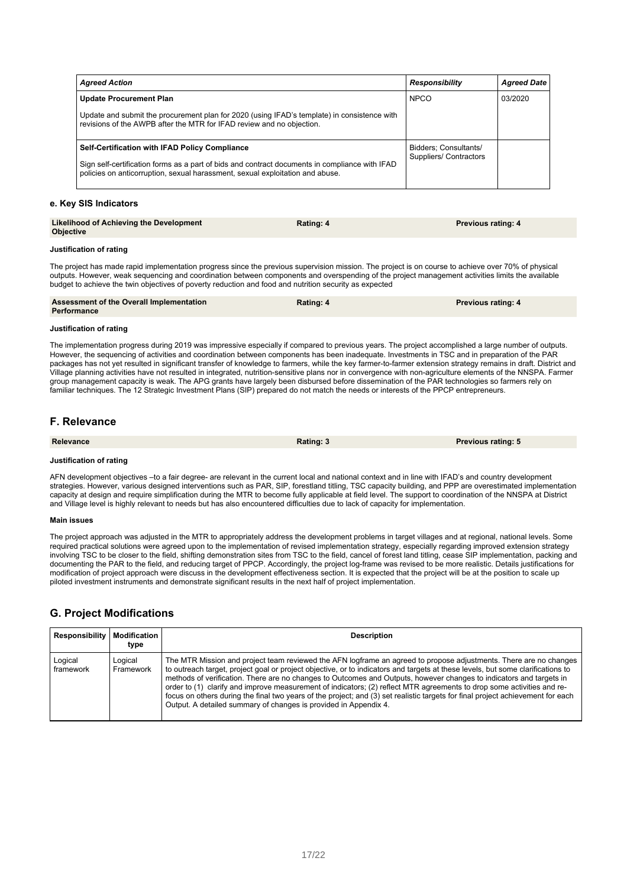| *Agreed Action* | *Responsibility* | *Agreed Date* |
|---|---|---|
| **Update Procurement Plan**<br><br>Update and submit the procurement plan for 2020 (using IFAD's template) in consistence with revisions of the AWPB after the MTR for IFAD review and no objection. | NPCO | 03/2020 |
| **Self-Certification with IFAD Policy Compliance**<br><br>Sign self-certification forms as a part of bids and contract documents in compliance with IFAD policies on anticorruption, sexual harassment, sexual exploitation and abuse. | Bidders; Consultants/ Suppliers/ Contractors | |

### e. Key SIS Indicators

| **Likelihood of Achieving the Development Objective** | **Rating: 4** | **Previous rating: 4** |
|---|---|---|

**Justification of rating**

The project has made rapid implementation progress since the previous supervision mission. The project is on course to achieve over 70% of physical outputs. However, weak sequencing and coordination between components and overspending of the project management activities limits the available budget to achieve the twin objectives of poverty reduction and food and nutrition security as expected

| **Assessment of the Overall Implementation Performance** | **Rating: 4** | **Previous rating: 4** |
|---|---|---|

**Justification of rating**

The implementation progress during 2019 was impressive especially if compared to previous years. The project accomplished a large number of outputs. However, the sequencing of activities and coordination between components has been inadequate. Investments in TSC and in preparation of the PAR packages has not yet resulted in significant transfer of knowledge to farmers, while the key farmer-to-farmer extension strategy remains in draft. District and Village planning activities have not resulted in integrated, nutrition-sensitive plans nor in convergence with non-agriculture elements of the NNSPA. Farmer group management capacity is weak. The APG grants have largely been disbursed before dissemination of the PAR technologies so farmers rely on familiar techniques. The 12 Strategic Investment Plans (SIP) prepared do not match the needs or interests of the PPCP entrepreneurs.

## F. Relevance

| **Relevance** | **Rating: 3** | **Previous rating: 5** |
|---|---|---|

**Justification of rating**

AFN development objectives –to a fair degree- are relevant in the current local and national context and in line with IFAD's and country development strategies. However, various designed interventions such as PAR, SIP, forestland titling, TSC capacity building, and PPP are overestimated implementation capacity at design and require simplification during the MTR to become fully applicable at field level. The support to coordination of the NNSPA at District and Village level is highly relevant to needs but has also encountered difficulties due to lack of capacity for implementation.

**Main issues**

The project approach was adjusted in the MTR to appropriately address the development problems in target villages and at regional, national levels. Some required practical solutions were agreed upon to the implementation of revised implementation strategy, especially regarding improved extension strategy involving TSC to be closer to the field, shifting demonstration sites from TSC to the field, cancel of forest land titling, cease SIP implementation, packing and documenting the PAR to the field, and reducing target of PPCP. Accordingly, the project log-frame was revised to be more realistic. Details justifications for modification of project approach were discuss in the development effectiveness section. It is expected that the project will be at the position to scale up piloted investment instruments and demonstrate significant results in the next half of project implementation.

## G. Project Modifications

| Responsibility | Modification type | Description |
|---|---|---|
| Logical framework | Logical Framework | The MTR Mission and project team reviewed the AFN logframe an agreed to propose adjustments. There are no changes to outreach target, project goal or project objective, or to indicators and targets at these levels, but some clarifications to methods of verification. There are no changes to Outcomes and Outputs, however changes to indicators and targets in order to (1) clarify and improve measurement of indicators; (2) reflect MTR agreements to drop some activities and re-focus on others during the final two years of the project; and (3) set realistic targets for final project achievement for each Output. A detailed summary of changes is provided in Appendix 4. |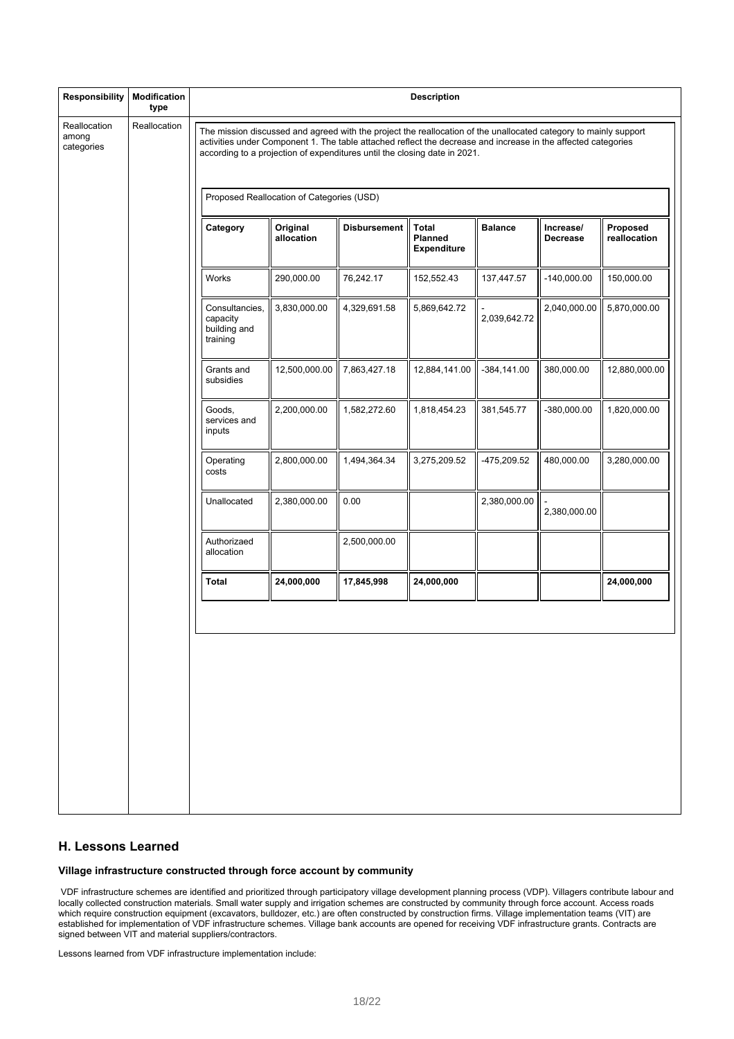| Responsibility | Modification type | Description |
|---|---|---|
| Reallocation among categories | Reallocation | The mission discussed and agreed with the project the reallocation of the unallocated category to mainly support activities under Component 1. The table attached reflect the decrease and increase in the affected categories according to a projection of expenditures until the closing date in 2021. |

Proposed Reallocation of Categories (USD)

| Category | Original allocation | Disbursement | Total Planned Expenditure | Balance | Increase/ Decrease | Proposed reallocation |
|---|---|---|---|---|---|---|
| Works | 290,000.00 | 76,242.17 | 152,552.43 | 137,447.57 | -140,000.00 | 150,000.00 |
| Consultancies, capacity building and training | 3,830,000.00 | 4,329,691.58 | 5,869,642.72 | -2,039,642.72 | 2,040,000.00 | 5,870,000.00 |
| Grants and subsidies | 12,500,000.00 | 7,863,427.18 | 12,884,141.00 | -384,141.00 | 380,000.00 | 12,880,000.00 |
| Goods, services and inputs | 2,200,000.00 | 1,582,272.60 | 1,818,454.23 | 381,545.77 | -380,000.00 | 1,820,000.00 |
| Operating costs | 2,800,000.00 | 1,494,364.34 | 3,275,209.52 | -475,209.52 | 480,000.00 | 3,280,000.00 |
| Unallocated | 2,380,000.00 | 0.00 | | 2,380,000.00 | -2,380,000.00 | |
| Authorizaed allocation | | 2,500,000.00 | | | | |
| **Total** | **24,000,000** | **17,845,998** | **24,000,000** | | | **24,000,000** |

## H. Lessons Learned

### Village infrastructure constructed through force account by community

VDF infrastructure schemes are identified and prioritized through participatory village development planning process (VDP). Villagers contribute labour and locally collected construction materials. Small water supply and irrigation schemes are constructed by community through force account. Access roads which require construction equipment (excavators, bulldozer, etc.) are often constructed by construction firms. Village implementation teams (VIT) are established for implementation of VDF infrastructure schemes. Village bank accounts are opened for receiving VDF infrastructure grants. Contracts are signed between VIT and material suppliers/contractors.

Lessons learned from VDF infrastructure implementation include: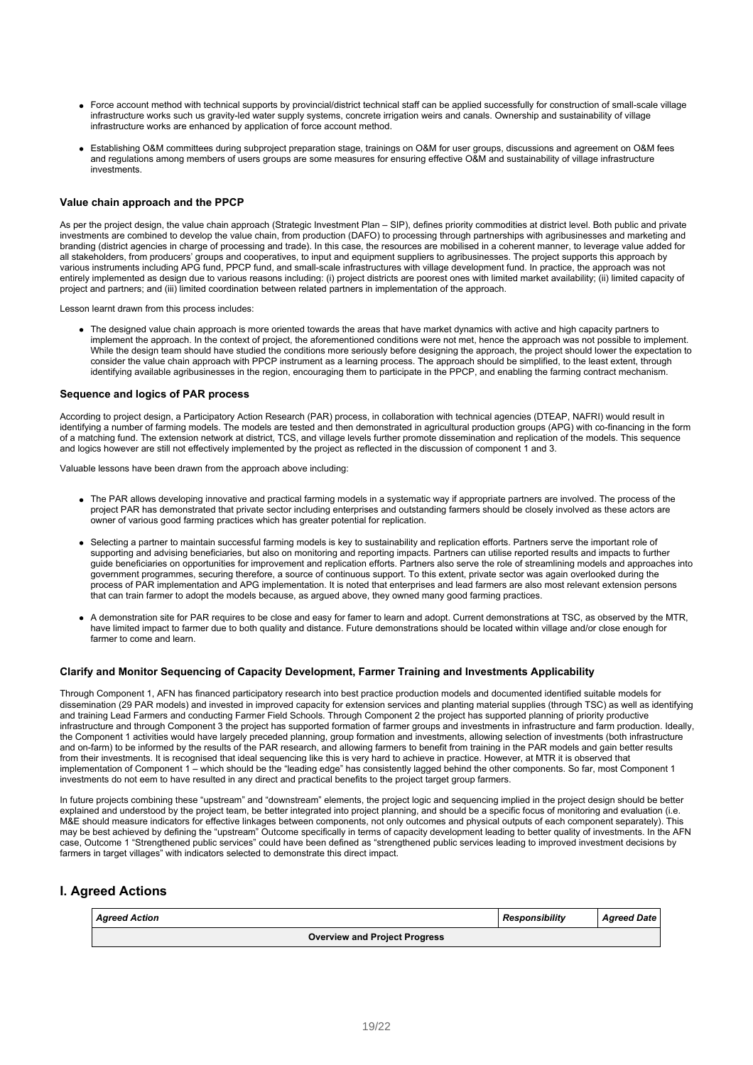- Force account method with technical supports by provincial/district technical staff can be applied successfully for construction of small-scale village infrastructure works such us gravity-led water supply systems, concrete irrigation weirs and canals. Ownership and sustainability of village infrastructure works are enhanced by application of force account method.
- Establishing O&M committees during subproject preparation stage, trainings on O&M for user groups, discussions and agreement on O&M fees and regulations among members of users groups are some measures for ensuring effective O&M and sustainability of village infrastructure investments.

#### Value chain approach and the PPCP

As per the project design, the value chain approach (Strategic Investment Plan – SIP), defines priority commodities at district level. Both public and private investments are combined to develop the value chain, from production (DAFO) to processing through partnerships with agribusinesses and marketing and branding (district agencies in charge of processing and trade). In this case, the resources are mobilised in a coherent manner, to leverage value added for all stakeholders, from producers' groups and cooperatives, to input and equipment suppliers to agribusinesses. The project supports this approach by various instruments including APG fund, PPCP fund, and small-scale infrastructures with village development fund. In practice, the approach was not entirely implemented as design due to various reasons including: (i) project districts are poorest ones with limited market availability; (ii) limited capacity of project and partners; and (iii) limited coordination between related partners in implementation of the approach.

Lesson learnt drawn from this process includes:

- The designed value chain approach is more oriented towards the areas that have market dynamics with active and high capacity partners to implement the approach. In the context of project, the aforementioned conditions were not met, hence the approach was not possible to implement. While the design team should have studied the conditions more seriously before designing the approach, the project should lower the expectation to consider the value chain approach with PPCP instrument as a learning process. The approach should be simplified, to the least extent, through identifying available agribusinesses in the region, encouraging them to participate in the PPCP, and enabling the farming contract mechanism.

#### Sequence and logics of PAR process

According to project design, a Participatory Action Research (PAR) process, in collaboration with technical agencies (DTEAP, NAFRI) would result in identifying a number of farming models. The models are tested and then demonstrated in agricultural production groups (APG) with co-financing in the form of a matching fund. The extension network at district, TCS, and village levels further promote dissemination and replication of the models. This sequence and logics however are still not effectively implemented by the project as reflected in the discussion of component 1 and 3.

Valuable lessons have been drawn from the approach above including:

- The PAR allows developing innovative and practical farming models in a systematic way if appropriate partners are involved. The process of the project PAR has demonstrated that private sector including enterprises and outstanding farmers should be closely involved as these actors are owner of various good farming practices which has greater potential for replication.
- Selecting a partner to maintain successful farming models is key to sustainability and replication efforts. Partners serve the important role of supporting and advising beneficiaries, but also on monitoring and reporting impacts. Partners can utilise reported results and impacts to further guide beneficiaries on opportunities for improvement and replication efforts. Partners also serve the role of streamlining models and approaches into government programmes, securing therefore, a source of continuous support. To this extent, private sector was again overlooked during the process of PAR implementation and APG implementation. It is noted that enterprises and lead farmers are also most relevant extension persons that can train farmer to adopt the models because, as argued above, they owned many good farming practices.
- A demonstration site for PAR requires to be close and easy for famer to learn and adopt. Current demonstrations at TSC, as observed by the MTR, have limited impact to farmer due to both quality and distance. Future demonstrations should be located within village and/or close enough for farmer to come and learn.

#### Clarify and Monitor Sequencing of Capacity Development, Farmer Training and Investments Applicability

Through Component 1, AFN has financed participatory research into best practice production models and documented identified suitable models for dissemination (29 PAR models) and invested in improved capacity for extension services and planting material supplies (through TSC) as well as identifying and training Lead Farmers and conducting Farmer Field Schools. Through Component 2 the project has supported planning of priority productive infrastructure and through Component 3 the project has supported formation of farmer groups and investments in infrastructure and farm production. Ideally, the Component 1 activities would have largely preceded planning, group formation and investments, allowing selection of investments (both infrastructure and on-farm) to be informed by the results of the PAR research, and allowing farmers to benefit from training in the PAR models and gain better results from their investments. It is recognised that ideal sequencing like this is very hard to achieve in practice. However, at MTR it is observed that implementation of Component 1 – which should be the "leading edge" has consistently lagged behind the other components. So far, most Component 1 investments do not eem to have resulted in any direct and practical benefits to the project target group farmers.

In future projects combining these "upstream" and "downstream" elements, the project logic and sequencing implied in the project design should be better explained and understood by the project team, be better integrated into project planning, and should be a specific focus of monitoring and evaluation (i.e. M&E should measure indicators for effective linkages between components, not only outcomes and physical outputs of each component separately). This may be best achieved by defining the "upstream" Outcome specifically in terms of capacity development leading to better quality of investments. In the AFN case, Outcome 1 "Strengthened public services" could have been defined as "strengthened public services leading to improved investment decisions by farmers in target villages" with indicators selected to demonstrate this direct impact.

## I. Agreed Actions

| *Agreed Action* | *Responsibility* | *Agreed Date* |
|---|---|---|
| **Overview and Project Progress** | | |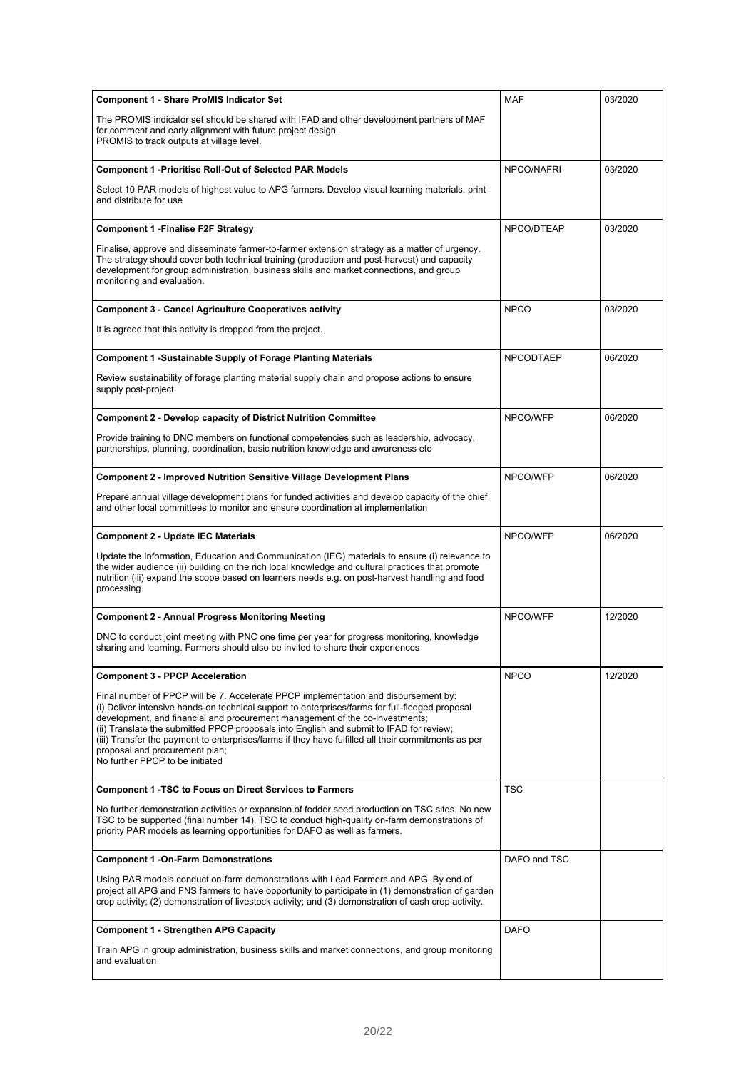| | | |
|---|---|---|
| **Component 1 - Share ProMIS Indicator Set**<br><br>The PROMIS indicator set should be shared with IFAD and other development partners of MAF for comment and early alignment with future project design.<br>PROMIS to track outputs at village level. | MAF | 03/2020 |
| **Component 1 -Prioritise Roll-Out of Selected PAR Models**<br><br>Select 10 PAR models of highest value to APG farmers. Develop visual learning materials, print and distribute for use | NPCO/NAFRI | 03/2020 |
| **Component 1 -Finalise F2F Strategy**<br><br>Finalise, approve and disseminate farmer-to-farmer extension strategy as a matter of urgency. The strategy should cover both technical training (production and post-harvest) and capacity development for group administration, business skills and market connections, and group monitoring and evaluation. | NPCO/DTEAP | 03/2020 |
| **Component 3 - Cancel Agriculture Cooperatives activity**<br><br>It is agreed that this activity is dropped from the project. | NPCO | 03/2020 |
| **Component 1 -Sustainable Supply of Forage Planting Materials**<br><br>Review sustainability of forage planting material supply chain and propose actions to ensure supply post-project | NPCODTAEP | 06/2020 |
| **Component 2 - Develop capacity of District Nutrition Committee**<br><br>Provide training to DNC members on functional competencies such as leadership, advocacy, partnerships, planning, coordination, basic nutrition knowledge and awareness etc | NPCO/WFP | 06/2020 |
| **Component 2 - Improved Nutrition Sensitive Village Development Plans**<br><br>Prepare annual village development plans for funded activities and develop capacity of the chief and other local committees to monitor and ensure coordination at implementation | NPCO/WFP | 06/2020 |
| **Component 2 - Update IEC Materials**<br><br>Update the Information, Education and Communication (IEC) materials to ensure (i) relevance to the wider audience (ii) building on the rich local knowledge and cultural practices that promote nutrition (iii) expand the scope based on learners needs e.g. on post-harvest handling and food processing | NPCO/WFP | 06/2020 |
| **Component 2 - Annual Progress Monitoring Meeting**<br><br>DNC to conduct joint meeting with PNC one time per year for progress monitoring, knowledge sharing and learning. Farmers should also be invited to share their experiences | NPCO/WFP | 12/2020 |
| **Component 3 - PPCP Acceleration**<br><br>Final number of PPCP will be 7. Accelerate PPCP implementation and disbursement by:<br>(i) Deliver intensive hands-on technical support to enterprises/farms for full-fledged proposal development, and financial and procurement management of the co-investments;<br>(ii) Translate the submitted PPCP proposals into English and submit to IFAD for review;<br>(iii) Transfer the payment to enterprises/farms if they have fulfilled all their commitments as per proposal and procurement plan;<br>No further PPCP to be initiated | NPCO | 12/2020 |
| **Component 1 -TSC to Focus on Direct Services to Farmers**<br><br>No further demonstration activities or expansion of fodder seed production on TSC sites. No new TSC to be supported (final number 14). TSC to conduct high-quality on-farm demonstrations of priority PAR models as learning opportunities for DAFO as well as farmers. | TSC | |
| **Component 1 -On-Farm Demonstrations**<br><br>Using PAR models conduct on-farm demonstrations with Lead Farmers and APG. By end of project all APG and FNS farmers to have opportunity to participate in (1) demonstration of garden crop activity; (2) demonstration of livestock activity; and (3) demonstration of cash crop activity. | DAFO and TSC | |
| **Component 1 - Strengthen APG Capacity**<br><br>Train APG in group administration, business skills and market connections, and group monitoring and evaluation | DAFO | |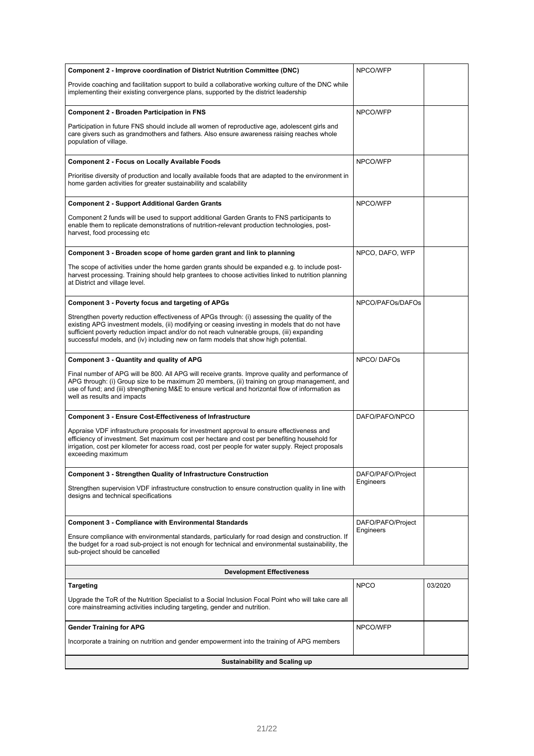| | | |
|---|---|---|
| **Component 2 - Improve coordination of District Nutrition Committee (DNC)**<br><br>Provide coaching and facilitation support to build a collaborative working culture of the DNC while implementing their existing convergence plans, supported by the district leadership | NPCO/WFP | |
| **Component 2 - Broaden Participation in FNS**<br><br>Participation in future FNS should include all women of reproductive age, adolescent girls and care givers such as grandmothers and fathers. Also ensure awareness raising reaches whole population of village. | NPCO/WFP | |
| **Component 2 - Focus on Locally Available Foods**<br><br>Prioritise diversity of production and locally available foods that are adapted to the environment in home garden activities for greater sustainability and scalability | NPCO/WFP | |
| **Component 2 - Support Additional Garden Grants**<br><br>Component 2 funds will be used to support additional Garden Grants to FNS participants to enable them to replicate demonstrations of nutrition-relevant production technologies, post-harvest, food processing etc | NPCO/WFP | |
| **Component 3 - Broaden scope of home garden grant and link to planning**<br><br>The scope of activities under the home garden grants should be expanded e.g. to include post-harvest processing. Training should help grantees to choose activities linked to nutrition planning at District and village level. | NPCO, DAFO, WFP | |
| **Component 3 - Poverty focus and targeting of APGs**<br><br>Strengthen poverty reduction effectiveness of APGs through: (i) assessing the quality of the existing APG investment models, (ii) modifying or ceasing investing in models that do not have sufficient poverty reduction impact and/or do not reach vulnerable groups, (iii) expanding successful models, and (iv) including new on farm models that show high potential. | NPCO/PAFOs/DAFOs | |
| **Component 3 - Quantity and quality of APG**<br><br>Final number of APG will be 800. All APG will receive grants. Improve quality and performance of APG through: (i) Group size to be maximum 20 members, (ii) training on group management, and use of fund; and (iii) strengthening M&E to ensure vertical and horizontal flow of information as well as results and impacts | NPCO/ DAFOs | |
| **Component 3 - Ensure Cost-Effectiveness of Infrastructure**<br><br>Appraise VDF infrastructure proposals for investment approval to ensure effectiveness and efficiency of investment. Set maximum cost per hectare and cost per benefiting household for irrigation, cost per kilometer for access road, cost per people for water supply. Reject proposals exceeding maximum | DAFO/PAFO/NPCO | |
| **Component 3 - Strengthen Quality of Infrastructure Construction**<br><br>Strengthen supervision VDF infrastructure construction to ensure construction quality in line with designs and technical specifications | DAFO/PAFO/Project Engineers | |
| **Component 3 - Compliance with Environmental Standards**<br><br>Ensure compliance with environmental standards, particularly for road design and construction. If the budget for a road sub-project is not enough for technical and environmental sustainability, the sub-project should be cancelled | DAFO/PAFO/Project Engineers | |
| **Development Effectiveness** | | |
| **Targeting**<br><br>Upgrade the ToR of the Nutrition Specialist to a Social Inclusion Focal Point who will take care all core mainstreaming activities including targeting, gender and nutrition. | NPCO | 03/2020 |
| **Gender Training for APG**<br><br>Incorporate a training on nutrition and gender empowerment into the training of APG members | NPCO/WFP | |
| **Sustainability and Scaling up** | | |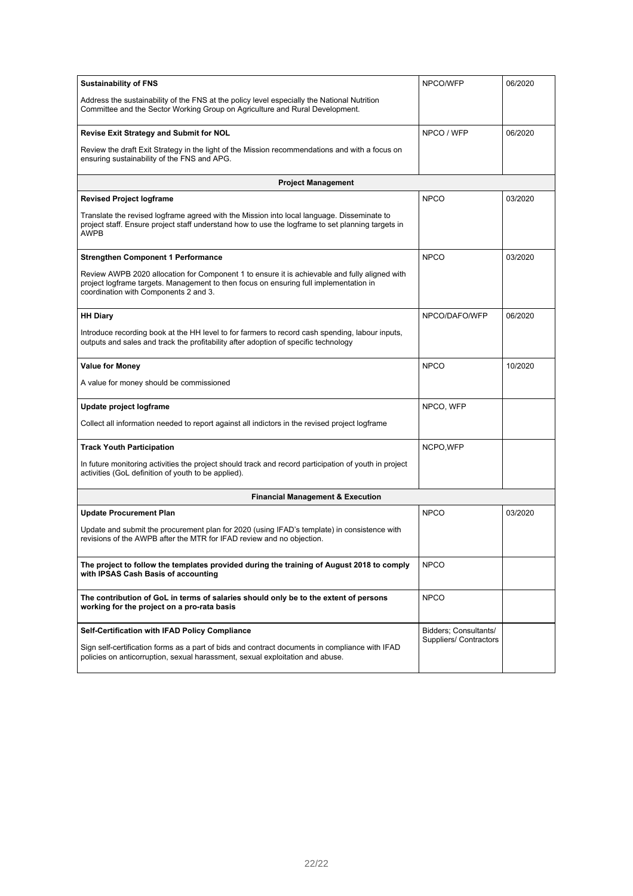| | | |
|---|---|---|
| **Sustainability of FNS**<br><br>Address the sustainability of the FNS at the policy level especially the National Nutrition Committee and the Sector Working Group on Agriculture and Rural Development. | NPCO/WFP | 06/2020 |
| **Revise Exit Strategy and Submit for NOL**<br><br>Review the draft Exit Strategy in the light of the Mission recommendations and with a focus on ensuring sustainability of the FNS and APG. | NPCO / WFP | 06/2020 |
| **Project Management** | | |
| **Revised Project logframe**<br><br>Translate the revised logframe agreed with the Mission into local language. Disseminate to project staff. Ensure project staff understand how to use the logframe to set planning targets in AWPB | NPCO | 03/2020 |
| **Strengthen Component 1 Performance**<br><br>Review AWPB 2020 allocation for Component 1 to ensure it is achievable and fully aligned with project logframe targets. Management to then focus on ensuring full implementation in coordination with Components 2 and 3. | NPCO | 03/2020 |
| **HH Diary**<br><br>Introduce recording book at the HH level to for farmers to record cash spending, labour inputs, outputs and sales and track the profitability after adoption of specific technology | NPCO/DAFO/WFP | 06/2020 |
| **Value for Money**<br><br>A value for money should be commissioned | NPCO | 10/2020 |
| **Update project logframe**<br><br>Collect all information needed to report against all indictors in the revised project logframe | NPCO, WFP | |
| **Track Youth Participation**<br><br>In future monitoring activities the project should track and record participation of youth in project activities (GoL definition of youth to be applied). | NCPO,WFP | |
| **Financial Management & Execution** | | |
| **Update Procurement Plan**<br><br>Update and submit the procurement plan for 2020 (using IFAD's template) in consistence with revisions of the AWPB after the MTR for IFAD review and no objection. | NPCO | 03/2020 |
| **The project to follow the templates provided during the training of August 2018 to comply with IPSAS Cash Basis of accounting** | NPCO | |
| **The contribution of GoL in terms of salaries should only be to the extent of persons working for the project on a pro-rata basis** | NPCO | |
| **Self-Certification with IFAD Policy Compliance**<br><br>Sign self-certification forms as a part of bids and contract documents in compliance with IFAD policies on anticorruption, sexual harassment, sexual exploitation and abuse. | Bidders; Consultants/ Suppliers/ Contractors | |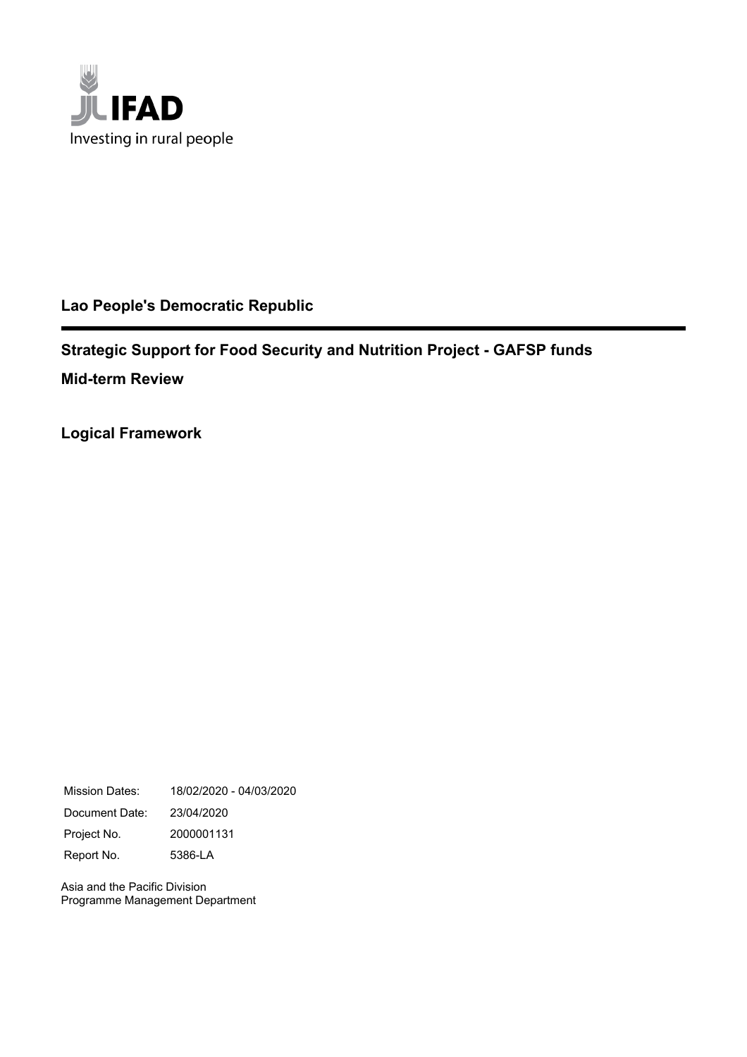IFAD

Investing in rural people

**Lao People's Democratic Republic**

---

**Strategic Support for Food Security and Nutrition Project - GAFSP funds**

**Mid-term Review**

**Logical Framework**

| | |
|---|---|
| Mission Dates: | 18/02/2020 - 04/03/2020 |
| Document Date: | 23/04/2020 |
| Project No. | 2000001131 |
| Report No. | 5386-LA |

Asia and the Pacific Division
Programme Management Department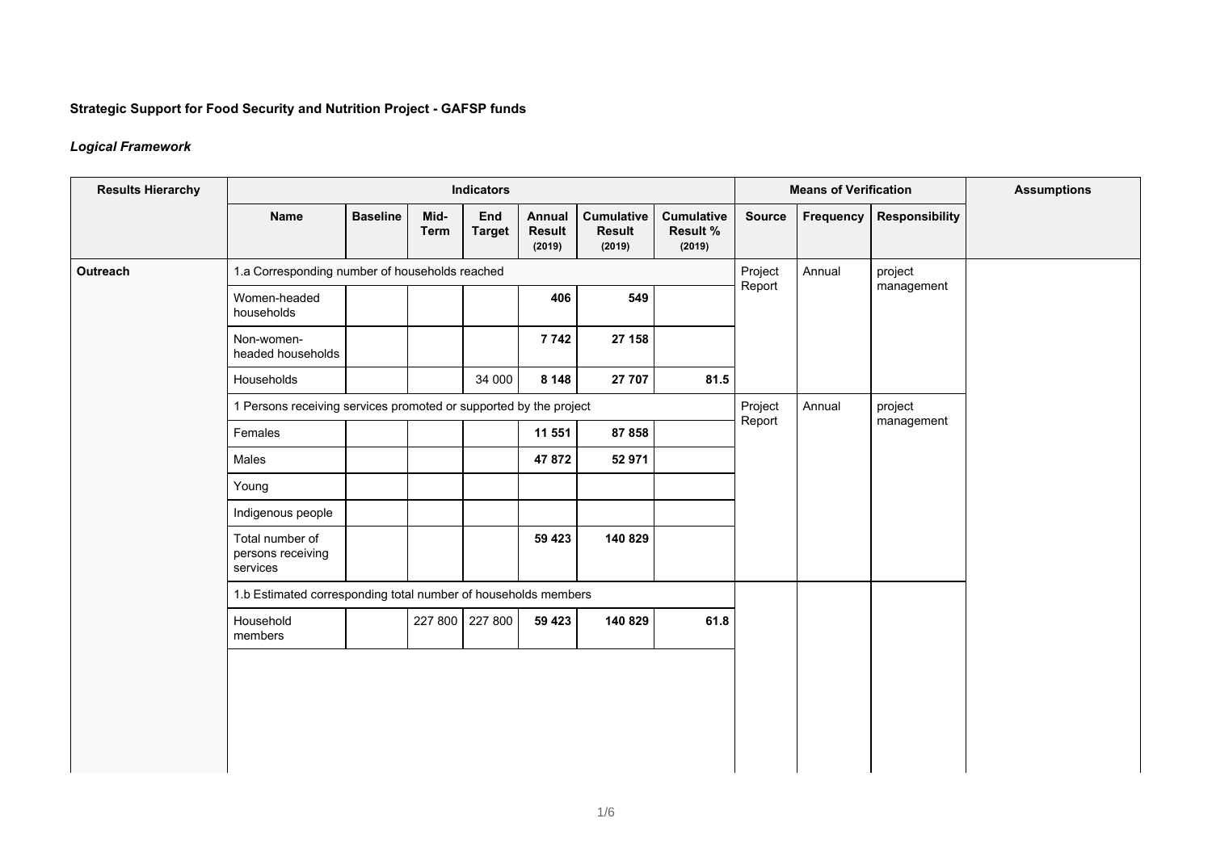**Strategic Support for Food Security and Nutrition Project - GAFSP funds**

***Logical Framework***

| Results Hierarchy | Indicators | | | | | | | Means of Verification | | | Assumptions |
|---|---|---|---|---|---|---|---|---|---|---|---|
| | Name | Baseline | Mid-Term | End Target | Annual Result (2019) | Cumulative Result (2019) | Cumulative Result % (2019) | Source | Frequency | Responsibility | |
| **Outreach** | 1.a Corresponding number of households reached | | | | | | | Project Report | Annual | project management | |
| | Women-headed households | | | | **406** | **549** | | | | | |
| | Non-women-headed households | | | | **7 742** | **27 158** | | | | | |
| | Households | | | 34 000 | **8 148** | **27 707** | **81.5** | | | | |
| | 1 Persons receiving services promoted or supported by the project | | | | | | | Project Report | Annual | project management | |
| | Females | | | | **11 551** | **87 858** | | | | | |
| | Males | | | | **47 872** | **52 971** | | | | | |
| | Young | | | | | | | | | | |
| | Indigenous people | | | | | | | | | | |
| | Total number of persons receiving services | | | | **59 423** | **140 829** | | | | | |
| | 1.b Estimated corresponding total number of households members | | | | | | | | | | |
| | Household members | | 227 800 | 227 800 | **59 423** | **140 829** | **61.8** | | | | |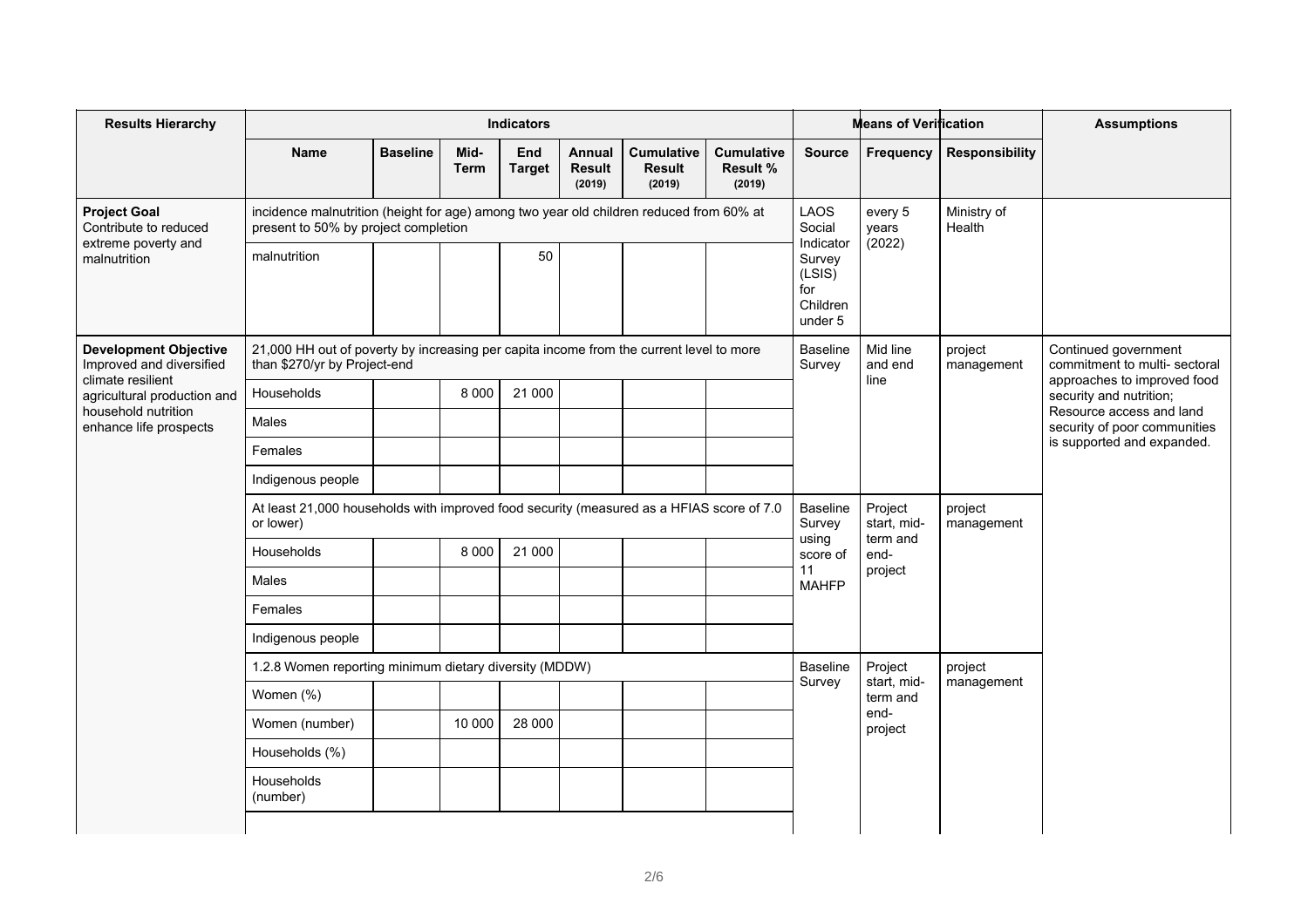| Results Hierarchy | Indicators | | | | | | | Means of Verification | | | Assumptions |
|---|---|---|---|---|---|---|---|---|---|---|---|
| | **Name** | **Baseline** | **Mid-Term** | **End Target** | **Annual Result (2019)** | **Cumulative Result (2019)** | **Cumulative Result % (2019)** | **Source** | **Frequency** | **Responsibility** | |
| **Project Goal** Contribute to reduced extreme poverty and malnutrition | incidence malnutrition (height for age) among two year old children reduced from 60% at present to 50% by project completion | | | | | | | LAOS Social Indicator Survey (LSIS) for Children under 5 | every 5 years (2022) | Ministry of Health | |
| | malnutrition | | | 50 | | | | | | | |
| **Development Objective** Improved and diversified climate resilient agricultural production and household nutrition enhance life prospects | 21,000 HH out of poverty by increasing per capita income from the current level to more than $270/yr by Project-end | | | | | | | Baseline Survey | Mid line and end line | project management | Continued government commitment to multi- sectoral approaches to improved food security and nutrition; Resource access and land security of poor communities is supported and expanded. |
| | Households | | 8 000 | 21 000 | | | | | | | |
| | Males | | | | | | | | | | |
| | Females | | | | | | | | | | |
| | Indigenous people | | | | | | | | | | |
| | At least 21,000 households with improved food security (measured as a HFIAS score of 7.0 or lower) | | | | | | | Baseline Survey using score of 11 MAHFP | Project start, mid-term and end-project | project management | |
| | Households | | 8 000 | 21 000 | | | | | | | |
| | Males | | | | | | | | | | |
| | Females | | | | | | | | | | |
| | Indigenous people | | | | | | | | | | |
| | 1.2.8 Women reporting minimum dietary diversity (MDDW) | | | | | | | Baseline Survey | Project start, mid-term and end-project | project management | |
| | Women (%) | | | | | | | | | | |
| | Women (number) | | 10 000 | 28 000 | | | | | | | |
| | Households (%) | | | | | | | | | | |
| | Households (number) | | | | | | | | | | |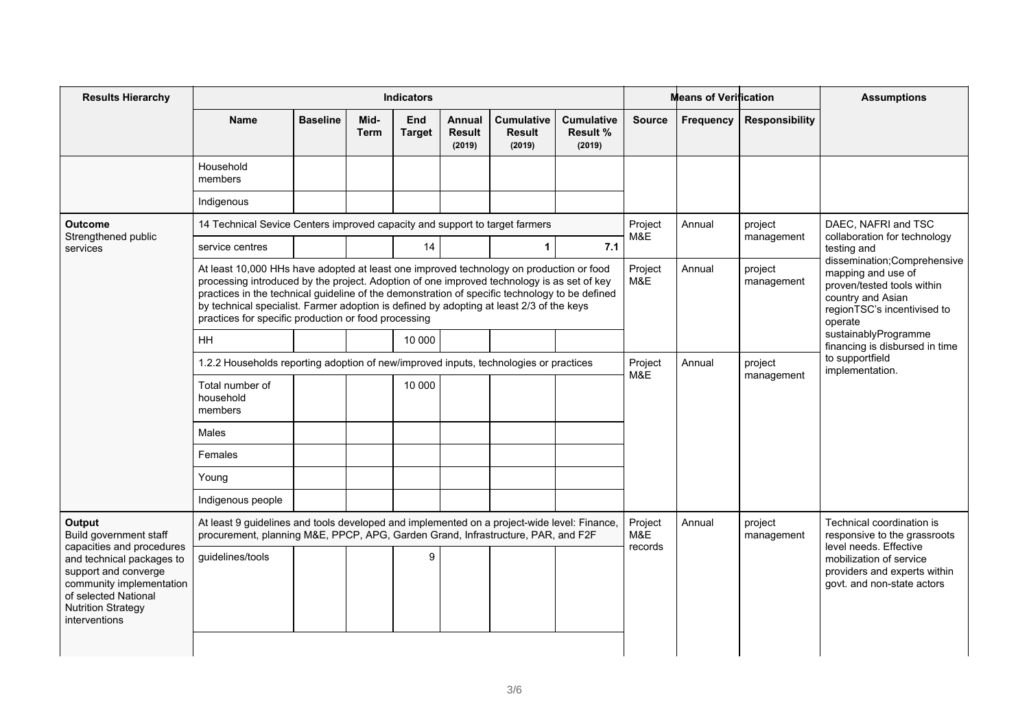| Results Hierarchy | Indicators | | | | | | | Means of Verification | | | Assumptions |
|---|---|---|---|---|---|---|---|---|---|---|---|
| | Name | Baseline | Mid-Term | End Target | Annual Result (2019) | Cumulative Result (2019) | Cumulative Result % (2019) | Source | Frequency | Responsibility | |
| | Household members | | | | | | | | | | |
| | Indigenous | | | | | | | | | | |
| **Outcome** Strengthened public services | 14 Technical Sevice Centers improved capacity and support to target farmers | | | | | | | Project M&E | Annual | project management | DAEC, NAFRI and TSC collaboration for technology testing and dissemination;Comprehensive mapping and use of proven/tested tools within country and Asian regionTSC's incentivised to operate sustainablyProgramme financing is disbursed in time to supportfield implementation. |
| | service centres | | | 14 | | **1** | **7.1** | | | | |
| | At least 10,000 HHs have adopted at least one improved technology on production or food processing introduced by the project. Adoption of one improved technology is as set of key practices in the technical guideline of the demonstration of specific technology to be defined by technical specialist. Farmer adoption is defined by adopting at least 2/3 of the keys practices for specific production or food processing | | | | | | | Project M&E | Annual | project management | |
| | HH | | | 10 000 | | | | | | | |
| | 1.2.2 Households reporting adoption of new/improved inputs, technologies or practices | | | | | | | Project M&E | Annual | project management | |
| | Total number of household members | | | 10 000 | | | | | | | |
| | Males | | | | | | | | | | |
| | Females | | | | | | | | | | |
| | Young | | | | | | | | | | |
| | Indigenous people | | | | | | | | | | |
| **Output** Build government staff capacities and procedures and technical packages to support and converge community implementation of selected National Nutrition Strategy interventions | At least 9 guidelines and tools developed and implemented on a project-wide level: Finance, procurement, planning M&E, PPCP, APG, Garden Grand, Infrastructure, PAR, and F2F | | | | | | | Project M&E records | Annual | project management | Technical coordination is responsive to the grassroots level needs. Effective mobilization of service providers and experts within govt. and non-state actors |
| | guidelines/tools | | | 9 | | | | | | | |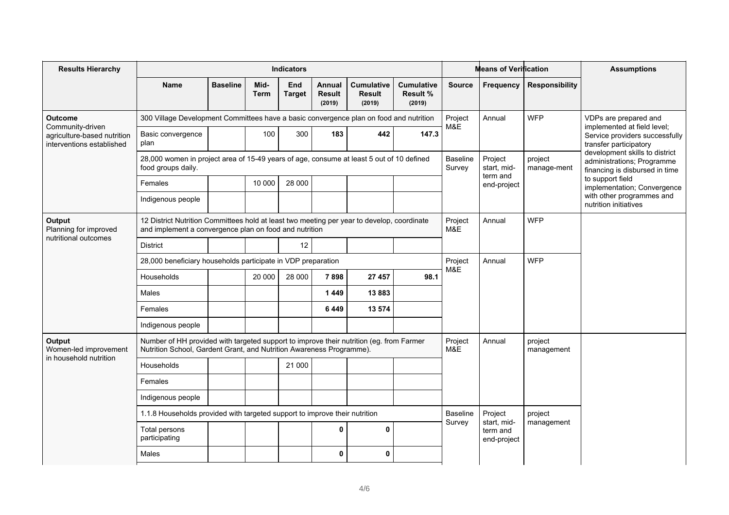| Results Hierarchy | Indicators | | | | | | | Means of Verification | | | Assumptions |
|---|---|---|---|---|---|---|---|---|---|---|---|
| | **Name** | **Baseline** | **Mid-Term** | **End Target** | **Annual Result (2019)** | **Cumulative Result (2019)** | **Cumulative Result % (2019)** | **Source** | **Frequency** | **Responsibility** | |
| **Outcome** Community-driven agriculture-based nutrition interventions established | 300 Village Development Committees have a basic convergence plan on food and nutrition | | | | | | | Project M&E | Annual | WFP | VDPs are prepared and implemented at field level; Service providers successfully transfer participatory development skills to district administrations; Programme financing is disbursed in time to support field implementation; Convergence with other programmes and nutrition initiatives |
| | Basic convergence plan | | 100 | 300 | **183** | **442** | **147.3** | | | | |
| | 28,000 women in project area of 15-49 years of age, consume at least 5 out of 10 defined food groups daily. | | | | | | | Baseline Survey | Project start, mid-term and end-project | project manage-ment | |
| | Females | | 10 000 | 28 000 | | | | | | | |
| | Indigenous people | | | | | | | | | | |
| **Output** Planning for improved nutritional outcomes | 12 District Nutrition Committees hold at least two meeting per year to develop, coordinate and implement a convergence plan on food and nutrition | | | | | | | Project M&E | Annual | WFP | |
| | District | | | 12 | | | | | | | |
| | 28,000 beneficiary households participate in VDP preparation | | | | | | | Project M&E | Annual | WFP | |
| | Households | | 20 000 | 28 000 | **7 898** | **27 457** | **98.1** | | | | |
| | Males | | | | **1 449** | **13 883** | | | | | |
| | Females | | | | **6 449** | **13 574** | | | | | |
| | Indigenous people | | | | | | | | | | |
| **Output** Women-led improvement in household nutrition | Number of HH provided with targeted support to improve their nutrition (eg. from Farmer Nutrition School, Gardent Grant, and Nutrition Awareness Programme). | | | | | | | Project M&E | Annual | project management | |
| | Households | | | 21 000 | | | | | | | |
| | Females | | | | | | | | | | |
| | Indigenous people | | | | | | | | | | |
| | 1.1.8 Households provided with targeted support to improve their nutrition | | | | | | | Baseline Survey | Project start, mid-term and end-project | project management | |
| | Total persons participating | | | | **0** | **0** | | | | | |
| | Males | | | | **0** | **0** | | | | | |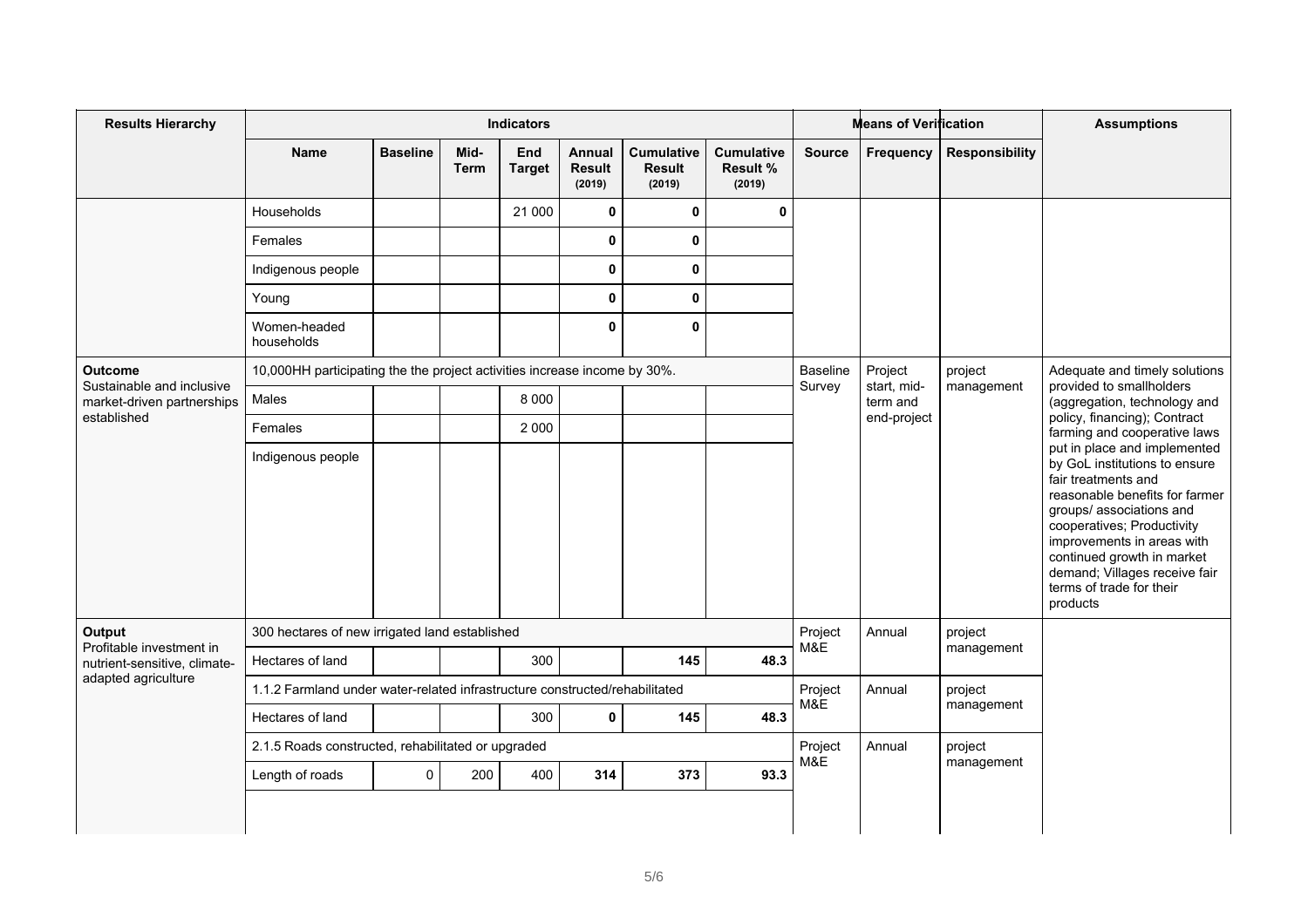| Results Hierarchy | Indicators | | | | | | | Means of Verification | | | Assumptions |
|---|---|---|---|---|---|---|---|---|---|---|---|
| | Name | Baseline | Mid-Term | End Target | Annual Result (2019) | Cumulative Result (2019) | Cumulative Result % (2019) | Source | Frequency | Responsibility | |
| | Households | | | 21 000 | **0** | **0** | **0** | | | | |
| | Females | | | | **0** | **0** | | | | | |
| | Indigenous people | | | | **0** | **0** | | | | | |
| | Young | | | | **0** | **0** | | | | | |
| | Women-headed households | | | | **0** | **0** | | | | | |
| **Outcome** Sustainable and inclusive market-driven partnerships established | 10,000HH participating the the project activities increase income by 30%. | | | | | | | Baseline Survey | Project start, mid-term and end-project | project management | Adequate and timely solutions provided to smallholders (aggregation, technology and policy, financing); Contract farming and cooperative laws put in place and implemented by GoL institutions to ensure fair treatments and reasonable benefits for farmer groups/ associations and cooperatives; Productivity improvements in areas with continued growth in market demand; Villages receive fair terms of trade for their products |
| | Males | | | 8 000 | | | | | | | |
| | Females | | | 2 000 | | | | | | | |
| | Indigenous people | | | | | | | | | | |
| **Output** Profitable investment in nutrient-sensitive, climate-adapted agriculture | 300 hectares of new irrigated land established | | | | | | | Project M&E | Annual | project management | |
| | Hectares of land | | | 300 | | **145** | **48.3** | | | | |
| | 1.1.2 Farmland under water-related infrastructure constructed/rehabilitated | | | | | | | Project M&E | Annual | project management | |
| | Hectares of land | | | 300 | **0** | **145** | **48.3** | | | | |
| | 2.1.5 Roads constructed, rehabilitated or upgraded | | | | | | | Project M&E | Annual | project management | |
| | Length of roads | 0 | 200 | 400 | **314** | **373** | **93.3** | | | | |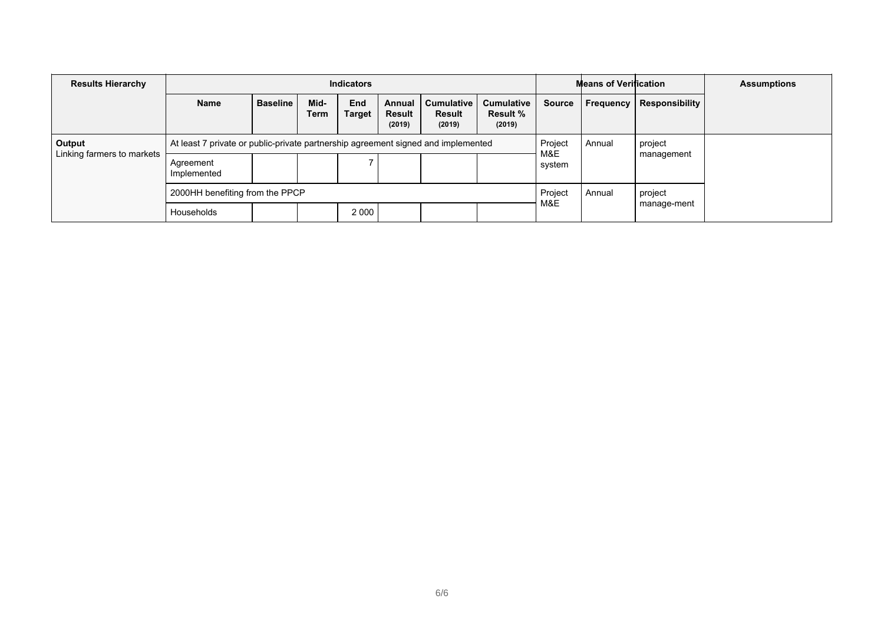| Results Hierarchy | Indicators | | | | | | | Means of Verification | | | Assumptions |
|---|---|---|---|---|---|---|---|---|---|---|---|
| | Name | Baseline | Mid-Term | End Target | Annual Result (2019) | Cumulative Result (2019) | Cumulative Result % (2019) | Source | Frequency | Responsibility | |
| **Output**<br>Linking farmers to markets | At least 7 private or public-private partnership agreement signed and implemented | | | | | | | Project M&E system | Annual | project management | |
| | Agreement Implemented | | | 7 | | | | | | | |
| | 2000HH benefiting from the PPCP | | | | | | | Project M&E | Annual | project manage-ment | |
| | Households | | | 2 000 | | | | | | | |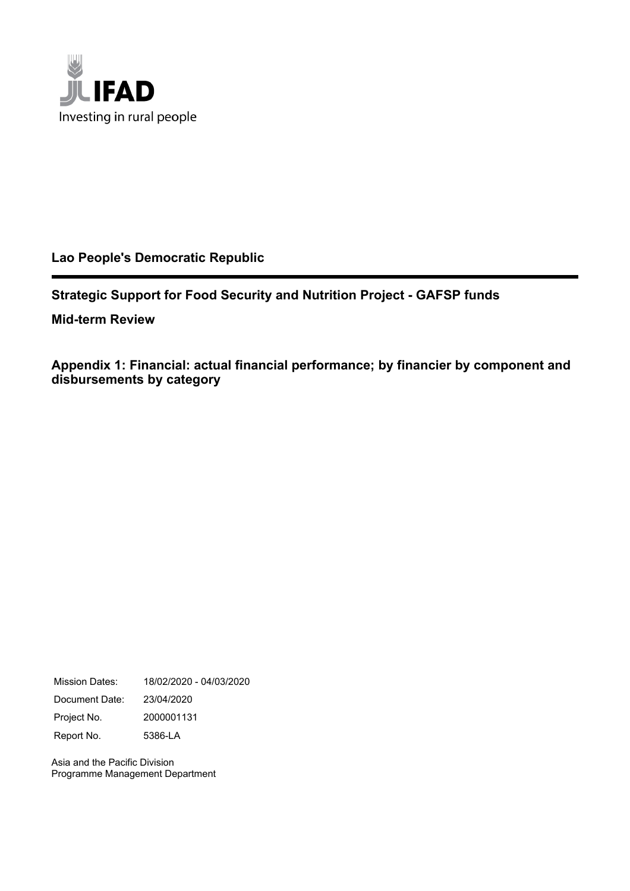**Lao People's Democratic Republic**

---

**Strategic Support for Food Security and Nutrition Project - GAFSP funds**

**Mid-term Review**

**Appendix 1: Financial: actual financial performance; by financier by component and disbursements by category**

| | |
|---|---|
| Mission Dates: | 18/02/2020 - 04/03/2020 |
| Document Date: | 23/04/2020 |
| Project No. | 2000001131 |
| Report No. | 5386-LA |

Asia and the Pacific Division
Programme Management Department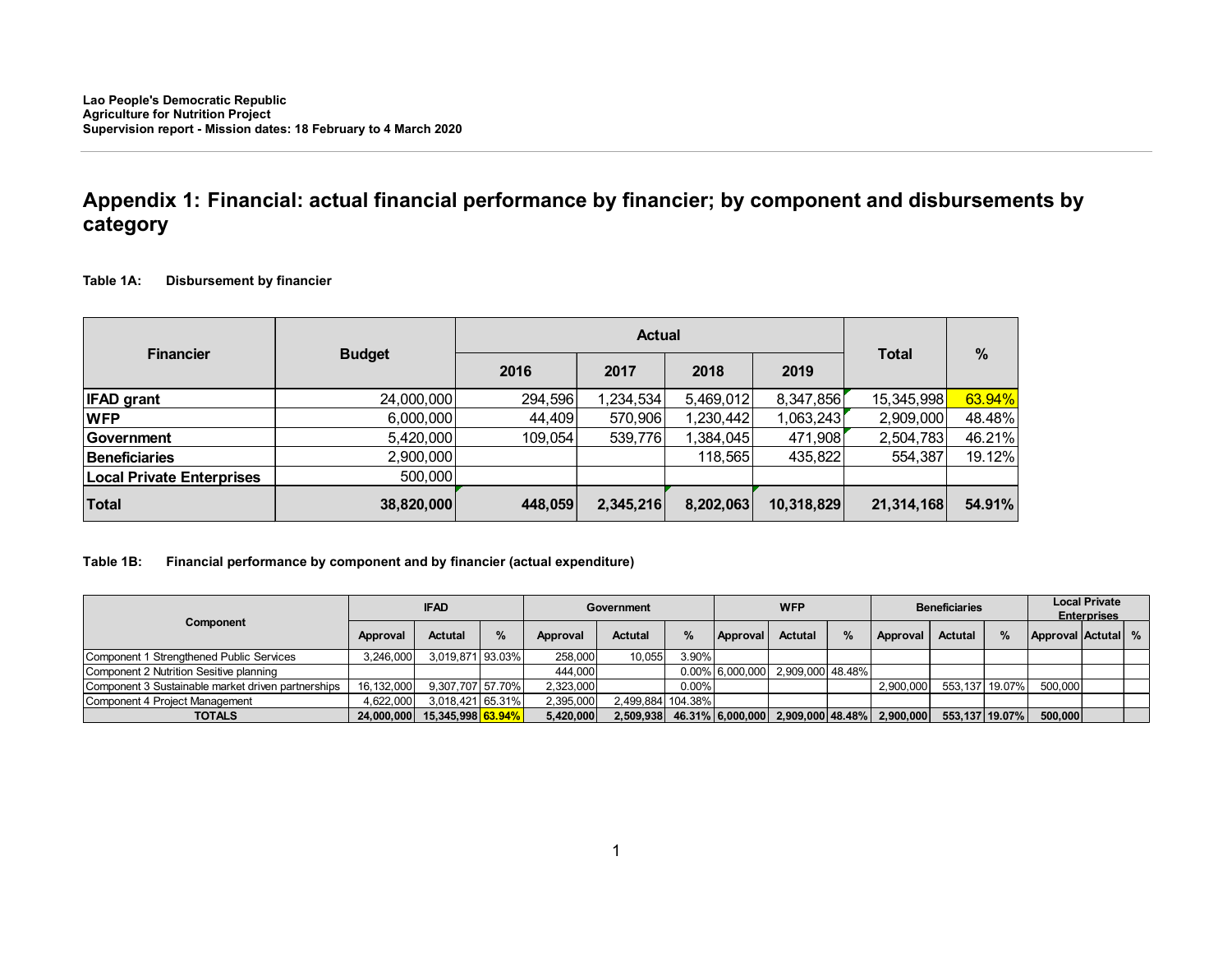## Appendix 1: Financial: actual financial performance by financier; by component and disbursements by category

**Table 1A: Disbursement by financier**

| Financier | Budget | Actual | | | | Total | % |
|---|---|---|---|---|---|---|---|
| | | 2016 | 2017 | 2018 | 2019 | | |
| **IFAD grant** | 24,000,000 | 294,596 | 1,234,534 | 5,469,012 | 8,347,856 | 15,345,998 | 63.94% |
| **WFP** | 6,000,000 | 44,409 | 570,906 | 1,230,442 | 1,063,243 | 2,909,000 | 48.48% |
| **Government** | 5,420,000 | 109,054 | 539,776 | 1,384,045 | 471,908 | 2,504,783 | 46.21% |
| **Beneficiaries** | 2,900,000 | | | 118,565 | 435,822 | 554,387 | 19.12% |
| **Local Private Enterprises** | 500,000 | | | | | | |
| **Total** | **38,820,000** | **448,059** | **2,345,216** | **8,202,063** | **10,318,829** | **21,314,168** | **54.91%** |

**Table 1B: Financial performance by component and by financier (actual expenditure)**

| Component | IFAD | | | Government | | | WFP | | | Beneficiaries | | | Local Private Enterprises | | |
|---|---|---|---|---|---|---|---|---|---|---|---|---|---|---|---|
| | Approval | Actutal | % | Approval | Actutal | % | Approval | Actutal | % | Approval | Actutal | % | Approval | Actutal | % |
| Component 1 Strengthened Public Services | 3,246,000 | 3,019,871 | 93.03% | 258,000 | 10,055 | 3.90% | | | | | | | | | |
| Component 2 Nutrition Sesitive planning | | | | 444,000 | | 0.00% | 6,000,000 | 2,909,000 | 48.48% | | | | | | |
| Component 3 Sustainable market driven partnerships | 16,132,000 | 9,307,707 | 57.70% | 2,323,000 | | 0.00% | | | | 2,900,000 | 553,137 | 19.07% | 500,000 | | |
| Component 4 Project Management | 4,622,000 | 3,018,421 | 65.31% | 2,395,000 | 2,499,884 | 104.38% | | | | | | | | | |
| **TOTALS** | **24,000,000** | **15,345,998** | **63.94%** | **5,420,000** | **2,509,938** | **46.31%** | **6,000,000** | **2,909,000** | **48.48%** | **2,900,000** | **553,137** | **19.07%** | **500,000** | | |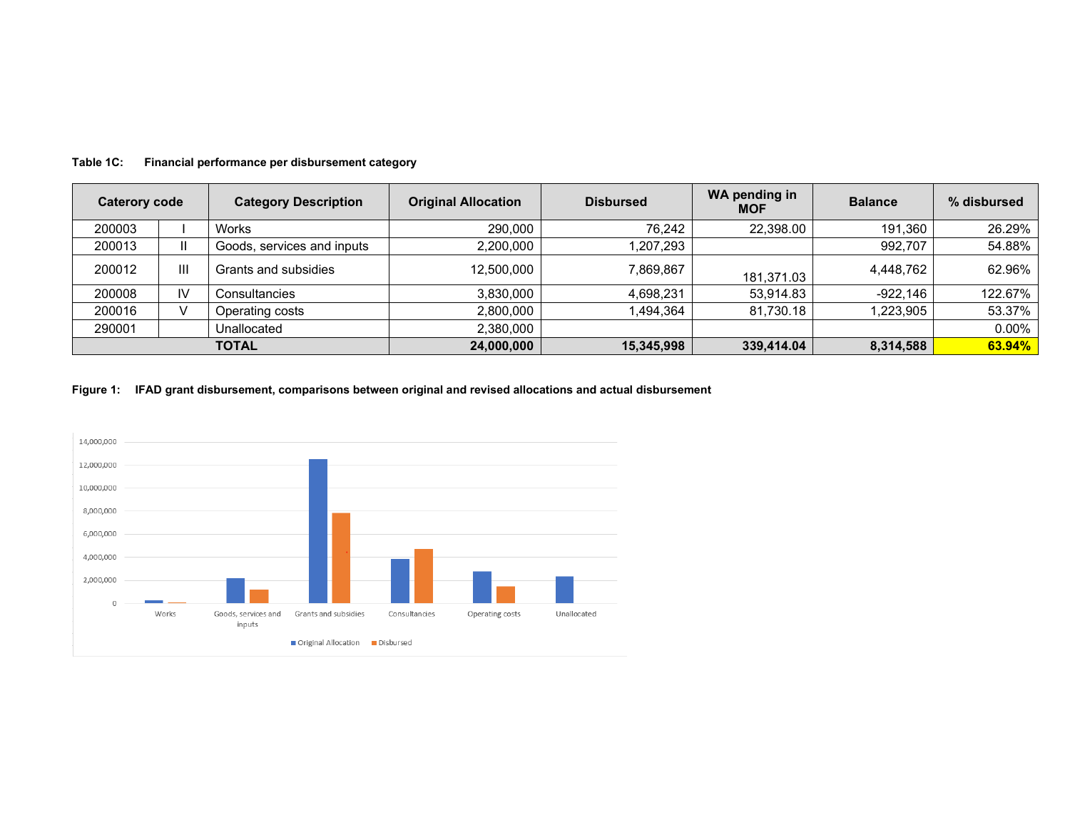**Table 1C: Financial performance per disbursement category**

| Caterory code | | Category Description | Original Allocation | Disbursed | WA pending in MOF | Balance | % disbursed |
|---|---|---|---|---|---|---|---|
| 200003 | I | Works | 290,000 | 76,242 | 22,398.00 | 191,360 | 26.29% |
| 200013 | II | Goods, services and inputs | 2,200,000 | 1,207,293 | | 992,707 | 54.88% |
| 200012 | III | Grants and subsidies | 12,500,000 | 7,869,867 | 181,371.03 | 4,448,762 | 62.96% |
| 200008 | IV | Consultancies | 3,830,000 | 4,698,231 | 53,914.83 | -922,146 | 122.67% |
| 200016 | V | Operating costs | 2,800,000 | 1,494,364 | 81,730.18 | 1,223,905 | 53.37% |
| 290001 | | Unallocated | 2,380,000 | | | | 0.00% |
| | | **TOTAL** | **24,000,000** | **15,345,998** | **339,414.04** | **8,314,588** | **63.94%** |

**Figure 1: IFAD grant disbursement, comparisons between original and revised allocations and actual disbursement**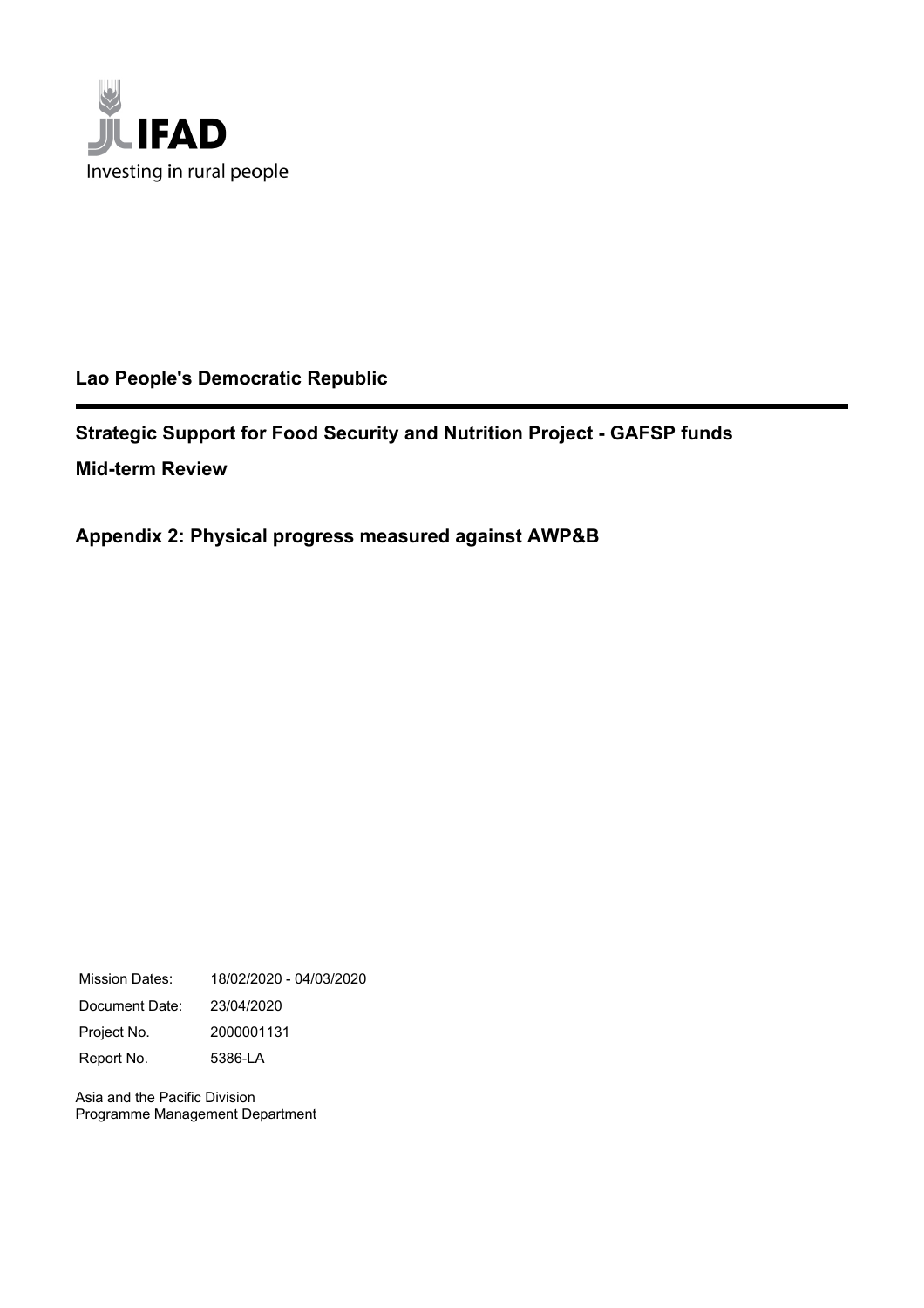IFAD

Investing in rural people

**Lao People's Democratic Republic**

**Strategic Support for Food Security and Nutrition Project - GAFSP funds**

**Mid-term Review**

**Appendix 2: Physical progress measured against AWP&B**

| | |
|---|---|
| Mission Dates: | 18/02/2020 - 04/03/2020 |
| Document Date: | 23/04/2020 |
| Project No. | 2000001131 |
| Report No. | 5386-LA |

Asia and the Pacific Division
Programme Management Department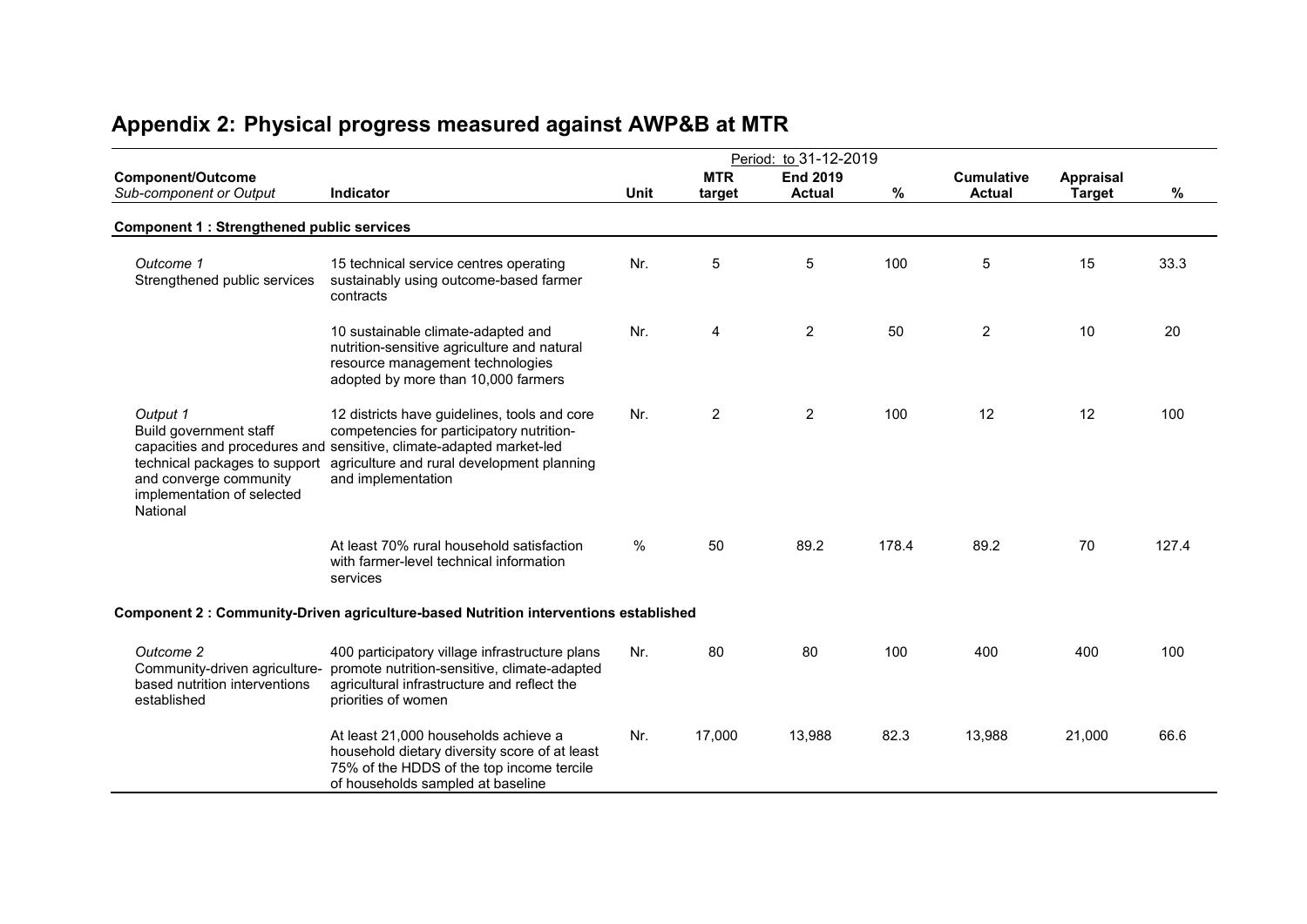## Appendix 2: Physical progress measured against AWP&B at MTR

| Component/Outcome *Sub-component or Output* | Indicator | Unit | Period: to 31-12-2019 MTR target | End 2019 Actual | % | Cumulative Actual | Appraisal Target | % |
|---|---|---|---|---|---|---|---|---|
| **Component 1 : Strengthened public services** | | | | | | | | |
| *Outcome 1* Strengthened public services | 15 technical service centres operating sustainably using outcome-based farmer contracts | Nr. | 5 | 5 | 100 | 5 | 15 | 33.3 |
| | 10 sustainable climate-adapted and nutrition-sensitive agriculture and natural resource management technologies adopted by more than 10,000 farmers | Nr. | 4 | 2 | 50 | 2 | 10 | 20 |
| *Output 1* Build government staff capacities and procedures and technical packages to support and converge community implementation of selected National | 12 districts have guidelines, tools and core competencies for participatory nutrition-sensitive, climate-adapted market-led agriculture and rural development planning and implementation | Nr. | 2 | 2 | 100 | 12 | 12 | 100 |
| | At least 70% rural household satisfaction with farmer-level technical information services | % | 50 | 89.2 | 178.4 | 89.2 | 70 | 127.4 |
| **Component 2 : Community-Driven agriculture-based Nutrition interventions established** | | | | | | | | |
| *Outcome 2* Community-driven agriculture-based nutrition interventions established | 400 participatory village infrastructure plans promote nutrition-sensitive, climate-adapted agricultural infrastructure and reflect the priorities of women | Nr. | 80 | 80 | 100 | 400 | 400 | 100 |
| | At least 21,000 households achieve a household dietary diversity score of at least 75% of the HDDS of the top income tercile of households sampled at baseline | Nr. | 17,000 | 13,988 | 82.3 | 13,988 | 21,000 | 66.6 |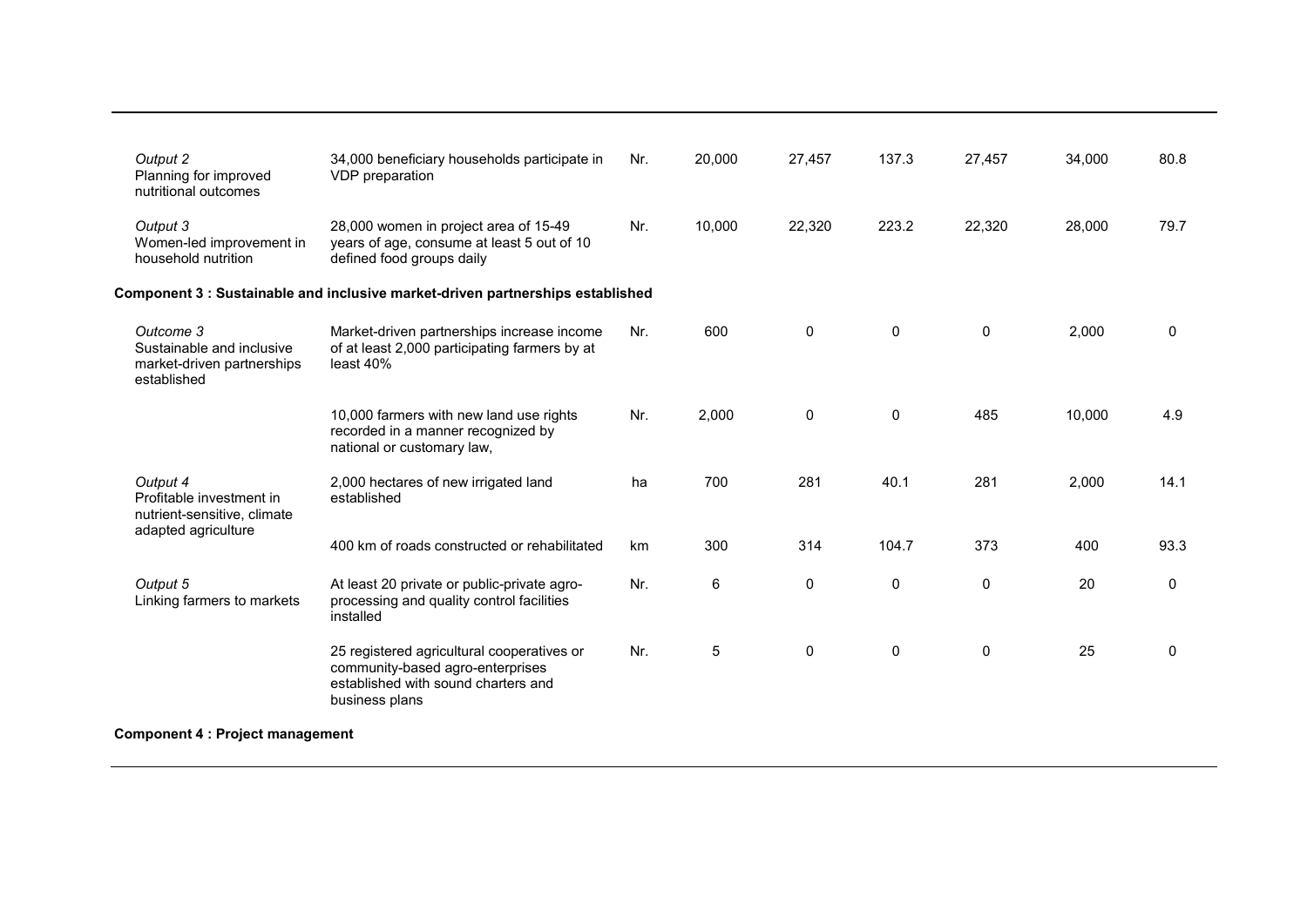| | | | | | | | | |
|---|---|---|---|---|---|---|---|---|
| *Output 2* Planning for improved nutritional outcomes | 34,000 beneficiary households participate in VDP preparation | Nr. | 20,000 | 27,457 | 137.3 | 27,457 | 34,000 | 80.8 |
| *Output 3* Women-led improvement in household nutrition | 28,000 women in project area of 15-49 years of age, consume at least 5 out of 10 defined food groups daily | Nr. | 10,000 | 22,320 | 223.2 | 22,320 | 28,000 | 79.7 |
| **Component 3 : Sustainable and inclusive market-driven partnerships established** | | | | | | | | |
| *Outcome 3* Sustainable and inclusive market-driven partnerships established | Market-driven partnerships increase income of at least 2,000 participating farmers by at least 40% | Nr. | 600 | 0 | 0 | 0 | 2,000 | 0 |
| | 10,000 farmers with new land use rights recorded in a manner recognized by national or customary law, | Nr. | 2,000 | 0 | 0 | 485 | 10,000 | 4.9 |
| *Output 4* Profitable investment in nutrient-sensitive, climate adapted agriculture | 2,000 hectares of new irrigated land established | ha | 700 | 281 | 40.1 | 281 | 2,000 | 14.1 |
| | 400 km of roads constructed or rehabilitated | km | 300 | 314 | 104.7 | 373 | 400 | 93.3 |
| *Output 5* Linking farmers to markets | At least 20 private or public-private agro-processing and quality control facilities installed | Nr. | 6 | 0 | 0 | 0 | 20 | 0 |
| | 25 registered agricultural cooperatives or community-based agro-enterprises established with sound charters and business plans | Nr. | 5 | 0 | 0 | 0 | 25 | 0 |
| **Component 4 : Project management** | | | | | | | | |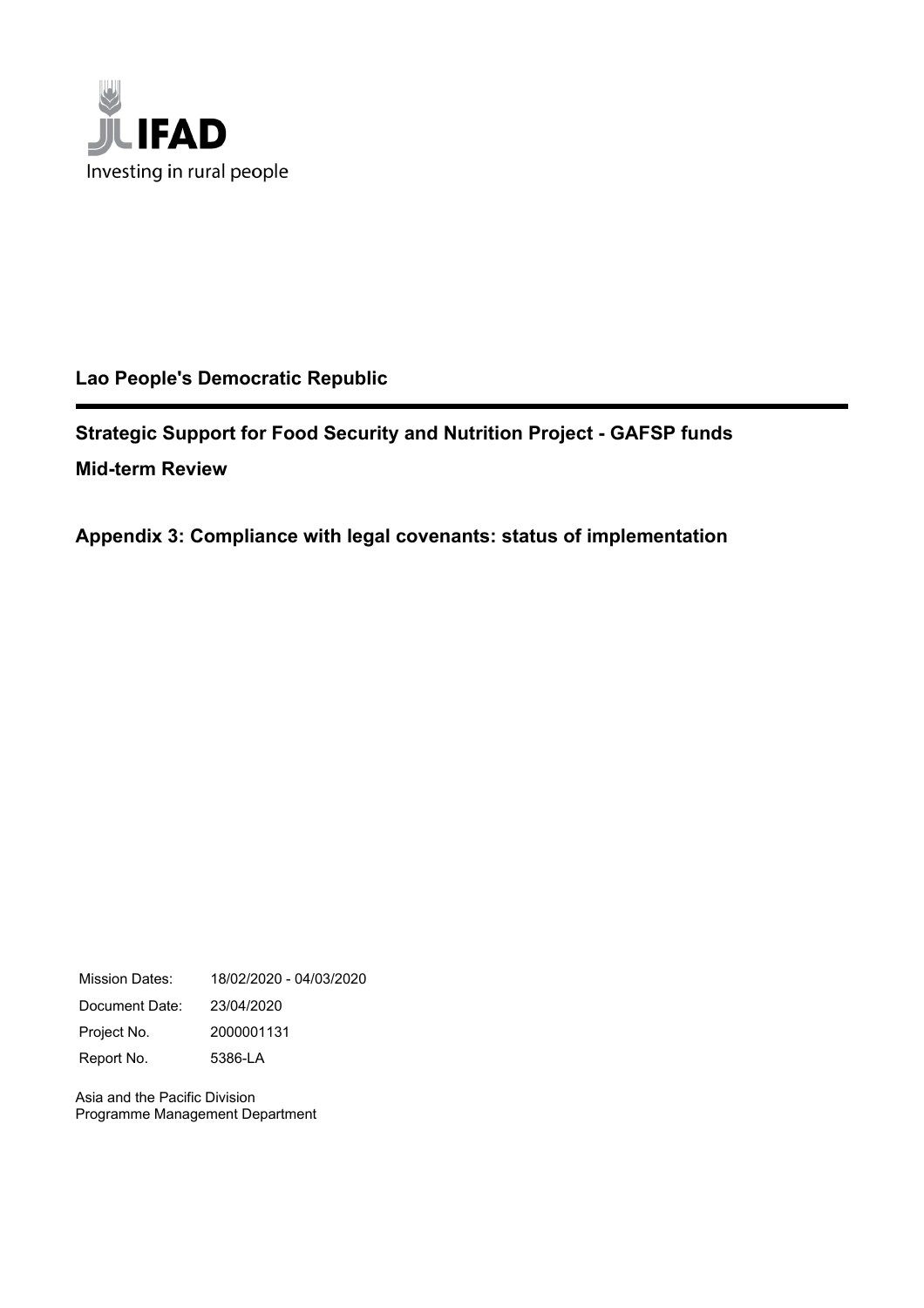IFAD

Investing in rural people

**Lao People's Democratic Republic**

---

**Strategic Support for Food Security and Nutrition Project - GAFSP funds**

**Mid-term Review**

## Appendix 3: Compliance with legal covenants: status of implementation

| | |
|---|---|
| Mission Dates: | 18/02/2020 - 04/03/2020 |
| Document Date: | 23/04/2020 |
| Project No. | 2000001131 |
| Report No. | 5386-LA |

Asia and the Pacific Division
Programme Management Department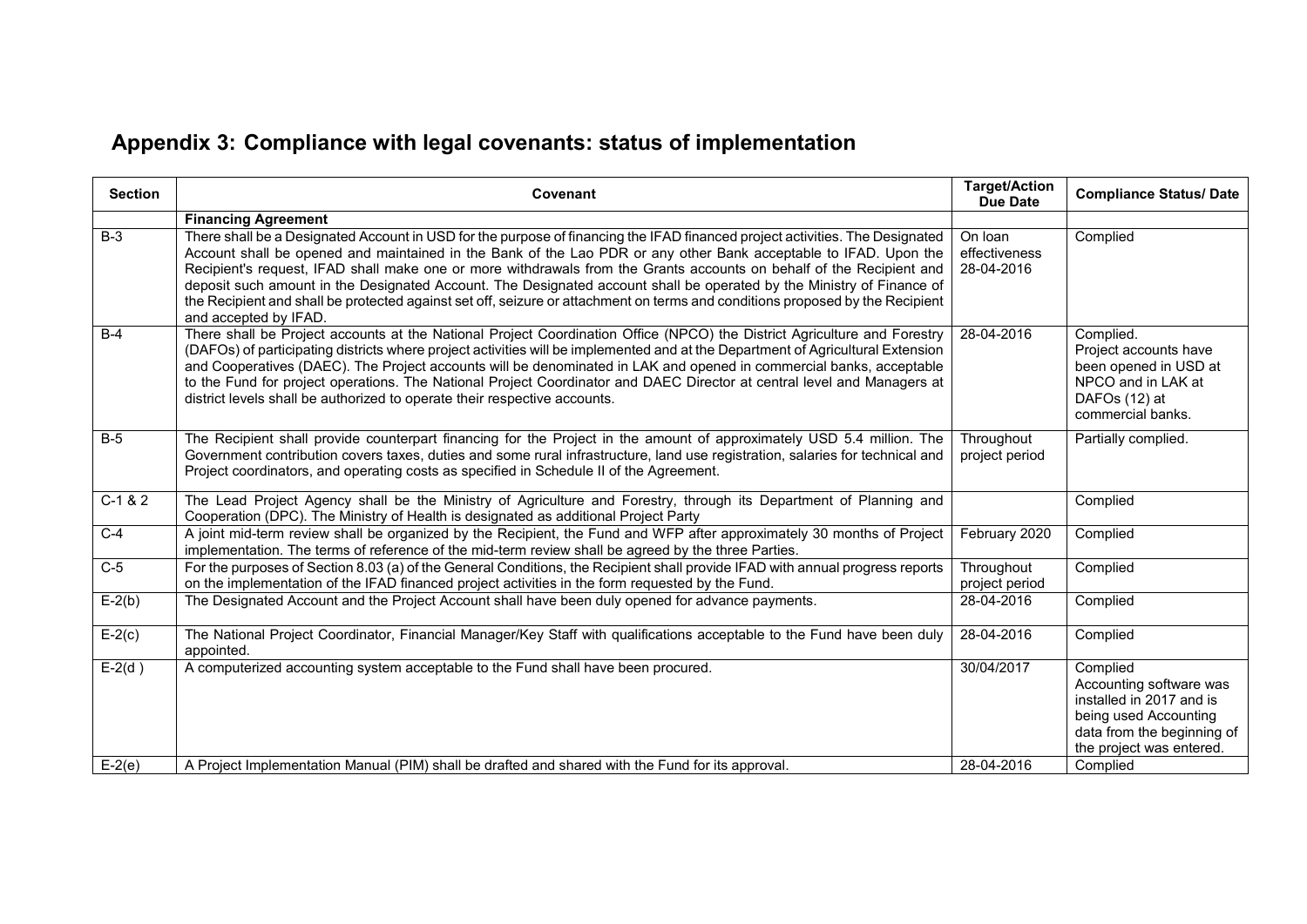## Appendix 3: Compliance with legal covenants: status of implementation

| Section | Covenant | Target/Action Due Date | Compliance Status/ Date |
|---|---|---|---|
| | **Financing Agreement** | | |
| B-3 | There shall be a Designated Account in USD for the purpose of financing the IFAD financed project activities. The Designated Account shall be opened and maintained in the Bank of the Lao PDR or any other Bank acceptable to IFAD. Upon the Recipient's request, IFAD shall make one or more withdrawals from the Grants accounts on behalf of the Recipient and deposit such amount in the Designated Account. The Designated account shall be operated by the Ministry of Finance of the Recipient and shall be protected against set off, seizure or attachment on terms and conditions proposed by the Recipient and accepted by IFAD. | On loan effectiveness 28-04-2016 | Complied |
| B-4 | There shall be Project accounts at the National Project Coordination Office (NPCO) the District Agriculture and Forestry (DAFOs) of participating districts where project activities will be implemented and at the Department of Agricultural Extension and Cooperatives (DAEC). The Project accounts will be denominated in LAK and opened in commercial banks, acceptable to the Fund for project operations. The National Project Coordinator and DAEC Director at central level and Managers at district levels shall be authorized to operate their respective accounts. | 28-04-2016 | Complied. Project accounts have been opened in USD at NPCO and in LAK at DAFOs (12) at commercial banks. |
| B-5 | The Recipient shall provide counterpart financing for the Project in the amount of approximately USD 5.4 million. The Government contribution covers taxes, duties and some rural infrastructure, land use registration, salaries for technical and Project coordinators, and operating costs as specified in Schedule II of the Agreement. | Throughout project period | Partially complied. |
| C-1 & 2 | The Lead Project Agency shall be the Ministry of Agriculture and Forestry, through its Department of Planning and Cooperation (DPC). The Ministry of Health is designated as additional Project Party | | Complied |
| C-4 | A joint mid-term review shall be organized by the Recipient, the Fund and WFP after approximately 30 months of Project implementation. The terms of reference of the mid-term review shall be agreed by the three Parties. | February 2020 | Complied |
| C-5 | For the purposes of Section 8.03 (a) of the General Conditions, the Recipient shall provide IFAD with annual progress reports on the implementation of the IFAD financed project activities in the form requested by the Fund. | Throughout project period | Complied |
| E-2(b) | The Designated Account and the Project Account shall have been duly opened for advance payments. | 28-04-2016 | Complied |
| E-2(c) | The National Project Coordinator, Financial Manager/Key Staff with qualifications acceptable to the Fund have been duly appointed. | 28-04-2016 | Complied |
| E-2(d ) | A computerized accounting system acceptable to the Fund shall have been procured. | 30/04/2017 | Complied Accounting software was installed in 2017 and is being used Accounting data from the beginning of the project was entered. |
| E-2(e) | A Project Implementation Manual (PIM) shall be drafted and shared with the Fund for its approval. | 28-04-2016 | Complied |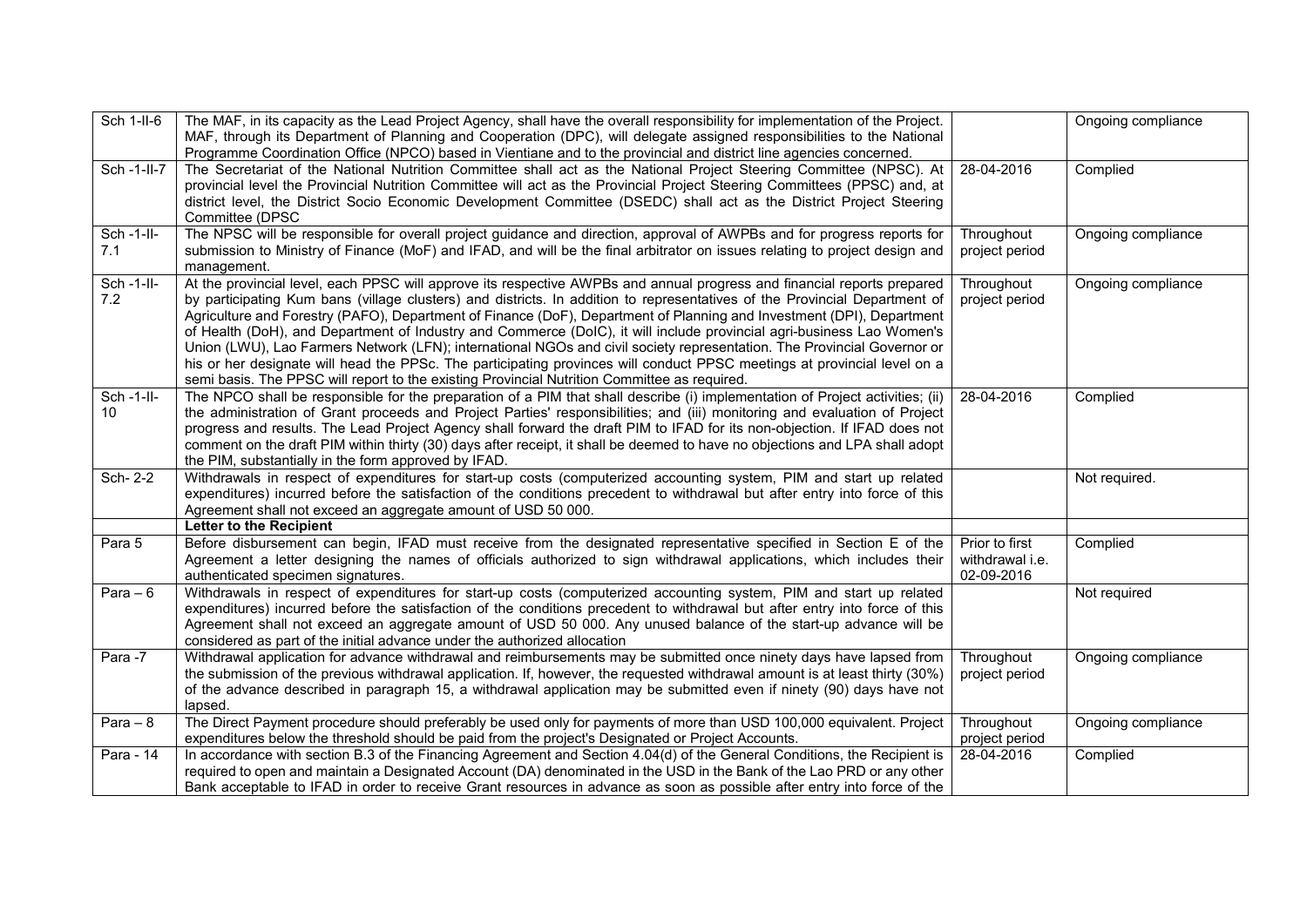| Sch 1-II-6 | The MAF, in its capacity as the Lead Project Agency, shall have the overall responsibility for implementation of the Project. MAF, through its Department of Planning and Cooperation (DPC), will delegate assigned responsibilities to the National Programme Coordination Office (NPCO) based in Vientiane and to the provincial and district line agencies concerned. | | Ongoing compliance |
|---|---|---|---|
| Sch -1-II-7 | The Secretariat of the National Nutrition Committee shall act as the National Project Steering Committee (NPSC). At provincial level the Provincial Nutrition Committee will act as the Provincial Project Steering Committees (PPSC) and, at district level, the District Socio Economic Development Committee (DSEDC) shall act as the District Project Steering Committee (DPSC | 28-04-2016 | Complied |
| Sch -1-II-7.1 | The NPSC will be responsible for overall project guidance and direction, approval of AWPBs and for progress reports for submission to Ministry of Finance (MoF) and IFAD, and will be the final arbitrator on issues relating to project design and management. | Throughout project period | Ongoing compliance |
| Sch -1-II-7.2 | At the provincial level, each PPSC will approve its respective AWPBs and annual progress and financial reports prepared by participating Kum bans (village clusters) and districts. In addition to representatives of the Provincial Department of Agriculture and Forestry (PAFO), Department of Finance (DoF), Department of Planning and Investment (DPI), Department of Health (DoH), and Department of Industry and Commerce (DoIC), it will include provincial agri-business Lao Women's Union (LWU), Lao Farmers Network (LFN); international NGOs and civil society representation. The Provincial Governor or his or her designate will head the PPSc. The participating provinces will conduct PPSC meetings at provincial level on a semi basis. The PPSC will report to the existing Provincial Nutrition Committee as required. | Throughout project period | Ongoing compliance |
| Sch -1-II-10 | The NPCO shall be responsible for the preparation of a PIM that shall describe (i) implementation of Project activities; (ii) the administration of Grant proceeds and Project Parties' responsibilities; and (iii) monitoring and evaluation of Project progress and results. The Lead Project Agency shall forward the draft PIM to IFAD for its non-objection. If IFAD does not comment on the draft PIM within thirty (30) days after receipt, it shall be deemed to have no objections and LPA shall adopt the PIM, substantially in the form approved by IFAD. | 28-04-2016 | Complied |
| Sch- 2-2 | Withdrawals in respect of expenditures for start-up costs (computerized accounting system, PIM and start up related expenditures) incurred before the satisfaction of the conditions precedent to withdrawal but after entry into force of this Agreement shall not exceed an aggregate amount of USD 50 000. | | Not required. |
| | **Letter to the Recipient** | | |
| Para 5 | Before disbursement can begin, IFAD must receive from the designated representative specified in Section E of the Agreement a letter designing the names of officials authorized to sign withdrawal applications, which includes their authenticated specimen signatures. | Prior to first withdrawal i.e. 02-09-2016 | Complied |
| Para – 6 | Withdrawals in respect of expenditures for start-up costs (computerized accounting system, PIM and start up related expenditures) incurred before the satisfaction of the conditions precedent to withdrawal but after entry into force of this Agreement shall not exceed an aggregate amount of USD 50 000. Any unused balance of the start-up advance will be considered as part of the initial advance under the authorized allocation | | Not required |
| Para -7 | Withdrawal application for advance withdrawal and reimbursements may be submitted once ninety days have lapsed from the submission of the previous withdrawal application. If, however, the requested withdrawal amount is at least thirty (30%) of the advance described in paragraph 15, a withdrawal application may be submitted even if ninety (90) days have not lapsed. | Throughout project period | Ongoing compliance |
| Para – 8 | The Direct Payment procedure should preferably be used only for payments of more than USD 100,000 equivalent. Project expenditures below the threshold should be paid from the project's Designated or Project Accounts. | Throughout project period | Ongoing compliance |
| Para - 14 | In accordance with section B.3 of the Financing Agreement and Section 4.04(d) of the General Conditions, the Recipient is required to open and maintain a Designated Account (DA) denominated in the USD in the Bank of the Lao PRD or any other Bank acceptable to IFAD in order to receive Grant resources in advance as soon as possible after entry into force of the | 28-04-2016 | Complied |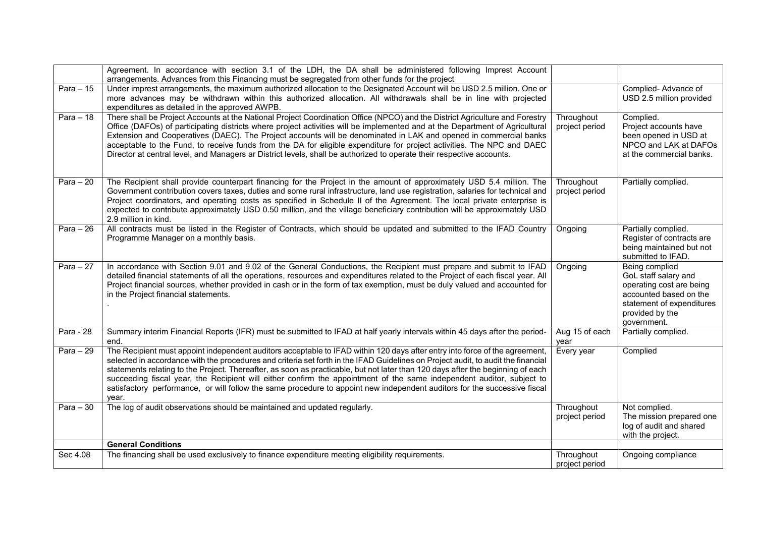| | | | |
|---|---|---|---|
| | Agreement. In accordance with section 3.1 of the LDH, the DA shall be administered following Imprest Account arrangements. Advances from this Financing must be segregated from other funds for the project | | |
| Para – 15 | Under imprest arrangements, the maximum authorized allocation to the Designated Account will be USD 2.5 million. One or more advances may be withdrawn within this authorized allocation. All withdrawals shall be in line with projected expenditures as detailed in the approved AWPB. | | Complied- Advance of USD 2.5 million provided |
| Para – 18 | There shall be Project Accounts at the National Project Coordination Office (NPCO) and the District Agriculture and Forestry Office (DAFOs) of participating districts where project activities will be implemented and at the Department of Agricultural Extension and Cooperatives (DAEC). The Project accounts will be denominated in LAK and opened in commercial banks acceptable to the Fund, to receive funds from the DA for eligible expenditure for project activities. The NPC and DAEC Director at central level, and Managers ar District levels, shall be authorized to operate their respective accounts. | Throughout project period | Complied. Project accounts have been opened in USD at NPCO and LAK at DAFOs at the commercial banks. |
| Para – 20 | The Recipient shall provide counterpart financing for the Project in the amount of approximately USD 5.4 million. The Government contribution covers taxes, duties and some rural infrastructure, land use registration, salaries for technical and Project coordinators, and operating costs as specified in Schedule II of the Agreement. The local private enterprise is expected to contribute approximately USD 0.50 million, and the village beneficiary contribution will be approximately USD 2.9 million in kind. | Throughout project period | Partially complied. |
| Para – 26 | All contracts must be listed in the Register of Contracts, which should be updated and submitted to the IFAD Country Programme Manager on a monthly basis. | Ongoing | Partially complied. Register of contracts are being maintained but not submitted to IFAD. |
| Para – 27 | In accordance with Section 9.01 and 9.02 of the General Conductions, the Recipient must prepare and submit to IFAD detailed financial statements of all the operations, resources and expenditures related to the Project of each fiscal year. All Project financial sources, whether provided in cash or in the form of tax exemption, must be duly valued and accounted for in the Project financial statements.<br>. | Ongoing | Being complied GoL staff salary and operating cost are being accounted based on the statement of expenditures provided by the government. |
| Para - 28 | Summary interim Financial Reports (IFR) must be submitted to IFAD at half yearly intervals within 45 days after the period-end. | Aug 15 of each year | Partially complied. |
| Para – 29 | The Recipient must appoint independent auditors acceptable to IFAD within 120 days after entry into force of the agreement, selected in accordance with the procedures and criteria set forth in the IFAD Guidelines on Project audit, to audit the financial statements relating to the Project. Thereafter, as soon as practicable, but not later than 120 days after the beginning of each succeeding fiscal year, the Recipient will either confirm the appointment of the same independent auditor, subject to satisfactory performance, or will follow the same procedure to appoint new independent auditors for the successive fiscal year. | Every year | Complied |
| Para – 30 | The log of audit observations should be maintained and updated regularly. | Throughout project period | Not complied. The mission prepared one log of audit and shared with the project. |
| | **General Conditions** | | |
| Sec 4.08 | The financing shall be used exclusively to finance expenditure meeting eligibility requirements. | Throughout project period | Ongoing compliance |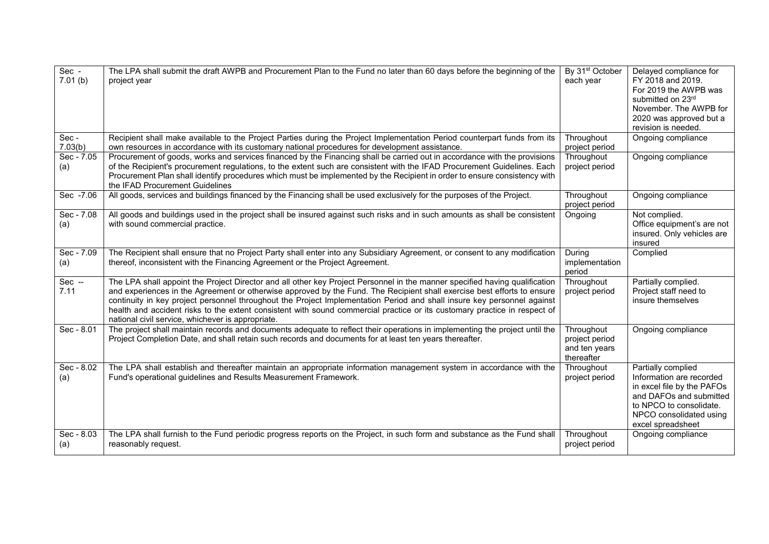| Sec - 7.01 (b) | The LPA shall submit the draft AWPB and Procurement Plan to the Fund no later than 60 days before the beginning of the project year | By 31st October each year | Delayed compliance for FY 2018 and 2019. For 2019 the AWPB was submitted on 23rd November. The AWPB for 2020 was approved but a revision is needed. |
|---|---|---|---|
| Sec - 7.03(b) | Recipient shall make available to the Project Parties during the Project Implementation Period counterpart funds from its own resources in accordance with its customary national procedures for development assistance. | Throughout project period | Ongoing compliance |
| Sec - 7.05 (a) | Procurement of goods, works and services financed by the Financing shall be carried out in accordance with the provisions of the Recipient's procurement regulations, to the extent such are consistent with the IFAD Procurement Guidelines. Each Procurement Plan shall identify procedures which must be implemented by the Recipient in order to ensure consistency with the IFAD Procurement Guidelines | Throughout project period | Ongoing compliance |
| Sec -7.06 | All goods, services and buildings financed by the Financing shall be used exclusively for the purposes of the Project. | Throughout project period | Ongoing compliance |
| Sec - 7.08 (a) | All goods and buildings used in the project shall be insured against such risks and in such amounts as shall be consistent with sound commercial practice. | Ongoing | Not complied. Office equipment's are not insured. Only vehicles are insured |
| Sec - 7.09 (a) | The Recipient shall ensure that no Project Party shall enter into any Subsidiary Agreement, or consent to any modification thereof, inconsistent with the Financing Agreement or the Project Agreement. | During implementation period | Complied |
| Sec -- 7.11 | The LPA shall appoint the Project Director and all other key Project Personnel in the manner specified having qualification and experiences in the Agreement or otherwise approved by the Fund. The Recipient shall exercise best efforts to ensure continuity in key project personnel throughout the Project Implementation Period and shall insure key personnel against health and accident risks to the extent consistent with sound commercial practice or its customary practice in respect of national civil service, whichever is appropriate. | Throughout project period | Partially complied. Project staff need to insure themselves |
| Sec - 8.01 | The project shall maintain records and documents adequate to reflect their operations in implementing the project until the Project Completion Date, and shall retain such records and documents for at least ten years thereafter. | Throughout project period and ten years thereafter | Ongoing compliance |
| Sec - 8.02 (a) | The LPA shall establish and thereafter maintain an appropriate information management system in accordance with the Fund's operational guidelines and Results Measurement Framework. | Throughout project period | Partially complied Information are recorded in excel file by the PAFOs and DAFOs and submitted to NPCO to consolidate. NPCO consolidated using excel spreadsheet |
| Sec - 8.03 (a) | The LPA shall furnish to the Fund periodic progress reports on the Project, in such form and substance as the Fund shall reasonably request. | Throughout project period | Ongoing compliance |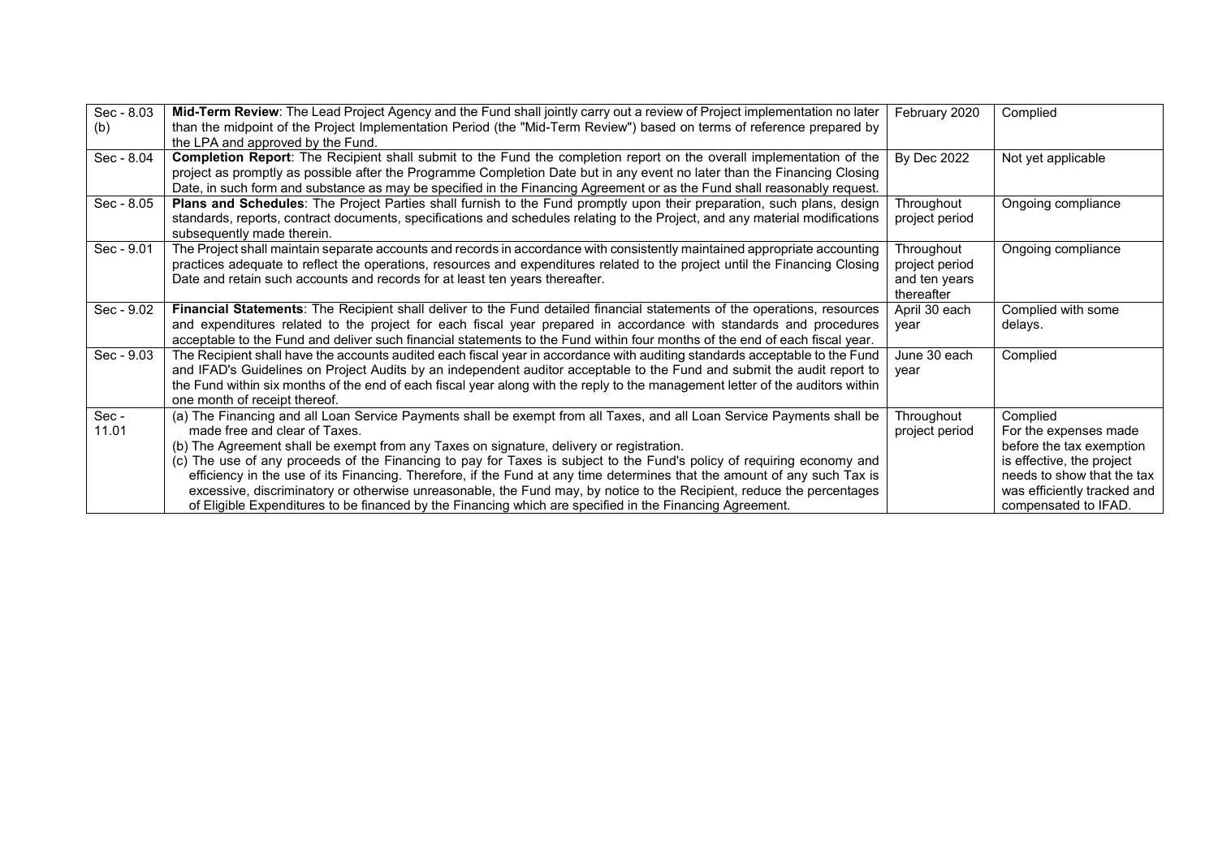| | | | |
|---|---|---|---|
| Sec - 8.03 (b) | **Mid-Term Review**: The Lead Project Agency and the Fund shall jointly carry out a review of Project implementation no later than the midpoint of the Project Implementation Period (the "Mid-Term Review") based on terms of reference prepared by the LPA and approved by the Fund. | February 2020 | Complied |
| Sec - 8.04 | **Completion Report**: The Recipient shall submit to the Fund the completion report on the overall implementation of the project as promptly as possible after the Programme Completion Date but in any event no later than the Financing Closing Date, in such form and substance as may be specified in the Financing Agreement or as the Fund shall reasonably request. | By Dec 2022 | Not yet applicable |
| Sec - 8.05 | **Plans and Schedules**: The Project Parties shall furnish to the Fund promptly upon their preparation, such plans, design standards, reports, contract documents, specifications and schedules relating to the Project, and any material modifications subsequently made therein. | Throughout project period | Ongoing compliance |
| Sec - 9.01 | The Project shall maintain separate accounts and records in accordance with consistently maintained appropriate accounting practices adequate to reflect the operations, resources and expenditures related to the project until the Financing Closing Date and retain such accounts and records for at least ten years thereafter. | Throughout project period and ten years thereafter | Ongoing compliance |
| Sec - 9.02 | **Financial Statements**: The Recipient shall deliver to the Fund detailed financial statements of the operations, resources and expenditures related to the project for each fiscal year prepared in accordance with standards and procedures acceptable to the Fund and deliver such financial statements to the Fund within four months of the end of each fiscal year. | April 30 each year | Complied with some delays. |
| Sec - 9.03 | The Recipient shall have the accounts audited each fiscal year in accordance with auditing standards acceptable to the Fund and IFAD's Guidelines on Project Audits by an independent auditor acceptable to the Fund and submit the audit report to the Fund within six months of the end of each fiscal year along with the reply to the management letter of the auditors within one month of receipt thereof. | June 30 each year | Complied |
| Sec - 11.01 | (a) The Financing and all Loan Service Payments shall be exempt from all Taxes, and all Loan Service Payments shall be made free and clear of Taxes.<br>(b) The Agreement shall be exempt from any Taxes on signature, delivery or registration.<br>(c) The use of any proceeds of the Financing to pay for Taxes is subject to the Fund's policy of requiring economy and efficiency in the use of its Financing. Therefore, if the Fund at any time determines that the amount of any such Tax is excessive, discriminatory or otherwise unreasonable, the Fund may, by notice to the Recipient, reduce the percentages of Eligible Expenditures to be financed by the Financing which are specified in the Financing Agreement. | Throughout project period | Complied<br>For the expenses made before the tax exemption is effective, the project needs to show that the tax was efficiently tracked and compensated to IFAD. |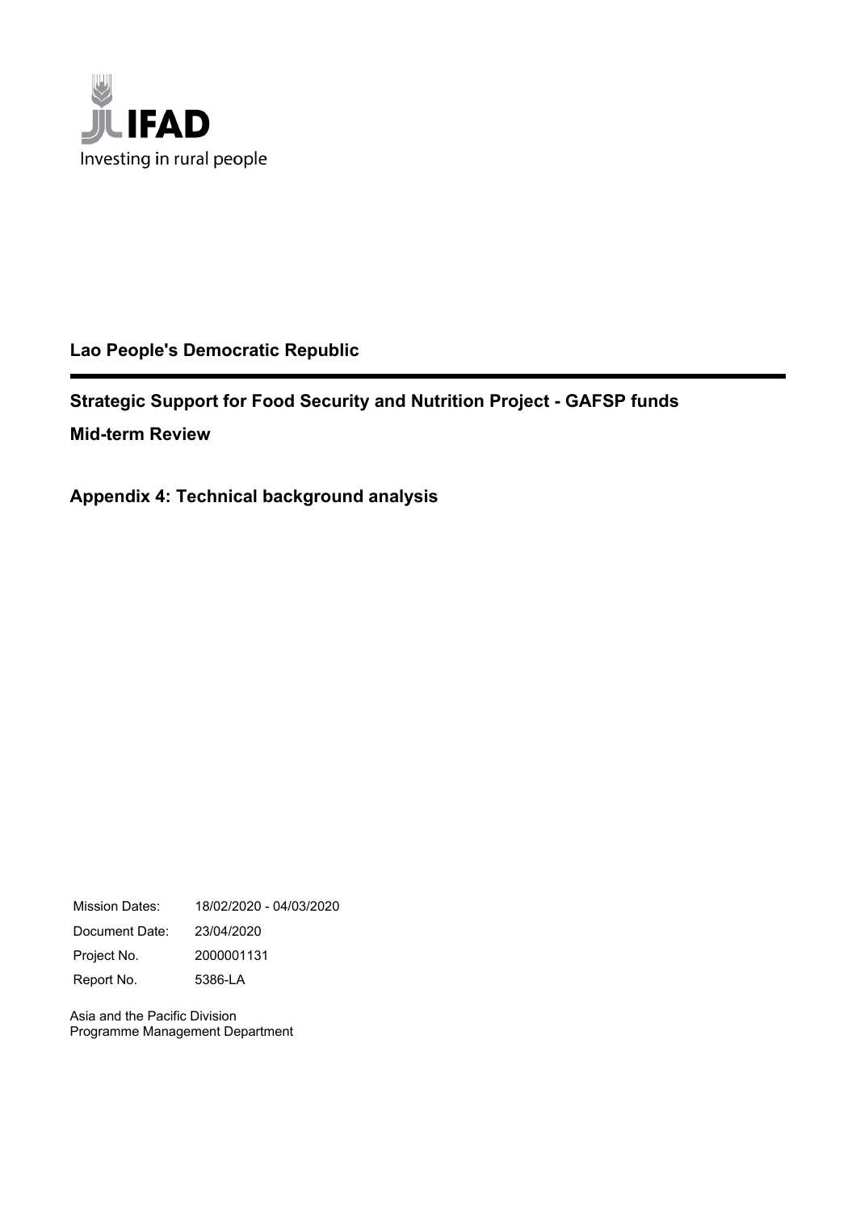**Lao People's Democratic Republic**

---

**Strategic Support for Food Security and Nutrition Project - GAFSP funds**

**Mid-term Review**

**Appendix 4: Technical background analysis**

| | |
|---|---|
| Mission Dates: | 18/02/2020 - 04/03/2020 |
| Document Date: | 23/04/2020 |
| Project No. | 2000001131 |
| Report No. | 5386-LA |

Asia and the Pacific Division
Programme Management Department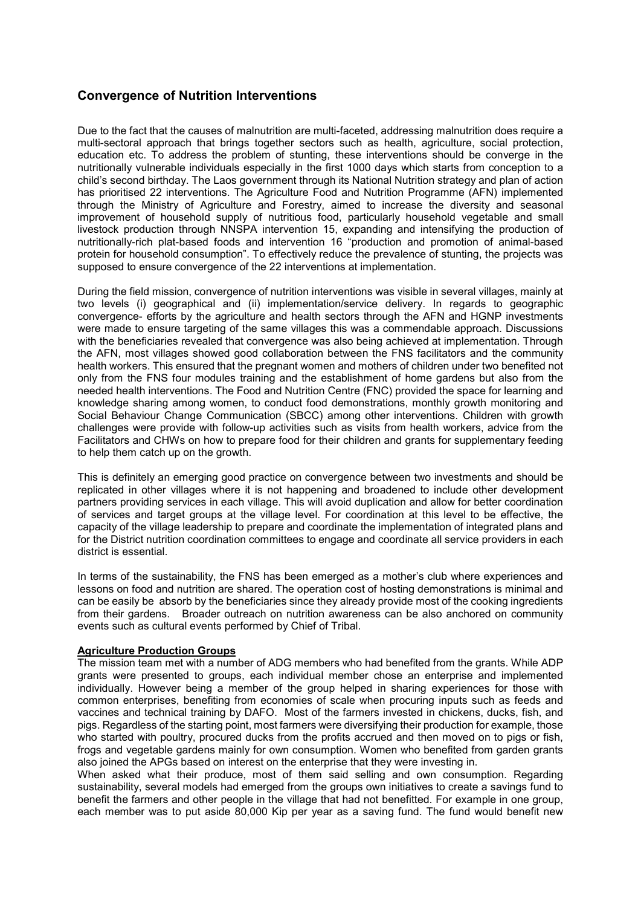## Convergence of Nutrition Interventions

Due to the fact that the causes of malnutrition are multi-faceted, addressing malnutrition does require a multi-sectoral approach that brings together sectors such as health, agriculture, social protection, education etc. To address the problem of stunting, these interventions should be converge in the nutritionally vulnerable individuals especially in the first 1000 days which starts from conception to a child's second birthday. The Laos government through its National Nutrition strategy and plan of action has prioritised 22 interventions. The Agriculture Food and Nutrition Programme (AFN) implemented through the Ministry of Agriculture and Forestry, aimed to increase the diversity and seasonal improvement of household supply of nutritious food, particularly household vegetable and small livestock production through NNSPA intervention 15, expanding and intensifying the production of nutritionally-rich plat-based foods and intervention 16 "production and promotion of animal-based protein for household consumption". To effectively reduce the prevalence of stunting, the projects was supposed to ensure convergence of the 22 interventions at implementation.

During the field mission, convergence of nutrition interventions was visible in several villages, mainly at two levels (i) geographical and (ii) implementation/service delivery. In regards to geographic convergence- efforts by the agriculture and health sectors through the AFN and HGNP investments were made to ensure targeting of the same villages this was a commendable approach. Discussions with the beneficiaries revealed that convergence was also being achieved at implementation. Through the AFN, most villages showed good collaboration between the FNS facilitators and the community health workers. This ensured that the pregnant women and mothers of children under two benefited not only from the FNS four modules training and the establishment of home gardens but also from the needed health interventions. The Food and Nutrition Centre (FNC) provided the space for learning and knowledge sharing among women, to conduct food demonstrations, monthly growth monitoring and Social Behaviour Change Communication (SBCC) among other interventions. Children with growth challenges were provide with follow-up activities such as visits from health workers, advice from the Facilitators and CHWs on how to prepare food for their children and grants for supplementary feeding to help them catch up on the growth.

This is definitely an emerging good practice on convergence between two investments and should be replicated in other villages where it is not happening and broadened to include other development partners providing services in each village. This will avoid duplication and allow for better coordination of services and target groups at the village level. For coordination at this level to be effective, the capacity of the village leadership to prepare and coordinate the implementation of integrated plans and for the District nutrition coordination committees to engage and coordinate all service providers in each district is essential.

In terms of the sustainability, the FNS has been emerged as a mother's club where experiences and lessons on food and nutrition are shared. The operation cost of hosting demonstrations is minimal and can be easily be absorb by the beneficiaries since they already provide most of the cooking ingredients from their gardens. Broader outreach on nutrition awareness can be also anchored on community events such as cultural events performed by Chief of Tribal.

**Agriculture Production Groups**

The mission team met with a number of ADG members who had benefited from the grants. While ADP grants were presented to groups, each individual member chose an enterprise and implemented individually. However being a member of the group helped in sharing experiences for those with common enterprises, benefiting from economies of scale when procuring inputs such as feeds and vaccines and technical training by DAFO. Most of the farmers invested in chickens, ducks, fish, and pigs. Regardless of the starting point, most farmers were diversifying their production for example, those who started with poultry, procured ducks from the profits accrued and then moved on to pigs or fish, frogs and vegetable gardens mainly for own consumption. Women who benefited from garden grants also joined the APGs based on interest on the enterprise that they were investing in.

When asked what their produce, most of them said selling and own consumption. Regarding sustainability, several models had emerged from the groups own initiatives to create a savings fund to benefit the farmers and other people in the village that had not benefitted. For example in one group, each member was to put aside 80,000 Kip per year as a saving fund. The fund would benefit new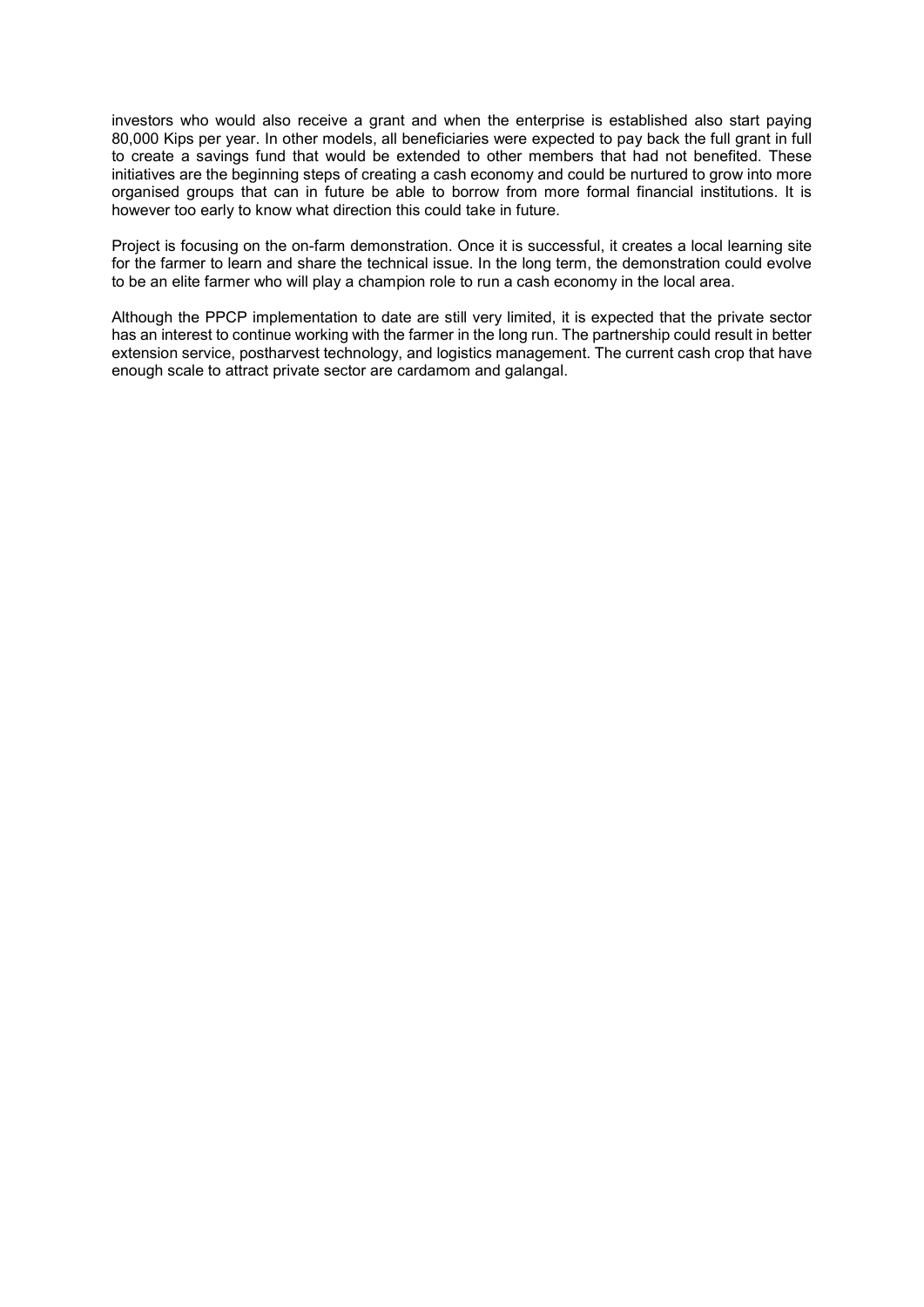investors who would also receive a grant and when the enterprise is established also start paying 80,000 Kips per year. In other models, all beneficiaries were expected to pay back the full grant in full to create a savings fund that would be extended to other members that had not benefited. These initiatives are the beginning steps of creating a cash economy and could be nurtured to grow into more organised groups that can in future be able to borrow from more formal financial institutions. It is however too early to know what direction this could take in future.

Project is focusing on the on-farm demonstration. Once it is successful, it creates a local learning site for the farmer to learn and share the technical issue. In the long term, the demonstration could evolve to be an elite farmer who will play a champion role to run a cash economy in the local area.

Although the PPCP implementation to date are still very limited, it is expected that the private sector has an interest to continue working with the farmer in the long run. The partnership could result in better extension service, postharvest technology, and logistics management. The current cash crop that have enough scale to attract private sector are cardamom and galangal.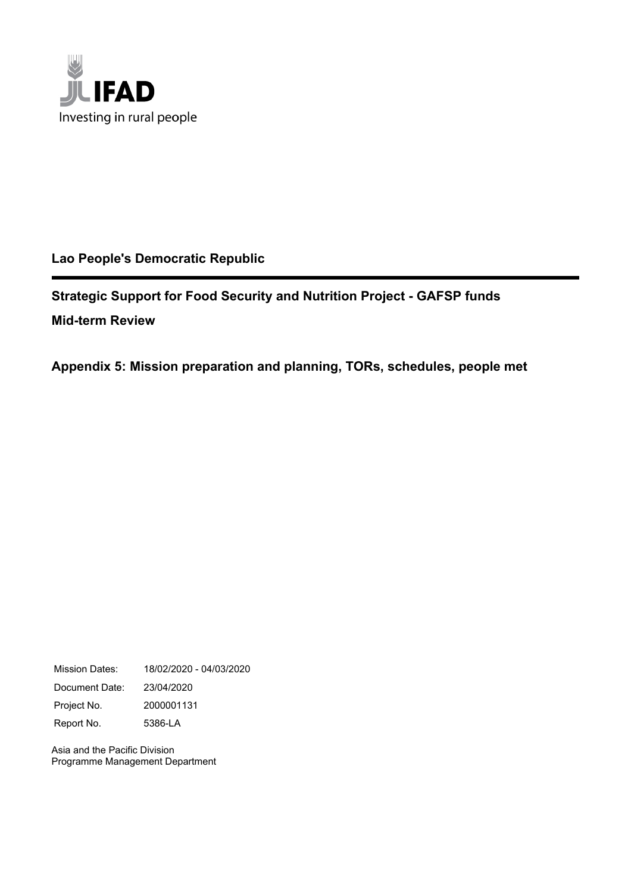IFAD

Investing in rural people

**Lao People's Democratic Republic**

---

## Strategic Support for Food Security and Nutrition Project - GAFSP funds

**Mid-term Review**

## Appendix 5: Mission preparation and planning, TORs, schedules, people met

| | |
|---|---|
| Mission Dates: | 18/02/2020 - 04/03/2020 |
| Document Date: | 23/04/2020 |
| Project No. | 2000001131 |
| Report No. | 5386-LA |

Asia and the Pacific Division
Programme Management Department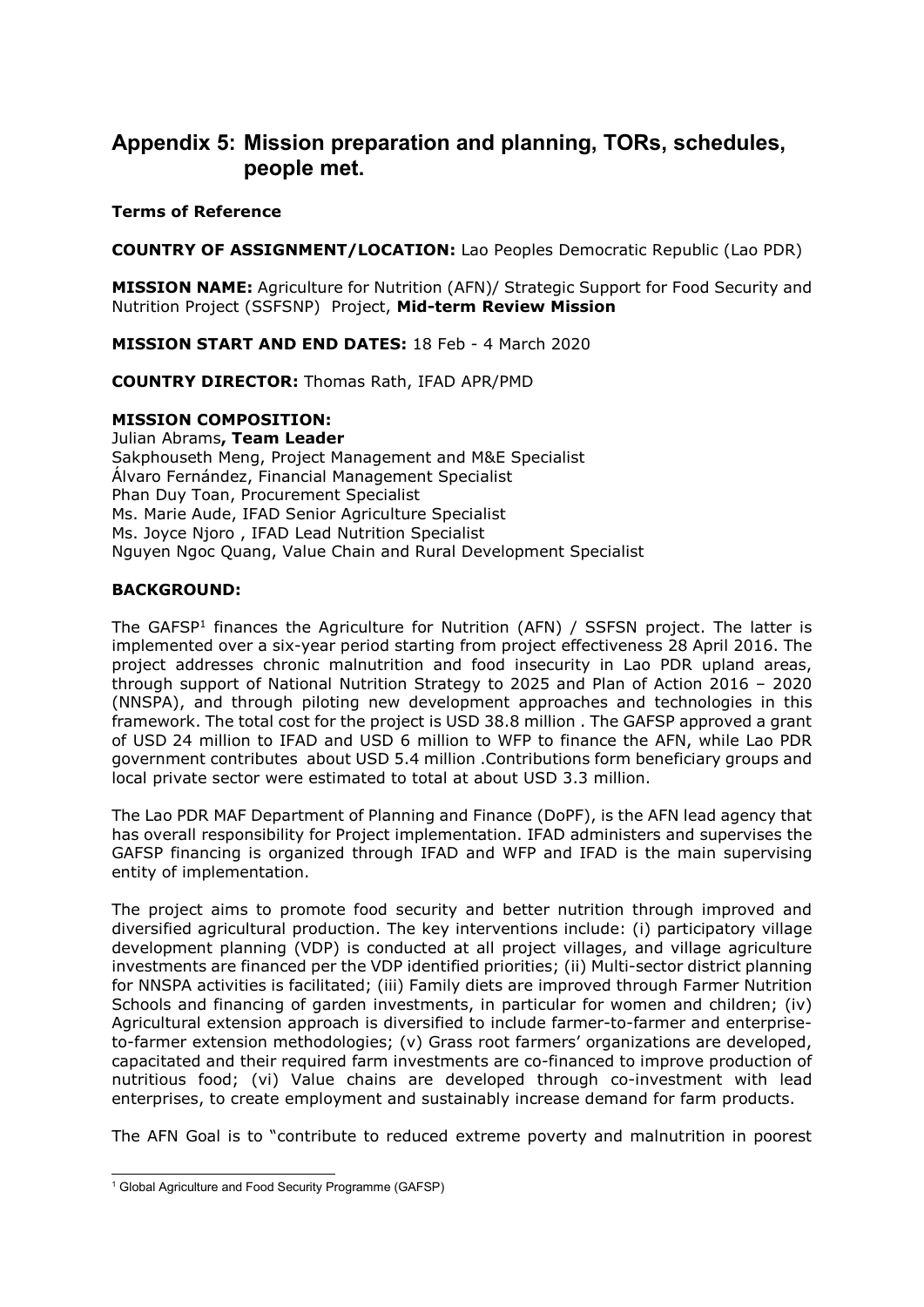# Appendix 5: Mission preparation and planning, TORs, schedules, people met.

**Terms of Reference**

**COUNTRY OF ASSIGNMENT/LOCATION:** Lao Peoples Democratic Republic (Lao PDR)

**MISSION NAME:** Agriculture for Nutrition (AFN)/ Strategic Support for Food Security and Nutrition Project (SSFSNP) Project, **Mid-term Review Mission**

**MISSION START AND END DATES:** 18 Feb - 4 March 2020

**COUNTRY DIRECTOR:** Thomas Rath, IFAD APR/PMD

**MISSION COMPOSITION:**
Julian Abrams**, Team Leader**
Sakphouseth Meng, Project Management and M&E Specialist
Álvaro Fernández, Financial Management Specialist
Phan Duy Toan, Procurement Specialist
Ms. Marie Aude, IFAD Senior Agriculture Specialist
Ms. Joyce Njoro , IFAD Lead Nutrition Specialist
Nguyen Ngoc Quang, Value Chain and Rural Development Specialist

**BACKGROUND:**

The GAFSP[1] finances the Agriculture for Nutrition (AFN) / SSFSN project. The latter is implemented over a six-year period starting from project effectiveness 28 April 2016. The project addresses chronic malnutrition and food insecurity in Lao PDR upland areas, through support of National Nutrition Strategy to 2025 and Plan of Action 2016 – 2020 (NNSPA), and through piloting new development approaches and technologies in this framework. The total cost for the project is USD 38.8 million . The GAFSP approved a grant of USD 24 million to IFAD and USD 6 million to WFP to finance the AFN, while Lao PDR government contributes about USD 5.4 million .Contributions form beneficiary groups and local private sector were estimated to total at about USD 3.3 million.

The Lao PDR MAF Department of Planning and Finance (DoPF), is the AFN lead agency that has overall responsibility for Project implementation. IFAD administers and supervises the GAFSP financing is organized through IFAD and WFP and IFAD is the main supervising entity of implementation.

The project aims to promote food security and better nutrition through improved and diversified agricultural production. The key interventions include: (i) participatory village development planning (VDP) is conducted at all project villages, and village agriculture investments are financed per the VDP identified priorities; (ii) Multi-sector district planning for NNSPA activities is facilitated; (iii) Family diets are improved through Farmer Nutrition Schools and financing of garden investments, in particular for women and children; (iv) Agricultural extension approach is diversified to include farmer-to-farmer and enterprise-to-farmer extension methodologies; (v) Grass root farmers' organizations are developed, capacitated and their required farm investments are co-financed to improve production of nutritious food; (vi) Value chains are developed through co-investment with lead enterprises, to create employment and sustainably increase demand for farm products.

The AFN Goal is to "contribute to reduced extreme poverty and malnutrition in poorest

[1] Global Agriculture and Food Security Programme (GAFSP)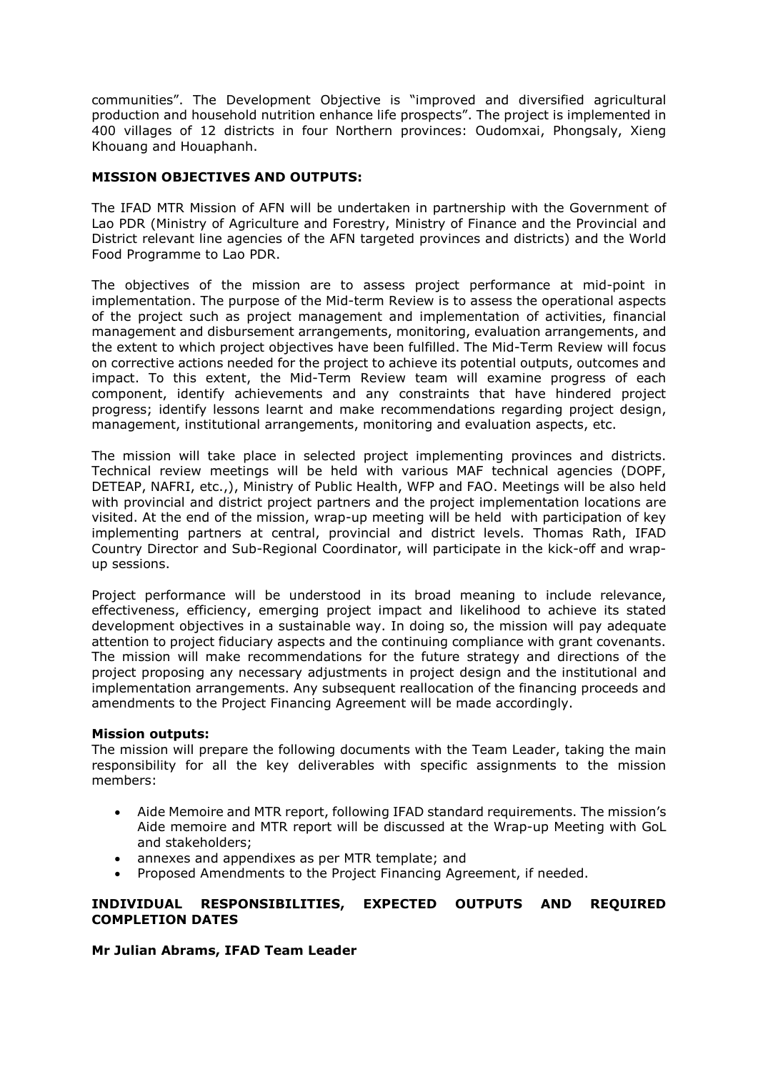communities". The Development Objective is "improved and diversified agricultural production and household nutrition enhance life prospects". The project is implemented in 400 villages of 12 districts in four Northern provinces: Oudomxai, Phongsaly, Xieng Khouang and Houaphanh.

**MISSION OBJECTIVES AND OUTPUTS:**

The IFAD MTR Mission of AFN will be undertaken in partnership with the Government of Lao PDR (Ministry of Agriculture and Forestry, Ministry of Finance and the Provincial and District relevant line agencies of the AFN targeted provinces and districts) and the World Food Programme to Lao PDR.

The objectives of the mission are to assess project performance at mid-point in implementation. The purpose of the Mid-term Review is to assess the operational aspects of the project such as project management and implementation of activities, financial management and disbursement arrangements, monitoring, evaluation arrangements, and the extent to which project objectives have been fulfilled. The Mid-Term Review will focus on corrective actions needed for the project to achieve its potential outputs, outcomes and impact. To this extent, the Mid-Term Review team will examine progress of each component, identify achievements and any constraints that have hindered project progress; identify lessons learnt and make recommendations regarding project design, management, institutional arrangements, monitoring and evaluation aspects, etc.

The mission will take place in selected project implementing provinces and districts. Technical review meetings will be held with various MAF technical agencies (DOPF, DETEAP, NAFRI, etc.,), Ministry of Public Health, WFP and FAO. Meetings will be also held with provincial and district project partners and the project implementation locations are visited. At the end of the mission, wrap-up meeting will be held with participation of key implementing partners at central, provincial and district levels. Thomas Rath, IFAD Country Director and Sub-Regional Coordinator, will participate in the kick-off and wrap-up sessions.

Project performance will be understood in its broad meaning to include relevance, effectiveness, efficiency, emerging project impact and likelihood to achieve its stated development objectives in a sustainable way. In doing so, the mission will pay adequate attention to project fiduciary aspects and the continuing compliance with grant covenants. The mission will make recommendations for the future strategy and directions of the project proposing any necessary adjustments in project design and the institutional and implementation arrangements. Any subsequent reallocation of the financing proceeds and amendments to the Project Financing Agreement will be made accordingly.

**Mission outputs:**

The mission will prepare the following documents with the Team Leader, taking the main responsibility for all the key deliverables with specific assignments to the mission members:

- Aide Memoire and MTR report, following IFAD standard requirements. The mission's Aide memoire and MTR report will be discussed at the Wrap-up Meeting with GoL and stakeholders;
- annexes and appendixes as per MTR template; and
- Proposed Amendments to the Project Financing Agreement, if needed.

**INDIVIDUAL RESPONSIBILITIES, EXPECTED OUTPUTS AND REQUIRED COMPLETION DATES**

**Mr Julian Abrams, IFAD Team Leader**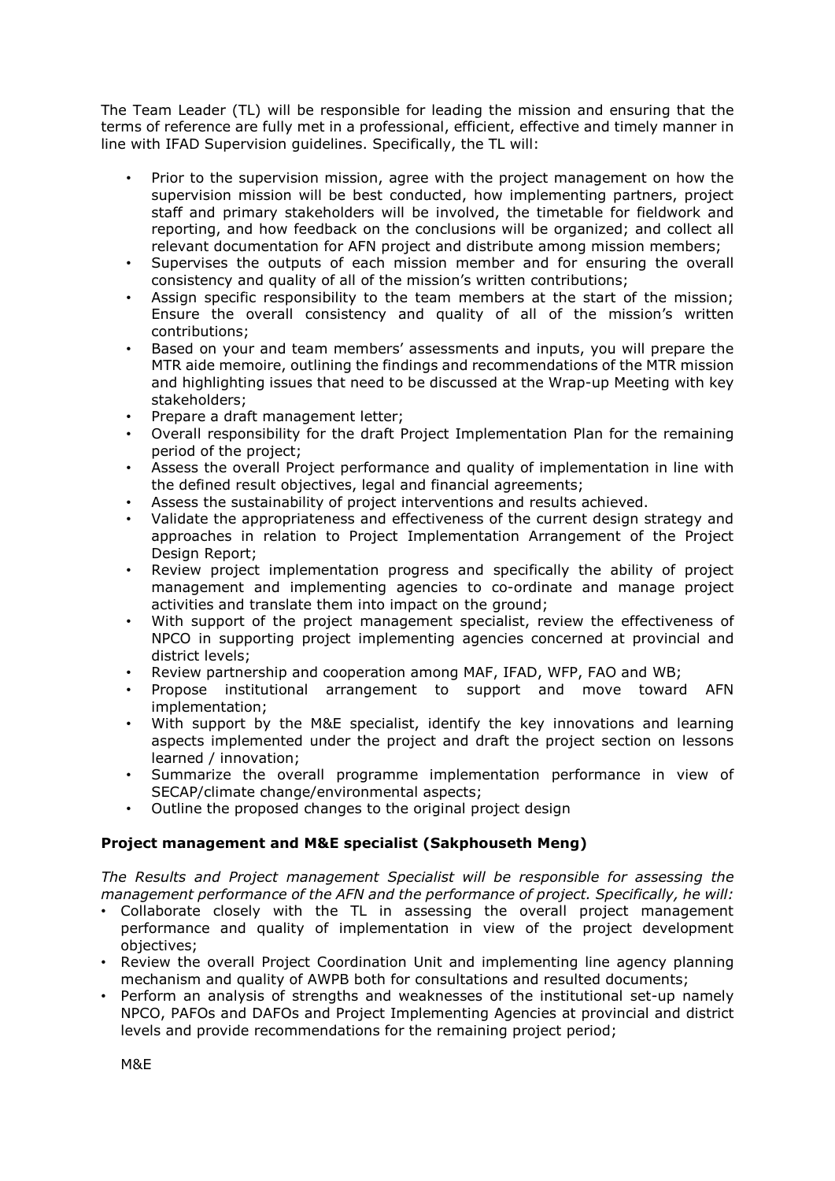The Team Leader (TL) will be responsible for leading the mission and ensuring that the terms of reference are fully met in a professional, efficient, effective and timely manner in line with IFAD Supervision guidelines. Specifically, the TL will:

- Prior to the supervision mission, agree with the project management on how the supervision mission will be best conducted, how implementing partners, project staff and primary stakeholders will be involved, the timetable for fieldwork and reporting, and how feedback on the conclusions will be organized; and collect all relevant documentation for AFN project and distribute among mission members;
- Supervises the outputs of each mission member and for ensuring the overall consistency and quality of all of the mission's written contributions;
- Assign specific responsibility to the team members at the start of the mission; Ensure the overall consistency and quality of all of the mission's written contributions;
- Based on your and team members' assessments and inputs, you will prepare the MTR aide memoire, outlining the findings and recommendations of the MTR mission and highlighting issues that need to be discussed at the Wrap-up Meeting with key stakeholders;
- Prepare a draft management letter;
- Overall responsibility for the draft Project Implementation Plan for the remaining period of the project;
- Assess the overall Project performance and quality of implementation in line with the defined result objectives, legal and financial agreements;
- Assess the sustainability of project interventions and results achieved.
- Validate the appropriateness and effectiveness of the current design strategy and approaches in relation to Project Implementation Arrangement of the Project Design Report;
- Review project implementation progress and specifically the ability of project management and implementing agencies to co-ordinate and manage project activities and translate them into impact on the ground;
- With support of the project management specialist, review the effectiveness of NPCO in supporting project implementing agencies concerned at provincial and district levels;
- Review partnership and cooperation among MAF, IFAD, WFP, FAO and WB;
- Propose institutional arrangement to support and move toward AFN implementation;
- With support by the M&E specialist, identify the key innovations and learning aspects implemented under the project and draft the project section on lessons learned / innovation;
- Summarize the overall programme implementation performance in view of SECAP/climate change/environmental aspects;
- Outline the proposed changes to the original project design

**Project management and M&E specialist (Sakphouseth Meng)**

*The Results and Project management Specialist will be responsible for assessing the management performance of the AFN and the performance of project. Specifically, he will:*

- Collaborate closely with the TL in assessing the overall project management performance and quality of implementation in view of the project development objectives;
- Review the overall Project Coordination Unit and implementing line agency planning mechanism and quality of AWPB both for consultations and resulted documents;
- Perform an analysis of strengths and weaknesses of the institutional set-up namely NPCO, PAFOs and DAFOs and Project Implementing Agencies at provincial and district levels and provide recommendations for the remaining project period;

M&E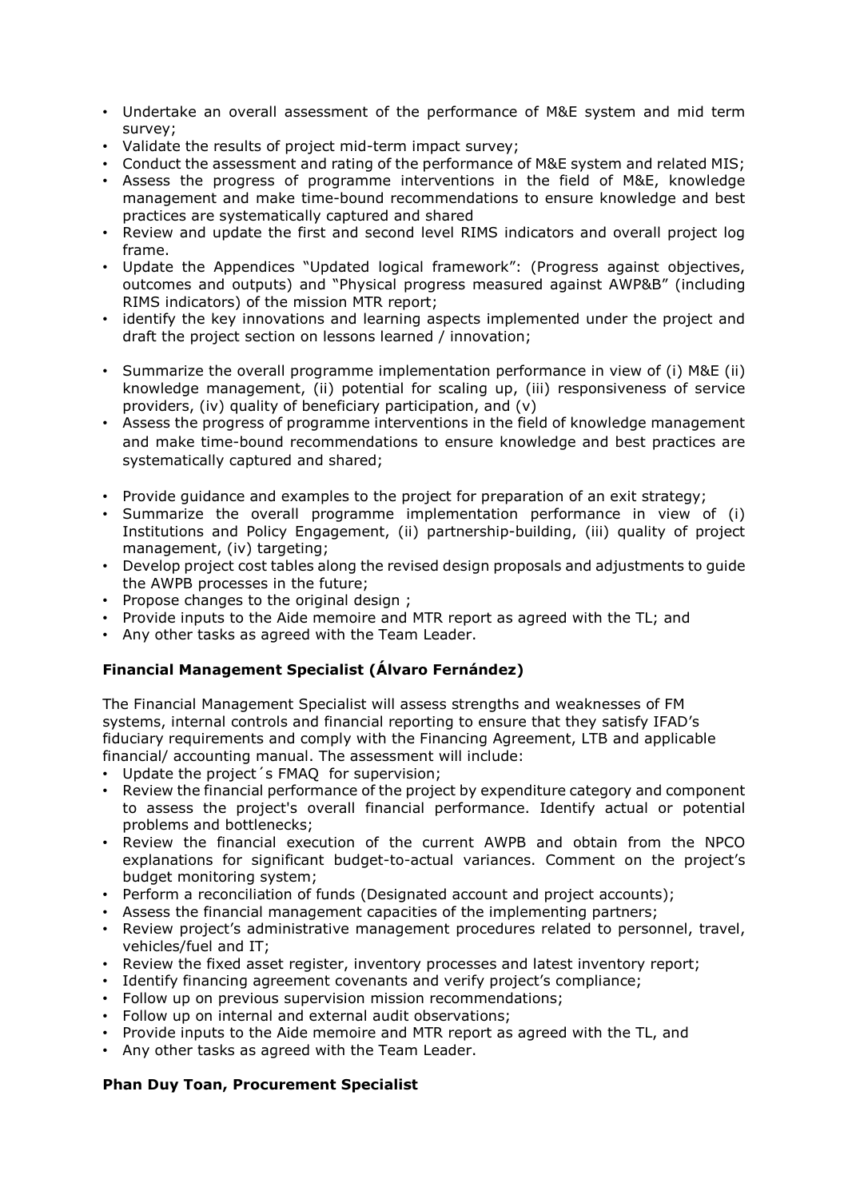- Undertake an overall assessment of the performance of M&E system and mid term survey;
- Validate the results of project mid-term impact survey;
- Conduct the assessment and rating of the performance of M&E system and related MIS;
- Assess the progress of programme interventions in the field of M&E, knowledge management and make time-bound recommendations to ensure knowledge and best practices are systematically captured and shared
- Review and update the first and second level RIMS indicators and overall project log frame.
- Update the Appendices "Updated logical framework": (Progress against objectives, outcomes and outputs) and "Physical progress measured against AWP&B" (including RIMS indicators) of the mission MTR report;
- identify the key innovations and learning aspects implemented under the project and draft the project section on lessons learned / innovation;

- Summarize the overall programme implementation performance in view of (i) M&E (ii) knowledge management, (ii) potential for scaling up, (iii) responsiveness of service providers, (iv) quality of beneficiary participation, and (v)
- Assess the progress of programme interventions in the field of knowledge management and make time-bound recommendations to ensure knowledge and best practices are systematically captured and shared;

- Provide guidance and examples to the project for preparation of an exit strategy;
- Summarize the overall programme implementation performance in view of (i) Institutions and Policy Engagement, (ii) partnership-building, (iii) quality of project management, (iv) targeting;
- Develop project cost tables along the revised design proposals and adjustments to guide the AWPB processes in the future;
- Propose changes to the original design ;
- Provide inputs to the Aide memoire and MTR report as agreed with the TL; and
- Any other tasks as agreed with the Team Leader.

**Financial Management Specialist (Álvaro Fernández)**

The Financial Management Specialist will assess strengths and weaknesses of FM systems, internal controls and financial reporting to ensure that they satisfy IFAD's fiduciary requirements and comply with the Financing Agreement, LTB and applicable financial/ accounting manual. The assessment will include:

- Update the project´s FMAQ for supervision;
- Review the financial performance of the project by expenditure category and component to assess the project's overall financial performance. Identify actual or potential problems and bottlenecks;
- Review the financial execution of the current AWPB and obtain from the NPCO explanations for significant budget-to-actual variances. Comment on the project's budget monitoring system;
- Perform a reconciliation of funds (Designated account and project accounts);
- Assess the financial management capacities of the implementing partners;
- Review project's administrative management procedures related to personnel, travel, vehicles/fuel and IT;
- Review the fixed asset register, inventory processes and latest inventory report;
- Identify financing agreement covenants and verify project's compliance;
- Follow up on previous supervision mission recommendations;
- Follow up on internal and external audit observations;
- Provide inputs to the Aide memoire and MTR report as agreed with the TL, and
- Any other tasks as agreed with the Team Leader.

**Phan Duy Toan, Procurement Specialist**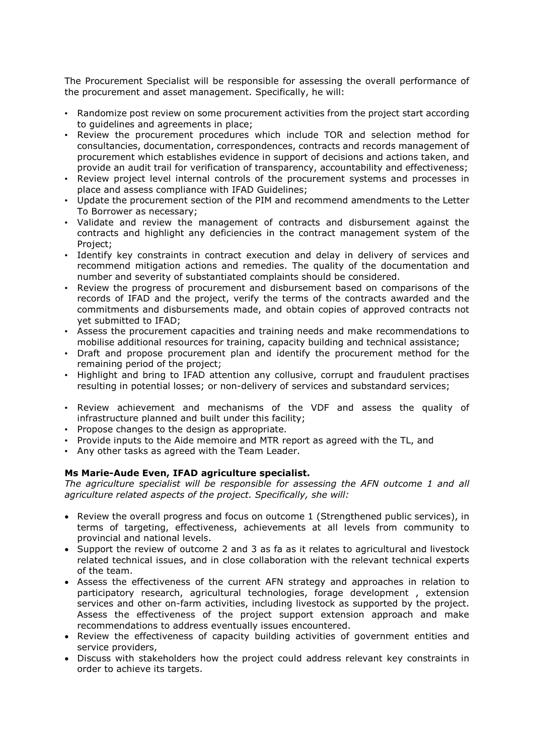The Procurement Specialist will be responsible for assessing the overall performance of the procurement and asset management. Specifically, he will:

- Randomize post review on some procurement activities from the project start according to guidelines and agreements in place;
- Review the procurement procedures which include TOR and selection method for consultancies, documentation, correspondences, contracts and records management of procurement which establishes evidence in support of decisions and actions taken, and provide an audit trail for verification of transparency, accountability and effectiveness;
- Review project level internal controls of the procurement systems and processes in place and assess compliance with IFAD Guidelines;
- Update the procurement section of the PIM and recommend amendments to the Letter To Borrower as necessary;
- Validate and review the management of contracts and disbursement against the contracts and highlight any deficiencies in the contract management system of the Project;
- Identify key constraints in contract execution and delay in delivery of services and recommend mitigation actions and remedies. The quality of the documentation and number and severity of substantiated complaints should be considered.
- Review the progress of procurement and disbursement based on comparisons of the records of IFAD and the project, verify the terms of the contracts awarded and the commitments and disbursements made, and obtain copies of approved contracts not yet submitted to IFAD;
- Assess the procurement capacities and training needs and make recommendations to mobilise additional resources for training, capacity building and technical assistance;
- Draft and propose procurement plan and identify the procurement method for the remaining period of the project;
- Highlight and bring to IFAD attention any collusive, corrupt and fraudulent practises resulting in potential losses; or non-delivery of services and substandard services;
- Review achievement and mechanisms of the VDF and assess the quality of infrastructure planned and built under this facility;
- Propose changes to the design as appropriate.
- Provide inputs to the Aide memoire and MTR report as agreed with the TL, and
- Any other tasks as agreed with the Team Leader.

**Ms Marie-Aude Even, IFAD agriculture specialist.**

*The agriculture specialist will be responsible for assessing the AFN outcome 1 and all agriculture related aspects of the project. Specifically, she will:*

- Review the overall progress and focus on outcome 1 (Strengthened public services), in terms of targeting, effectiveness, achievements at all levels from community to provincial and national levels.
- Support the review of outcome 2 and 3 as fa as it relates to agricultural and livestock related technical issues, and in close collaboration with the relevant technical experts of the team.
- Assess the effectiveness of the current AFN strategy and approaches in relation to participatory research, agricultural technologies, forage development , extension services and other on-farm activities, including livestock as supported by the project. Assess the effectiveness of the project support extension approach and make recommendations to address eventually issues encountered.
- Review the effectiveness of capacity building activities of government entities and service providers,
- Discuss with stakeholders how the project could address relevant key constraints in order to achieve its targets.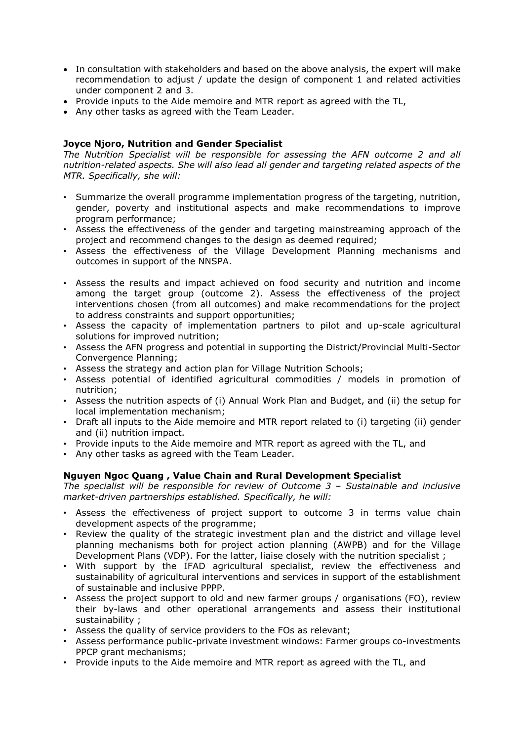- In consultation with stakeholders and based on the above analysis, the expert will make recommendation to adjust / update the design of component 1 and related activities under component 2 and 3.
- Provide inputs to the Aide memoire and MTR report as agreed with the TL,
- Any other tasks as agreed with the Team Leader.

**Joyce Njoro, Nutrition and Gender Specialist**

*The Nutrition Specialist will be responsible for assessing the AFN outcome 2 and all nutrition-related aspects. She will also lead all gender and targeting related aspects of the MTR. Specifically, she will:*

- Summarize the overall programme implementation progress of the targeting, nutrition, gender, poverty and institutional aspects and make recommendations to improve program performance;
- Assess the effectiveness of the gender and targeting mainstreaming approach of the project and recommend changes to the design as deemed required;
- Assess the effectiveness of the Village Development Planning mechanisms and outcomes in support of the NNSPA.
- Assess the results and impact achieved on food security and nutrition and income among the target group (outcome 2). Assess the effectiveness of the project interventions chosen (from all outcomes) and make recommendations for the project to address constraints and support opportunities;
- Assess the capacity of implementation partners to pilot and up-scale agricultural solutions for improved nutrition;
- Assess the AFN progress and potential in supporting the District/Provincial Multi-Sector Convergence Planning;
- Assess the strategy and action plan for Village Nutrition Schools;
- Assess potential of identified agricultural commodities / models in promotion of nutrition;
- Assess the nutrition aspects of (i) Annual Work Plan and Budget, and (ii) the setup for local implementation mechanism;
- Draft all inputs to the Aide memoire and MTR report related to (i) targeting (ii) gender and (ii) nutrition impact.
- Provide inputs to the Aide memoire and MTR report as agreed with the TL, and
- Any other tasks as agreed with the Team Leader.

**Nguyen Ngoc Quang , Value Chain and Rural Development Specialist**

*The specialist will be responsible for review of Outcome 3 – Sustainable and inclusive market-driven partnerships established. Specifically, he will:*

- Assess the effectiveness of project support to outcome 3 in terms value chain development aspects of the programme;
- Review the quality of the strategic investment plan and the district and village level planning mechanisms both for project action planning (AWPB) and for the Village Development Plans (VDP). For the latter, liaise closely with the nutrition specialist ;
- With support by the IFAD agricultural specialist, review the effectiveness and sustainability of agricultural interventions and services in support of the establishment of sustainable and inclusive PPPP.
- Assess the project support to old and new farmer groups / organisations (FO), review their by-laws and other operational arrangements and assess their institutional sustainability ;
- Assess the quality of service providers to the FOs as relevant;
- Assess performance public-private investment windows: Farmer groups co-investments PPCP grant mechanisms;
- Provide inputs to the Aide memoire and MTR report as agreed with the TL, and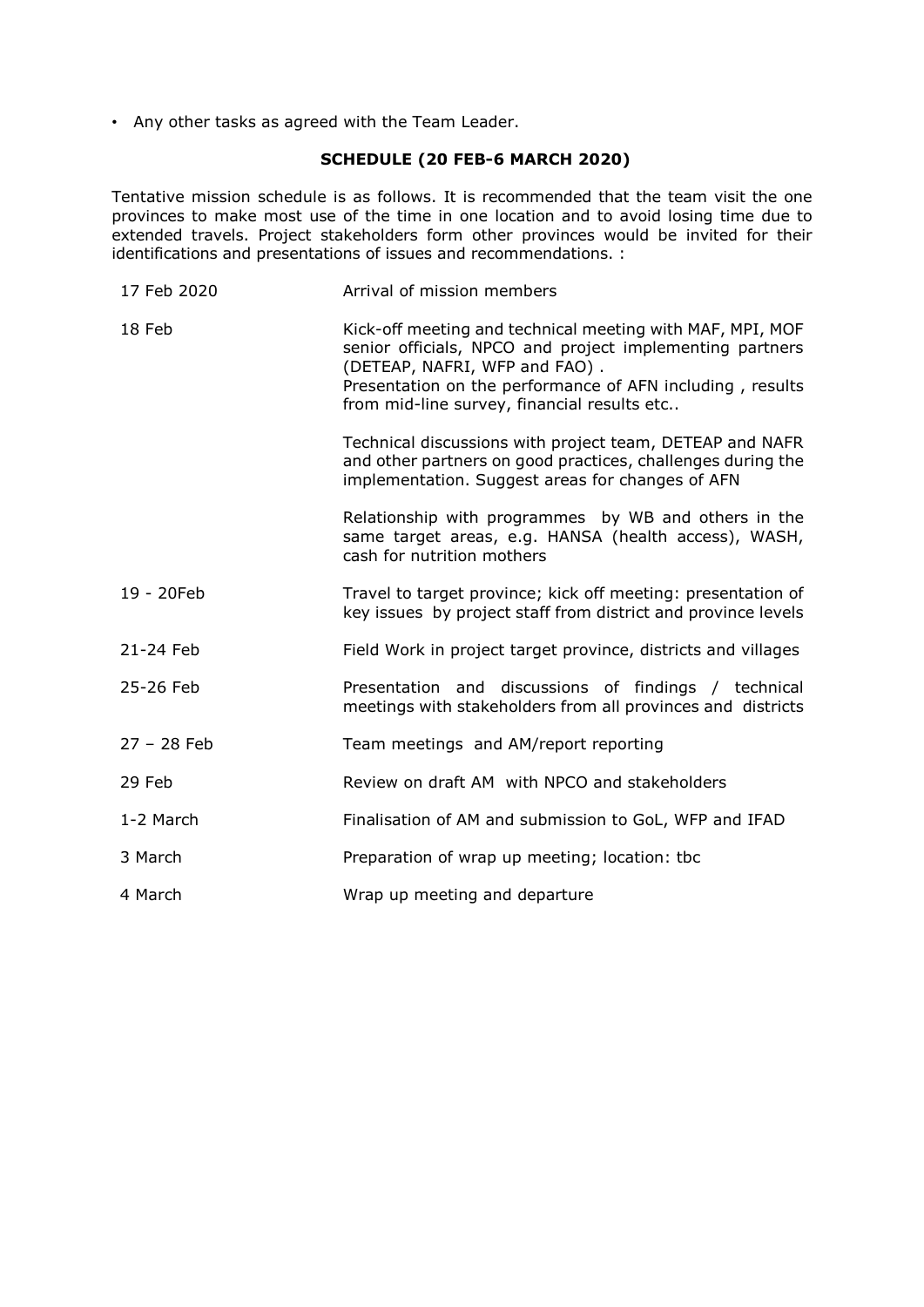- Any other tasks as agreed with the Team Leader.

**SCHEDULE (20 FEB-6 MARCH 2020)**

Tentative mission schedule is as follows. It is recommended that the team visit the one provinces to make most use of the time in one location and to avoid losing time due to extended travels. Project stakeholders form other provinces would be invited for their identifications and presentations of issues and recommendations. :

| | |
|---|---|
| 17 Feb 2020 | Arrival of mission members |
| 18 Feb | Kick-off meeting and technical meeting with MAF, MPI, MOF senior officials, NPCO and project implementing partners (DETEAP, NAFRI, WFP and FAO) .<br>Presentation on the performance of AFN including , results from mid-line survey, financial results etc..<br><br>Technical discussions with project team, DETEAP and NAFR and other partners on good practices, challenges during the implementation. Suggest areas for changes of AFN<br><br>Relationship with programmes by WB and others in the same target areas, e.g. HANSA (health access), WASH, cash for nutrition mothers |
| 19 - 20Feb | Travel to target province; kick off meeting: presentation of key issues by project staff from district and province levels |
| 21-24 Feb | Field Work in project target province, districts and villages |
| 25-26 Feb | Presentation and discussions of findings / technical meetings with stakeholders from all provinces and districts |
| 27 – 28 Feb | Team meetings and AM/report reporting |
| 29 Feb | Review on draft AM with NPCO and stakeholders |
| 1-2 March | Finalisation of AM and submission to GoL, WFP and IFAD |
| 3 March | Preparation of wrap up meeting; location: tbc |
| 4 March | Wrap up meeting and departure |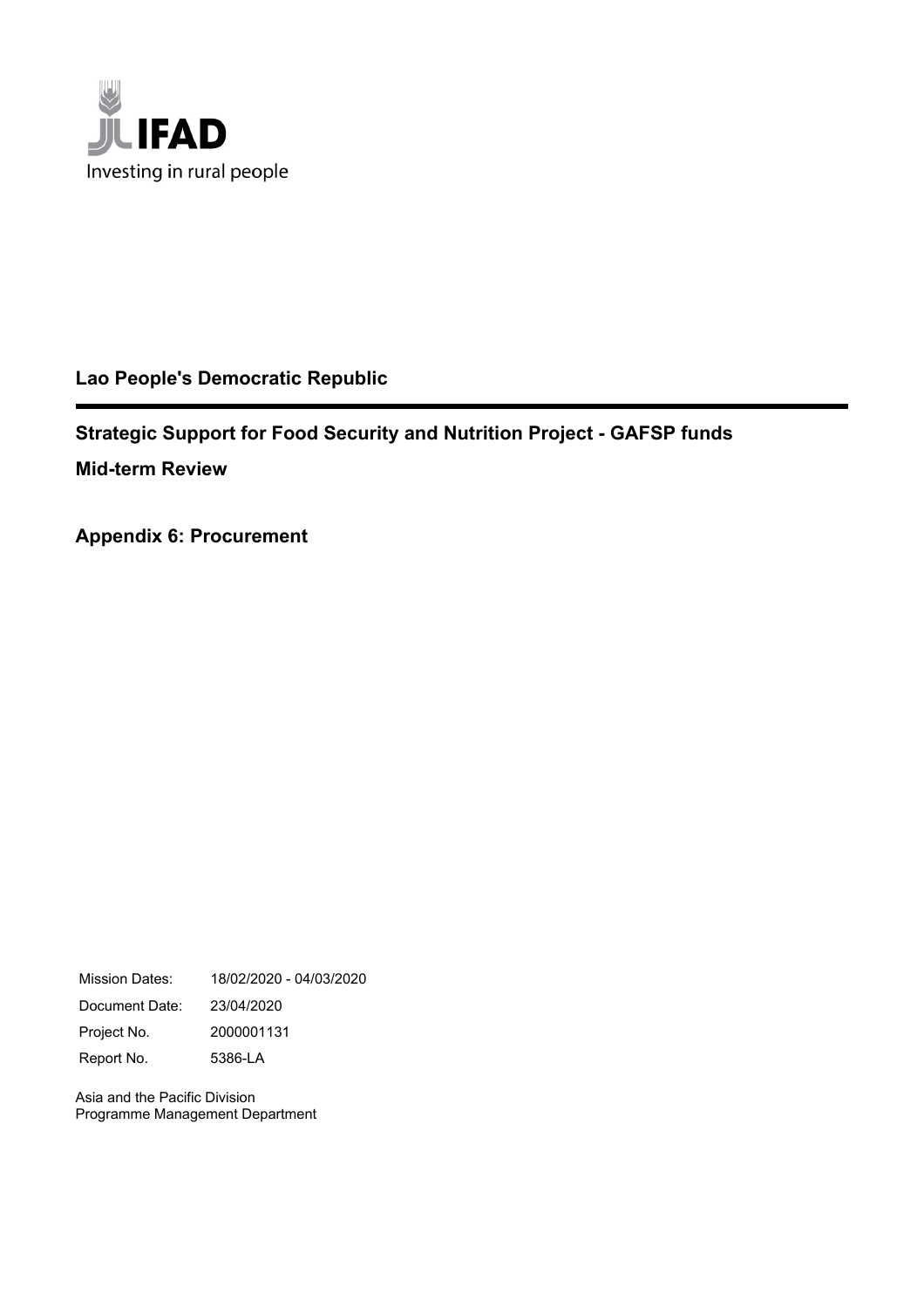IFAD

Investing in rural people

**Lao People's Democratic Republic**

---

## Strategic Support for Food Security and Nutrition Project - GAFSP funds

## Mid-term Review

## Appendix 6: Procurement

| | |
|---|---|
| Mission Dates: | 18/02/2020 - 04/03/2020 |
| Document Date: | 23/04/2020 |
| Project No. | 2000001131 |
| Report No. | 5386-LA |

Asia and the Pacific Division
Programme Management Department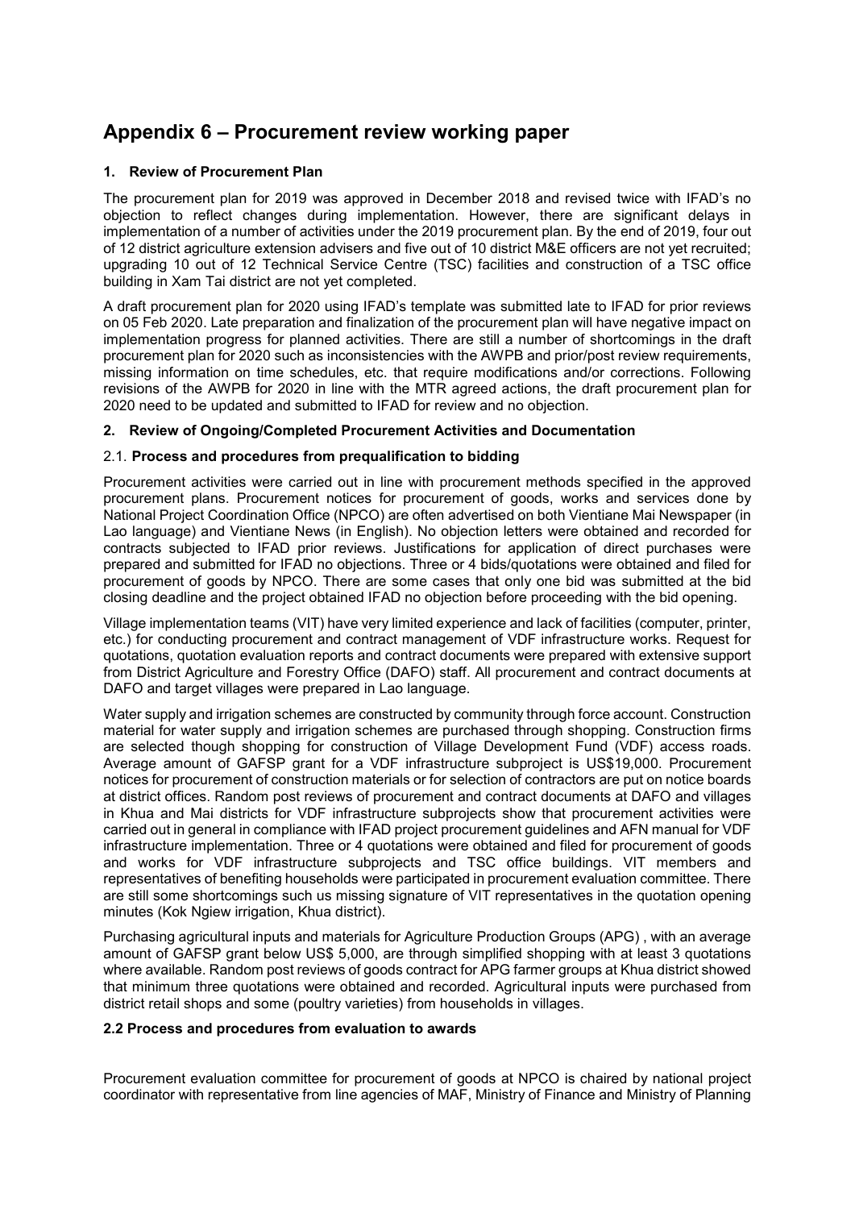# Appendix 6 – Procurement review working paper

### 1. Review of Procurement Plan

The procurement plan for 2019 was approved in December 2018 and revised twice with IFAD's no objection to reflect changes during implementation. However, there are significant delays in implementation of a number of activities under the 2019 procurement plan. By the end of 2019, four out of 12 district agriculture extension advisers and five out of 10 district M&E officers are not yet recruited; upgrading 10 out of 12 Technical Service Centre (TSC) facilities and construction of a TSC office building in Xam Tai district are not yet completed.

A draft procurement plan for 2020 using IFAD's template was submitted late to IFAD for prior reviews on 05 Feb 2020. Late preparation and finalization of the procurement plan will have negative impact on implementation progress for planned activities. There are still a number of shortcomings in the draft procurement plan for 2020 such as inconsistencies with the AWPB and prior/post review requirements, missing information on time schedules, etc. that require modifications and/or corrections. Following revisions of the AWPB for 2020 in line with the MTR agreed actions, the draft procurement plan for 2020 need to be updated and submitted to IFAD for review and no objection.

### 2. Review of Ongoing/Completed Procurement Activities and Documentation

#### 2.1. Process and procedures from prequalification to bidding

Procurement activities were carried out in line with procurement methods specified in the approved procurement plans. Procurement notices for procurement of goods, works and services done by National Project Coordination Office (NPCO) are often advertised on both Vientiane Mai Newspaper (in Lao language) and Vientiane News (in English). No objection letters were obtained and recorded for contracts subjected to IFAD prior reviews. Justifications for application of direct purchases were prepared and submitted for IFAD no objections. Three or 4 bids/quotations were obtained and filed for procurement of goods by NPCO. There are some cases that only one bid was submitted at the bid closing deadline and the project obtained IFAD no objection before proceeding with the bid opening.

Village implementation teams (VIT) have very limited experience and lack of facilities (computer, printer, etc.) for conducting procurement and contract management of VDF infrastructure works. Request for quotations, quotation evaluation reports and contract documents were prepared with extensive support from District Agriculture and Forestry Office (DAFO) staff. All procurement and contract documents at DAFO and target villages were prepared in Lao language.

Water supply and irrigation schemes are constructed by community through force account. Construction material for water supply and irrigation schemes are purchased through shopping. Construction firms are selected though shopping for construction of Village Development Fund (VDF) access roads. Average amount of GAFSP grant for a VDF infrastructure subproject is US$19,000. Procurement notices for procurement of construction materials or for selection of contractors are put on notice boards at district offices. Random post reviews of procurement and contract documents at DAFO and villages in Khua and Mai districts for VDF infrastructure subprojects show that procurement activities were carried out in general in compliance with IFAD project procurement guidelines and AFN manual for VDF infrastructure implementation. Three or 4 quotations were obtained and filed for procurement of goods and works for VDF infrastructure subprojects and TSC office buildings. VIT members and representatives of benefiting households were participated in procurement evaluation committee. There are still some shortcomings such us missing signature of VIT representatives in the quotation opening minutes (Kok Ngiew irrigation, Khua district).

Purchasing agricultural inputs and materials for Agriculture Production Groups (APG) , with an average amount of GAFSP grant below US$ 5,000, are through simplified shopping with at least 3 quotations where available. Random post reviews of goods contract for APG farmer groups at Khua district showed that minimum three quotations were obtained and recorded. Agricultural inputs were purchased from district retail shops and some (poultry varieties) from households in villages.

#### 2.2 Process and procedures from evaluation to awards

Procurement evaluation committee for procurement of goods at NPCO is chaired by national project coordinator with representative from line agencies of MAF, Ministry of Finance and Ministry of Planning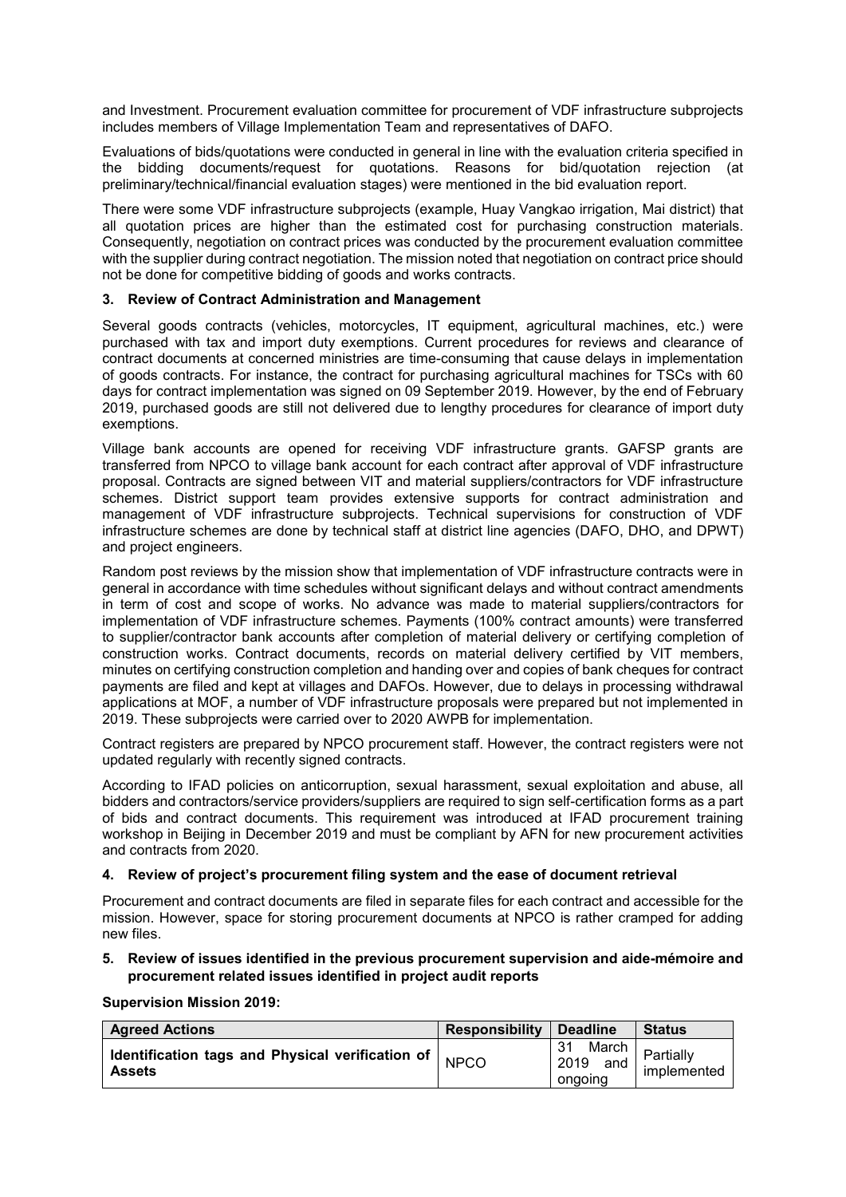and Investment. Procurement evaluation committee for procurement of VDF infrastructure subprojects includes members of Village Implementation Team and representatives of DAFO.

Evaluations of bids/quotations were conducted in general in line with the evaluation criteria specified in the bidding documents/request for quotations. Reasons for bid/quotation rejection (at preliminary/technical/financial evaluation stages) were mentioned in the bid evaluation report.

There were some VDF infrastructure subprojects (example, Huay Vangkao irrigation, Mai district) that all quotation prices are higher than the estimated cost for purchasing construction materials. Consequently, negotiation on contract prices was conducted by the procurement evaluation committee with the supplier during contract negotiation. The mission noted that negotiation on contract price should not be done for competitive bidding of goods and works contracts.

### 3. Review of Contract Administration and Management

Several goods contracts (vehicles, motorcycles, IT equipment, agricultural machines, etc.) were purchased with tax and import duty exemptions. Current procedures for reviews and clearance of contract documents at concerned ministries are time-consuming that cause delays in implementation of goods contracts. For instance, the contract for purchasing agricultural machines for TSCs with 60 days for contract implementation was signed on 09 September 2019. However, by the end of February 2019, purchased goods are still not delivered due to lengthy procedures for clearance of import duty exemptions.

Village bank accounts are opened for receiving VDF infrastructure grants. GAFSP grants are transferred from NPCO to village bank account for each contract after approval of VDF infrastructure proposal. Contracts are signed between VIT and material suppliers/contractors for VDF infrastructure schemes. District support team provides extensive supports for contract administration and management of VDF infrastructure subprojects. Technical supervisions for construction of VDF infrastructure schemes are done by technical staff at district line agencies (DAFO, DHO, and DPWT) and project engineers.

Random post reviews by the mission show that implementation of VDF infrastructure contracts were in general in accordance with time schedules without significant delays and without contract amendments in term of cost and scope of works. No advance was made to material suppliers/contractors for implementation of VDF infrastructure schemes. Payments (100% contract amounts) were transferred to supplier/contractor bank accounts after completion of material delivery or certifying completion of construction works. Contract documents, records on material delivery certified by VIT members, minutes on certifying construction completion and handing over and copies of bank cheques for contract payments are filed and kept at villages and DAFOs. However, due to delays in processing withdrawal applications at MOF, a number of VDF infrastructure proposals were prepared but not implemented in 2019. These subprojects were carried over to 2020 AWPB for implementation.

Contract registers are prepared by NPCO procurement staff. However, the contract registers were not updated regularly with recently signed contracts.

According to IFAD policies on anticorruption, sexual harassment, sexual exploitation and abuse, all bidders and contractors/service providers/suppliers are required to sign self-certification forms as a part of bids and contract documents. This requirement was introduced at IFAD procurement training workshop in Beijing in December 2019 and must be compliant by AFN for new procurement activities and contracts from 2020.

### 4. Review of project's procurement filing system and the ease of document retrieval

Procurement and contract documents are filed in separate files for each contract and accessible for the mission. However, space for storing procurement documents at NPCO is rather cramped for adding new files.

### 5. Review of issues identified in the previous procurement supervision and aide-mémoire and procurement related issues identified in project audit reports

**Supervision Mission 2019:**

| Agreed Actions | Responsibility | Deadline | Status |
|---|---|---|---|
| **Identification tags and Physical verification of Assets** | NPCO | 31 March 2019 and ongoing | Partially implemented |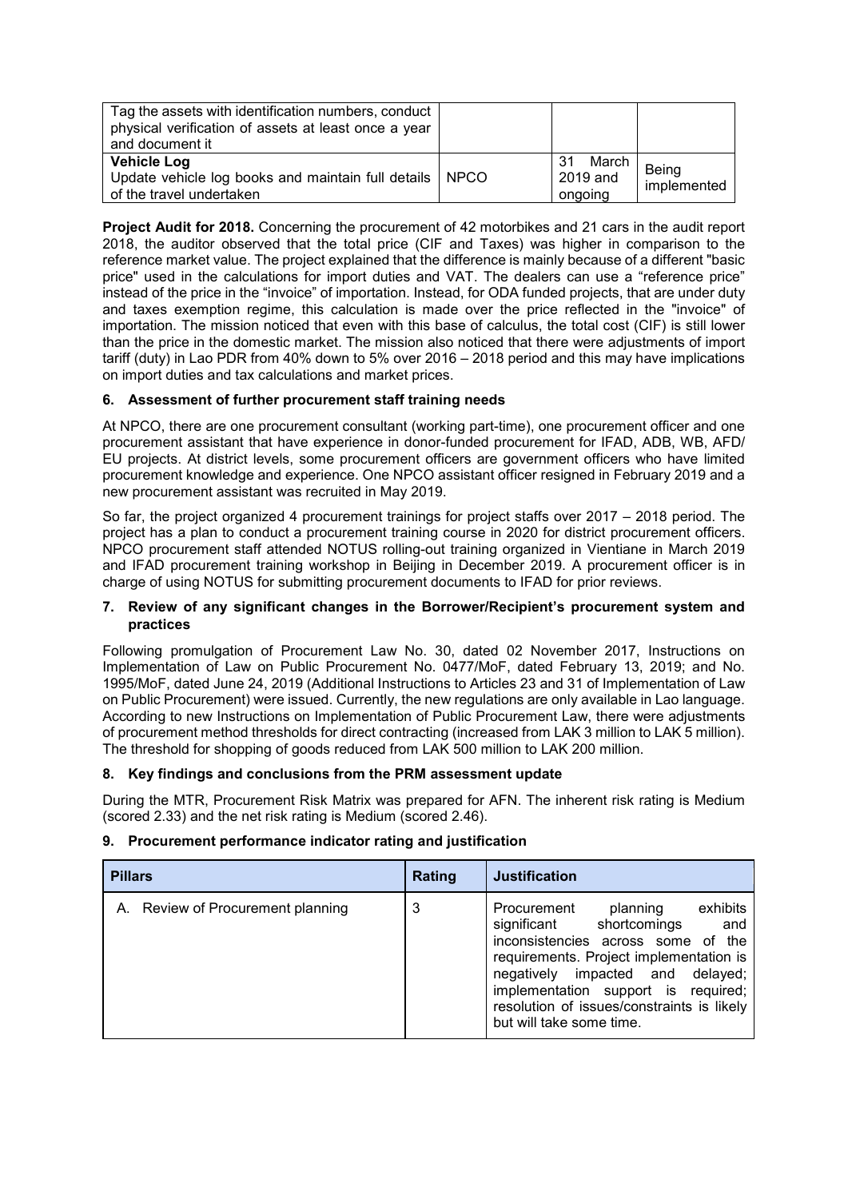| | | | |
|---|---|---|---|
| Tag the assets with identification numbers, conduct physical verification of assets at least once a year and document it | | | |
| **Vehicle Log**<br>Update vehicle log books and maintain full details of the travel undertaken | NPCO | 31 March 2019 and ongoing | Being implemented |

**Project Audit for 2018.** Concerning the procurement of 42 motorbikes and 21 cars in the audit report 2018, the auditor observed that the total price (CIF and Taxes) was higher in comparison to the reference market value. The project explained that the difference is mainly because of a different "basic price" used in the calculations for import duties and VAT. The dealers can use a "reference price" instead of the price in the "invoice" of importation. Instead, for ODA funded projects, that are under duty and taxes exemption regime, this calculation is made over the price reflected in the "invoice" of importation. The mission noticed that even with this base of calculus, the total cost (CIF) is still lower than the price in the domestic market. The mission also noticed that there were adjustments of import tariff (duty) in Lao PDR from 40% down to 5% over 2016 – 2018 period and this may have implications on import duties and tax calculations and market prices.

### 6. Assessment of further procurement staff training needs

At NPCO, there are one procurement consultant (working part-time), one procurement officer and one procurement assistant that have experience in donor-funded procurement for IFAD, ADB, WB, AFD/ EU projects. At district levels, some procurement officers are government officers who have limited procurement knowledge and experience. One NPCO assistant officer resigned in February 2019 and a new procurement assistant was recruited in May 2019.

So far, the project organized 4 procurement trainings for project staffs over 2017 – 2018 period. The project has a plan to conduct a procurement training course in 2020 for district procurement officers. NPCO procurement staff attended NOTUS rolling-out training organized in Vientiane in March 2019 and IFAD procurement training workshop in Beijing in December 2019. A procurement officer is in charge of using NOTUS for submitting procurement documents to IFAD for prior reviews.

### 7. Review of any significant changes in the Borrower/Recipient's procurement system and practices

Following promulgation of Procurement Law No. 30, dated 02 November 2017, Instructions on Implementation of Law on Public Procurement No. 0477/MoF, dated February 13, 2019; and No. 1995/MoF, dated June 24, 2019 (Additional Instructions to Articles 23 and 31 of Implementation of Law on Public Procurement) were issued. Currently, the new regulations are only available in Lao language. According to new Instructions on Implementation of Public Procurement Law, there were adjustments of procurement method thresholds for direct contracting (increased from LAK 3 million to LAK 5 million). The threshold for shopping of goods reduced from LAK 500 million to LAK 200 million.

### 8. Key findings and conclusions from the PRM assessment update

During the MTR, Procurement Risk Matrix was prepared for AFN. The inherent risk rating is Medium (scored 2.33) and the net risk rating is Medium (scored 2.46).

### 9. Procurement performance indicator rating and justification

| Pillars | Rating | Justification |
|---|---|---|
| A. Review of Procurement planning | 3 | Procurement planning exhibits significant shortcomings and inconsistencies across some of the requirements. Project implementation is negatively impacted and delayed; implementation support is required; resolution of issues/constraints is likely but will take some time. |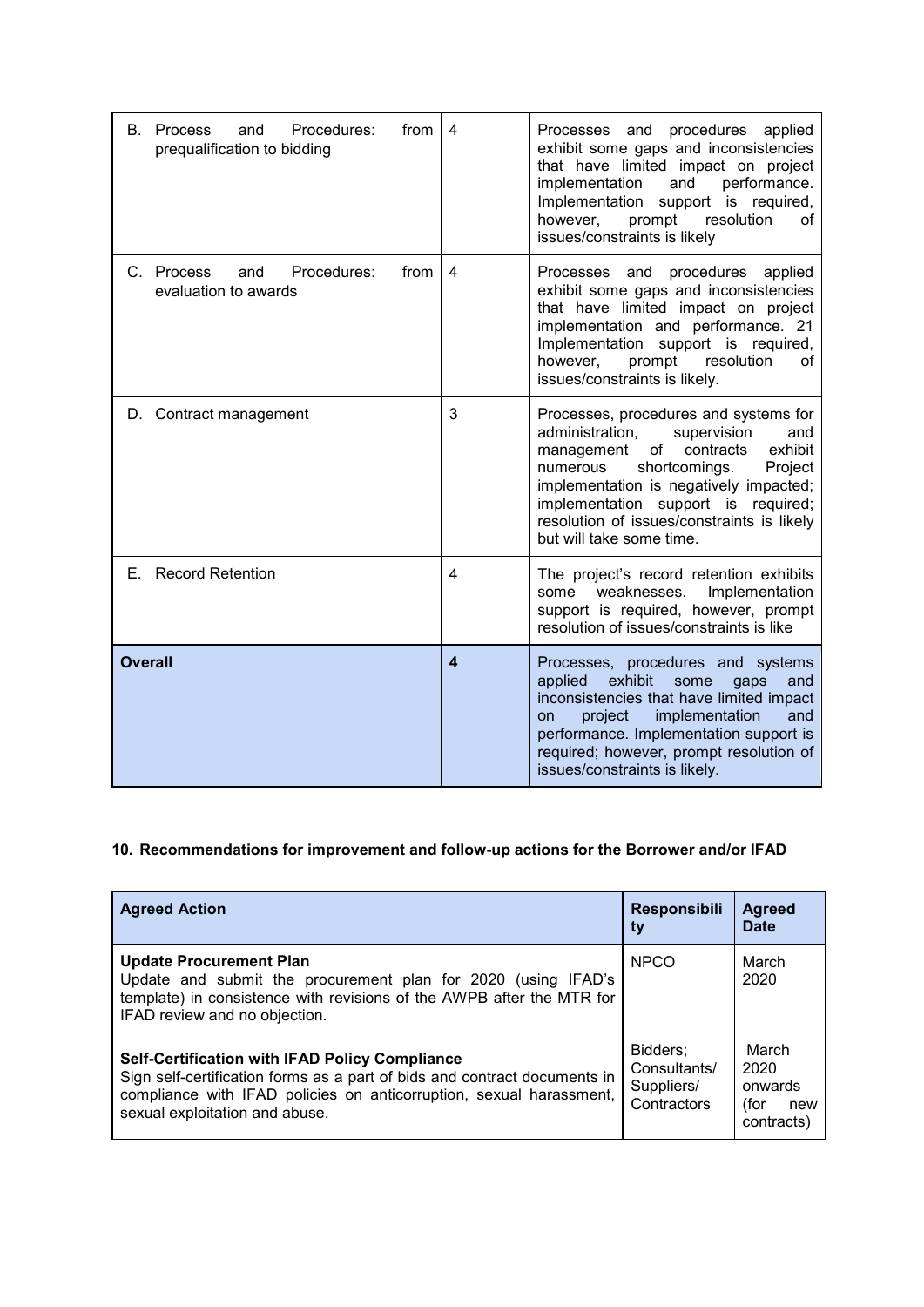| | | |
|---|---|---|
| B. Process and Procedures: from prequalification to bidding | 4 | Processes and procedures applied exhibit some gaps and inconsistencies that have limited impact on project implementation and performance. Implementation support is required, however, prompt resolution of issues/constraints is likely |
| C. Process and Procedures: from evaluation to awards | 4 | Processes and procedures applied exhibit some gaps and inconsistencies that have limited impact on project implementation and performance. 21 Implementation support is required, however, prompt resolution of issues/constraints is likely. |
| D. Contract management | 3 | Processes, procedures and systems for administration, supervision and management of contracts exhibit numerous shortcomings. Project implementation is negatively impacted; implementation support is required; resolution of issues/constraints is likely but will take some time. |
| E. Record Retention | 4 | The project's record retention exhibits some weaknesses. Implementation support is required, however, prompt resolution of issues/constraints is like |
| **Overall** | **4** | Processes, procedures and systems applied exhibit some gaps and inconsistencies that have limited impact on project implementation and performance. Implementation support is required; however, prompt resolution of issues/constraints is likely. |

**10. Recommendations for improvement and follow-up actions for the Borrower and/or IFAD**

| Agreed Action | Responsibility | Agreed Date |
|---|---|---|
| **Update Procurement Plan**<br>Update and submit the procurement plan for 2020 (using IFAD's template) in consistence with revisions of the AWPB after the MTR for IFAD review and no objection. | NPCO | March 2020 |
| **Self-Certification with IFAD Policy Compliance**<br>Sign self-certification forms as a part of bids and contract documents in compliance with IFAD policies on anticorruption, sexual harassment, sexual exploitation and abuse. | Bidders; Consultants/ Suppliers/ Contractors | March 2020 onwards (for new contracts) |